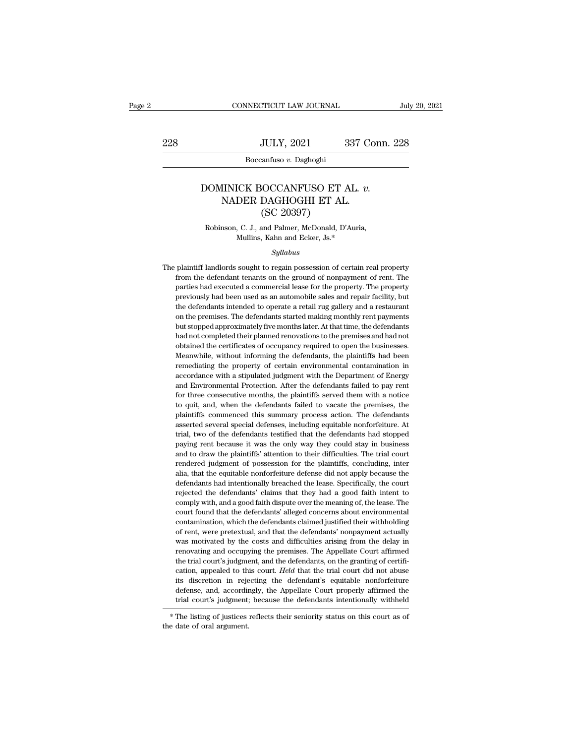# DOMINICK BOCCANFUSO ET AL. *v.* NADER DAGHOGHI ET AL.

(SC 20397)

Robinson, C. J., and Palmer, McDonald, D'Auria, Mullins, Kahn and Ecker, Js.*

*Syllabus*

The plaintiff landlords sought to regain possession of certain real property from the defendant tenants on the ground of nonpayment of rent. The parties had executed a commercial lease for the property. The property previously had been used as an automobile sales and repair facility, but the defendants intended to operate a retail rug gallery and a restaurant on the premises. The defendants started making monthly rent payments but stopped approximately five months later. At that time, the defendants had not completed their planned renovations to the premises and had not obtained the certificates of occupancy required to open the businesses. Meanwhile, without informing the defendants, the plaintiffs had been remediating the property of certain environmental contamination in accordance with a stipulated judgment with the Department of Energy and Environmental Protection. After the defendants failed to pay rent for three consecutive months, the plaintiffs served them with a notice to quit, and, when the defendants failed to vacate the premises, the plaintiffs commenced this summary process action. The defendants asserted several special defenses, including equitable nonforfeiture. At trial, two of the defendants testified that the defendants had stopped paying rent because it was the only way they could stay in business and to draw the plaintiffs' attention to their difficulties. The trial court rendered judgment of possession for the plaintiffs, concluding, inter alia, that the equitable nonforfeiture defense did not apply because the defendants had intentionally breached the lease. Specifically, the court rejected the defendants' claims that they had a good faith intent to comply with, and a good faith dispute over the meaning of, the lease. The court found that the defendants' alleged concerns about environmental contamination, which the defendants claimed justified their withholding of rent, were pretextual, and that the defendants' nonpayment actually was motivated by the costs and difficulties arising from the delay in renovating and occupying the premises. The Appellate Court affirmed the trial court's judgment, and the defendants, on the granting of certification, appealed to this court. *Held* that the trial court did not abuse its discretion in rejecting the defendant's equitable nonforfeiture defense, and, accordingly, the Appellate Court properly affirmed the trial court's judgment; because the defendants intentionally withheld

\* The listing of justices reflects their seniority status on this court as of the date of oral argument.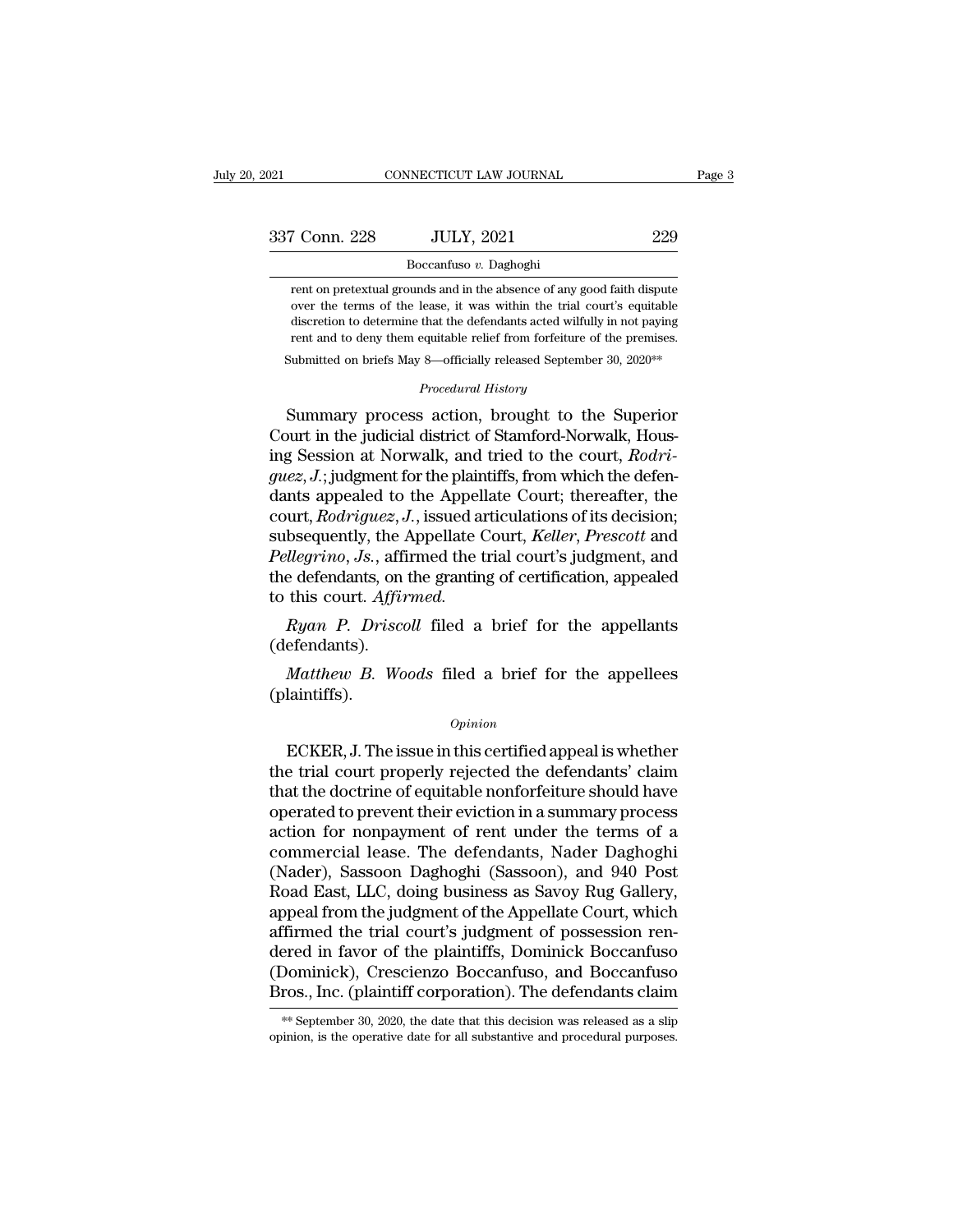rent on pretextual grounds and in the absence of any good faith dispute over the terms of the lease, it was within the trial court's equitable discretion to determine that the defendants acted wilfully in not paying rent and to deny them equitable relief from forfeiture of the premises.

Submitted on briefs May 8—officially released September 30, 2020**

*Procedural History*

Summary process action, brought to the Superior Court in the judicial district of Stamford-Norwalk, Housing Session at Norwalk, and tried to the court, *Rodriguez, J.*; judgment for the plaintiffs, from which the defendants appealed to the Appellate Court; thereafter, the court, *Rodriguez, J.*, issued articulations of its decision; subsequently, the Appellate Court, *Keller*, *Prescott* and *Pellegrino, Js.*, affirmed the trial court's judgment, and the defendants, on the granting of certification, appealed to this court. *Affirmed.*

*Ryan P. Driscoll* filed a brief for the appellants (defendants).

*Matthew B. Woods* filed a brief for the appellees (plaintiffs).

*Opinion*

ECKER, J. The issue in this certified appeal is whether the trial court properly rejected the defendants' claim that the doctrine of equitable nonforfeiture should have operated to prevent their eviction in a summary process action for nonpayment of rent under the terms of a commercial lease. The defendants, Nader Daghoghi (Nader), Sassoon Daghoghi (Sassoon), and 940 Post Road East, LLC, doing business as Savoy Rug Gallery, appeal from the judgment of the Appellate Court, which affirmed the trial court's judgment of possession rendered in favor of the plaintiffs, Dominick Boccanfuso (Dominick), Crescienzo Boccanfuso, and Boccanfuso Bros., Inc. (plaintiff corporation). The defendants claim

** September 30, 2020, the date that this decision was released as a slip opinion, is the operative date for all substantive and procedural purposes.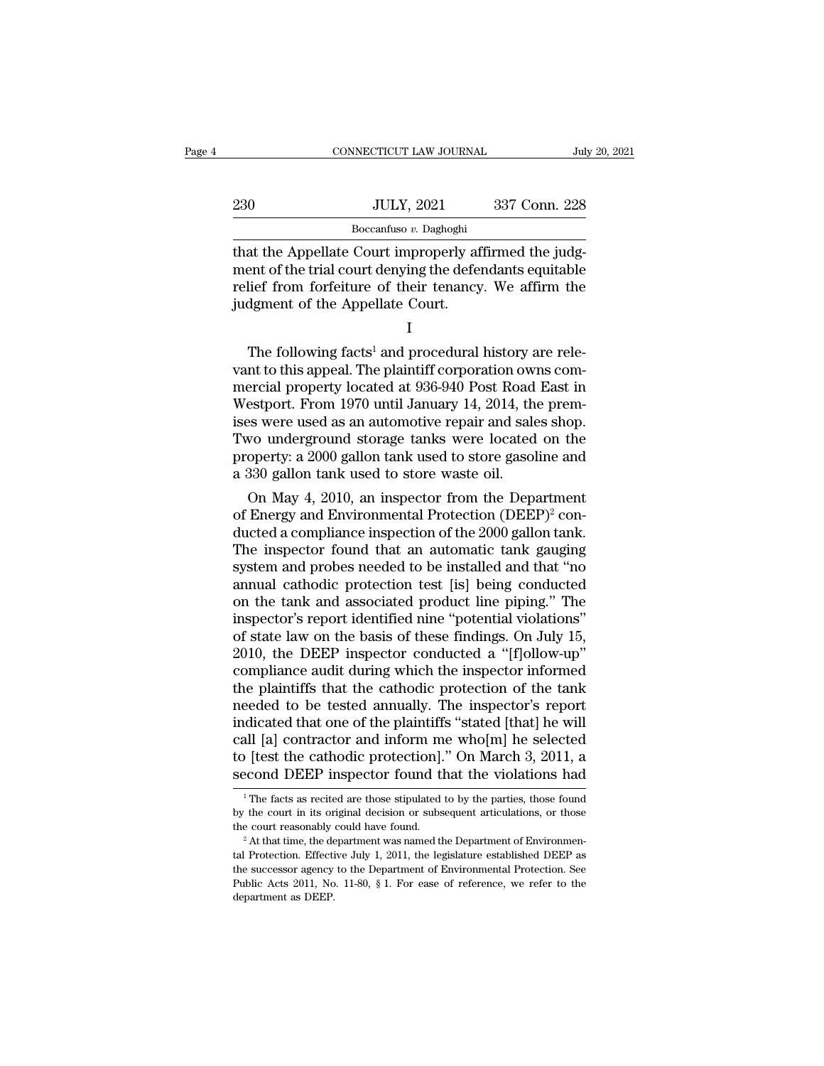that the Appellate Court improperly affirmed the judgment of the trial court denying the defendants equitable relief from forfeiture of their tenancy. We affirm the judgment of the Appellate Court.

I

The following facts[1] and procedural history are relevant to this appeal. The plaintiff corporation owns commercial property located at 936-940 Post Road East in Westport. From 1970 until January 14, 2014, the premises were used as an automotive repair and sales shop. Two underground storage tanks were located on the property: a 2000 gallon tank used to store gasoline and a 330 gallon tank used to store waste oil.

On May 4, 2010, an inspector from the Department of Energy and Environmental Protection (DEEP)[2] conducted a compliance inspection of the 2000 gallon tank. The inspector found that an automatic tank gauging system and probes needed to be installed and that "no annual cathodic protection test [is] being conducted on the tank and associated product line piping." The inspector's report identified nine "potential violations" of state law on the basis of these findings. On July 15, 2010, the DEEP inspector conducted a "[f]ollow-up" compliance audit during which the inspector informed the plaintiffs that the cathodic protection of the tank needed to be tested annually. The inspector's report indicated that one of the plaintiffs "stated [that] he will call [a] contractor and inform me who[m] he selected to [test the cathodic protection]." On March 3, 2011, a second DEEP inspector found that the violations had

[1] The facts as recited are those stipulated to by the parties, those found by the court in its original decision or subsequent articulations, or those the court reasonably could have found.

[2] At that time, the department was named the Department of Environmental Protection. Effective July 1, 2011, the legislature established DEEP as the successor agency to the Department of Environmental Protection. See Public Acts 2011, No. 11-80, § 1. For ease of reference, we refer to the department as DEEP.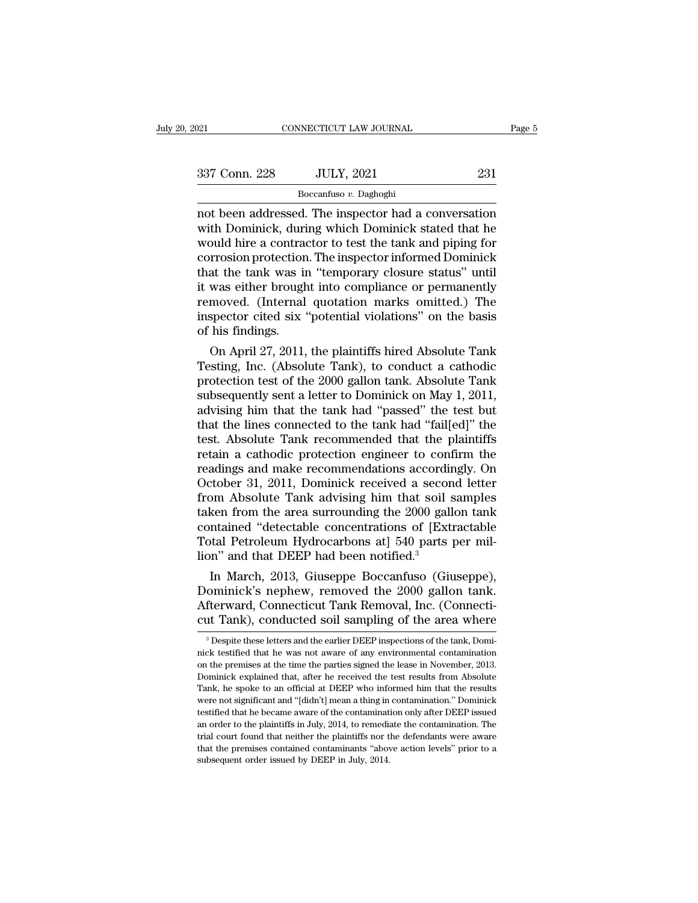not been addressed. The inspector had a conversation with Dominick, during which Dominick stated that he would hire a contractor to test the tank and piping for corrosion protection. The inspector informed Dominick that the tank was in "temporary closure status" until it was either brought into compliance or permanently removed. (Internal quotation marks omitted.) The inspector cited six "potential violations" on the basis of his findings.

On April 27, 2011, the plaintiffs hired Absolute Tank Testing, Inc. (Absolute Tank), to conduct a cathodic protection test of the 2000 gallon tank. Absolute Tank subsequently sent a letter to Dominick on May 1, 2011, advising him that the tank had "passed" the test but that the lines connected to the tank had "fail[ed]" the test. Absolute Tank recommended that the plaintiffs retain a cathodic protection engineer to confirm the readings and make recommendations accordingly. On October 31, 2011, Dominick received a second letter from Absolute Tank advising him that soil samples taken from the area surrounding the 2000 gallon tank contained "detectable concentrations of [Extractable Total Petroleum Hydrocarbons at] 540 parts per million" and that DEEP had been notified.[3]

In March, 2013, Giuseppe Boccanfuso (Giuseppe), Dominick's nephew, removed the 2000 gallon tank. Afterward, Connecticut Tank Removal, Inc. (Connecticut Tank), conducted soil sampling of the area where

[3] Despite these letters and the earlier DEEP inspections of the tank, Dominick testified that he was not aware of any environmental contamination on the premises at the time the parties signed the lease in November, 2013. Dominick explained that, after he received the test results from Absolute Tank, he spoke to an official at DEEP who informed him that the results were not significant and "[didn't] mean a thing in contamination." Dominick testified that he became aware of the contamination only after DEEP issued an order to the plaintiffs in July, 2014, to remediate the contamination. The trial court found that neither the plaintiffs nor the defendants were aware that the premises contained contaminants "above action levels" prior to a subsequent order issued by DEEP in July, 2014.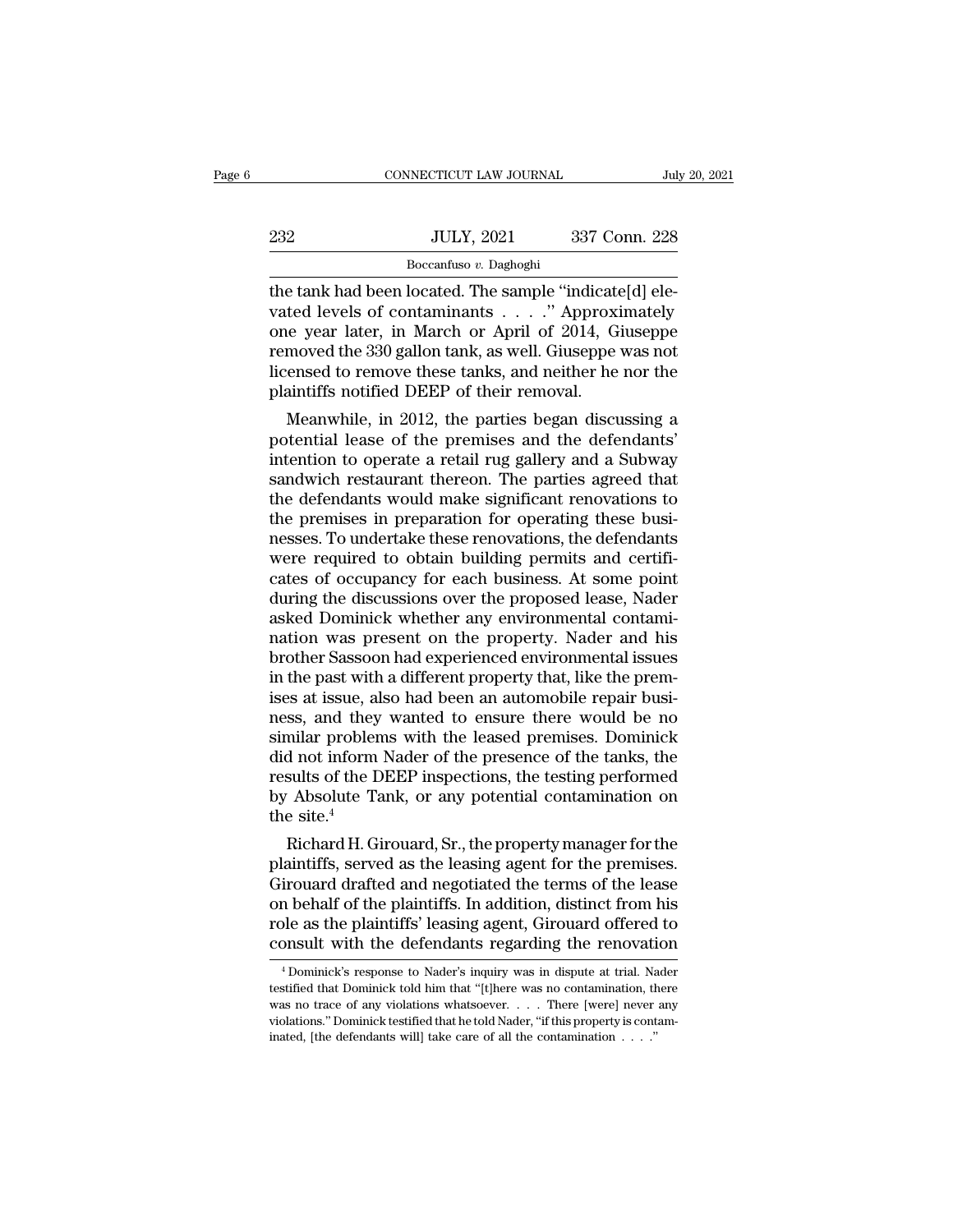the tank had been located. The sample "indicate[d] elevated levels of contaminants . . . ." Approximately one year later, in March or April of 2014, Giuseppe removed the 330 gallon tank, as well. Giuseppe was not licensed to remove these tanks, and neither he nor the plaintiffs notified DEEP of their removal.

Meanwhile, in 2012, the parties began discussing a potential lease of the premises and the defendants' intention to operate a retail rug gallery and a Subway sandwich restaurant thereon. The parties agreed that the defendants would make significant renovations to the premises in preparation for operating these businesses. To undertake these renovations, the defendants were required to obtain building permits and certificates of occupancy for each business. At some point during the discussions over the proposed lease, Nader asked Dominick whether any environmental contamination was present on the property. Nader and his brother Sassoon had experienced environmental issues in the past with a different property that, like the premises at issue, also had been an automobile repair business, and they wanted to ensure there would be no similar problems with the leased premises. Dominick did not inform Nader of the presence of the tanks, the results of the DEEP inspections, the testing performed by Absolute Tank, or any potential contamination on the site.[4]

Richard H. Girouard, Sr., the property manager for the plaintiffs, served as the leasing agent for the premises. Girouard drafted and negotiated the terms of the lease on behalf of the plaintiffs. In addition, distinct from his role as the plaintiffs' leasing agent, Girouard offered to consult with the defendants regarding the renovation

[4] Dominick's response to Nader's inquiry was in dispute at trial. Nader testified that Dominick told him that "[t]here was no contamination, there was no trace of any violations whatsoever. . . . There [were] never any violations." Dominick testified that he told Nader, "if this property is contaminated, [the defendants will] take care of all the contamination . . . ."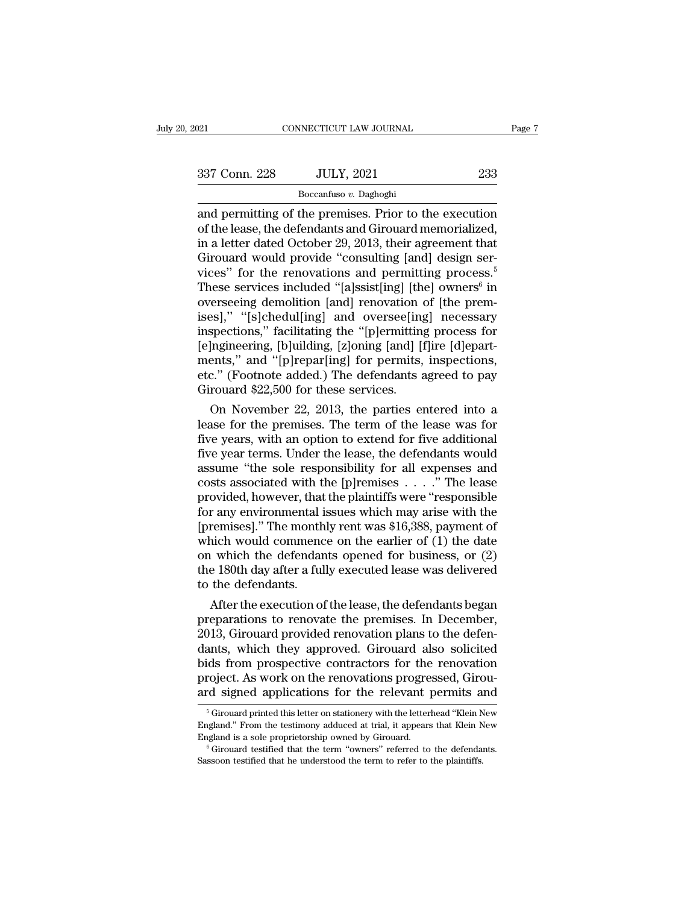and permitting of the premises. Prior to the execution of the lease, the defendants and Girouard memorialized, in a letter dated October 29, 2013, their agreement that Girouard would provide "consulting [and] design services" for the renovations and permitting process.[5] These services included "[a]ssist[ing] [the] owners[6] in overseeing demolition [and] renovation of [the premises]," "[s]chedul[ing] and oversee[ing] necessary inspections," facilitating the "[p]ermitting process for [e]ngineering, [b]uilding, [z]oning [and] [f]ire [d]epartments," and "[p]repar[ing] for permits, inspections, etc." (Footnote added.) The defendants agreed to pay Girouard $22,500 for these services.

On November 22, 2013, the parties entered into a lease for the premises. The term of the lease was for five years, with an option to extend for five additional five year terms. Under the lease, the defendants would assume "the sole responsibility for all expenses and costs associated with the [p]remises . . . ." The lease provided, however, that the plaintiffs were "responsible for any environmental issues which may arise with the [premises]." The monthly rent was $16,388, payment of which would commence on the earlier of (1) the date on which the defendants opened for business, or (2) the 180th day after a fully executed lease was delivered to the defendants.

After the execution of the lease, the defendants began preparations to renovate the premises. In December, 2013, Girouard provided renovation plans to the defendants, which they approved. Girouard also solicited bids from prospective contractors for the renovation project. As work on the renovations progressed, Girouard signed applications for the relevant permits and

[5] Girouard printed this letter on stationery with the letterhead "Klein New England." From the testimony adduced at trial, it appears that Klein New England is a sole proprietorship owned by Girouard.

[6] Girouard testified that the term "owners" referred to the defendants. Sassoon testified that he understood the term to refer to the plaintiffs.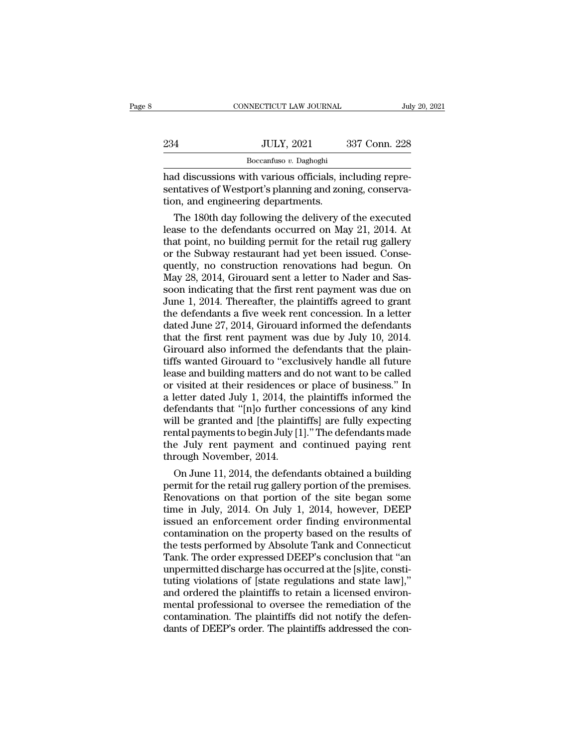had discussions with various officials, including representatives of Westport's planning and zoning, conservation, and engineering departments.

The 180th day following the delivery of the executed lease to the defendants occurred on May 21, 2014. At that point, no building permit for the retail rug gallery or the Subway restaurant had yet been issued. Consequently, no construction renovations had begun. On May 28, 2014, Girouard sent a letter to Nader and Sassoon indicating that the first rent payment was due on June 1, 2014. Thereafter, the plaintiffs agreed to grant the defendants a five week rent concession. In a letter dated June 27, 2014, Girouard informed the defendants that the first rent payment was due by July 10, 2014. Girouard also informed the defendants that the plaintiffs wanted Girouard to "exclusively handle all future lease and building matters and do not want to be called or visited at their residences or place of business." In a letter dated July 1, 2014, the plaintiffs informed the defendants that "[n]o further concessions of any kind will be granted and [the plaintiffs] are fully expecting rental payments to begin July [1]." The defendants made the July rent payment and continued paying rent through November, 2014.

On June 11, 2014, the defendants obtained a building permit for the retail rug gallery portion of the premises. Renovations on that portion of the site began some time in July, 2014. On July 1, 2014, however, DEEP issued an enforcement order finding environmental contamination on the property based on the results of the tests performed by Absolute Tank and Connecticut Tank. The order expressed DEEP's conclusion that "an unpermitted discharge has occurred at the [s]ite, constituting violations of [state regulations and state law]," and ordered the plaintiffs to retain a licensed environmental professional to oversee the remediation of the contamination. The plaintiffs did not notify the defendants of DEEP's order. The plaintiffs addressed the con-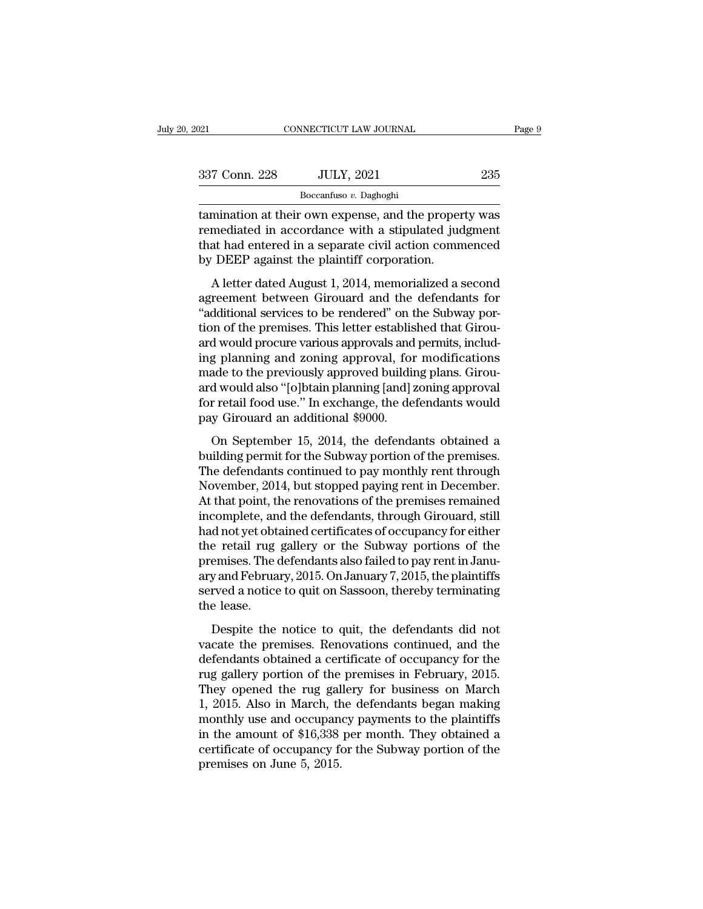tamination at their own expense, and the property was remediated in accordance with a stipulated judgment that had entered in a separate civil action commenced by DEEP against the plaintiff corporation.

A letter dated August 1, 2014, memorialized a second agreement between Girouard and the defendants for "additional services to be rendered" on the Subway portion of the premises. This letter established that Girouard would procure various approvals and permits, including planning and zoning approval, for modifications made to the previously approved building plans. Girouard would also "[o]btain planning [and] zoning approval for retail food use." In exchange, the defendants would pay Girouard an additional $9000.

On September 15, 2014, the defendants obtained a building permit for the Subway portion of the premises. The defendants continued to pay monthly rent through November, 2014, but stopped paying rent in December. At that point, the renovations of the premises remained incomplete, and the defendants, through Girouard, still had not yet obtained certificates of occupancy for either the retail rug gallery or the Subway portions of the premises. The defendants also failed to pay rent in January and February, 2015. On January 7, 2015, the plaintiffs served a notice to quit on Sassoon, thereby terminating the lease.

Despite the notice to quit, the defendants did not vacate the premises. Renovations continued, and the defendants obtained a certificate of occupancy for the rug gallery portion of the premises in February, 2015. They opened the rug gallery for business on March 1, 2015. Also in March, the defendants began making monthly use and occupancy payments to the plaintiffs in the amount of $16,338 per month. They obtained a certificate of occupancy for the Subway portion of the premises on June 5, 2015.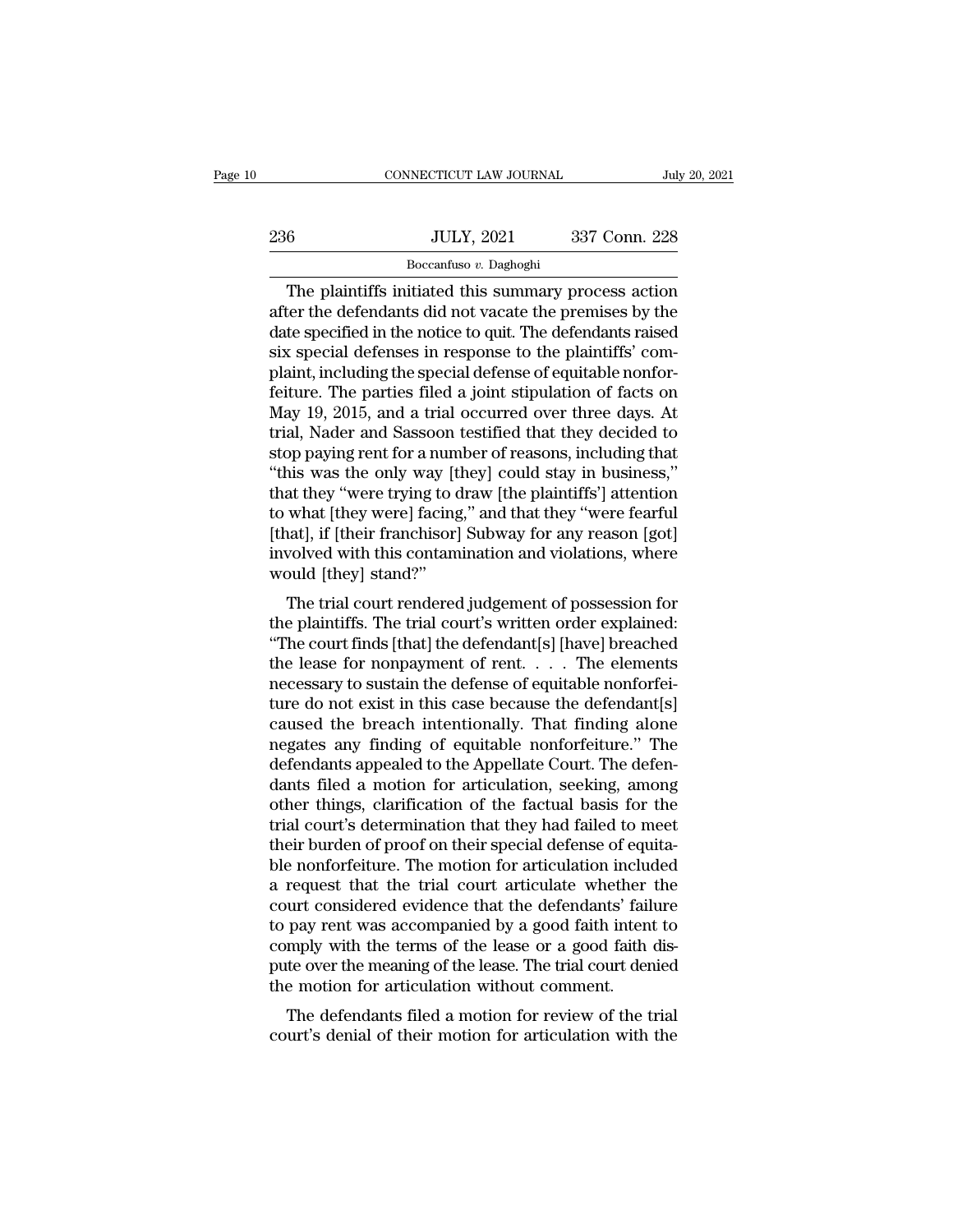The plaintiffs initiated this summary process action after the defendants did not vacate the premises by the date specified in the notice to quit. The defendants raised six special defenses in response to the plaintiffs' complaint, including the special defense of equitable nonforfeiture. The parties filed a joint stipulation of facts on May 19, 2015, and a trial occurred over three days. At trial, Nader and Sassoon testified that they decided to stop paying rent for a number of reasons, including that "this was the only way [they] could stay in business," that they "were trying to draw [the plaintiffs'] attention to what [they were] facing," and that they "were fearful [that], if [their franchisor] Subway for any reason [got] involved with this contamination and violations, where would [they] stand?"

The trial court rendered judgement of possession for the plaintiffs. The trial court's written order explained: "The court finds [that] the defendant[s] [have] breached the lease for nonpayment of rent. . . . The elements necessary to sustain the defense of equitable nonforfeiture do not exist in this case because the defendant[s] caused the breach intentionally. That finding alone negates any finding of equitable nonforfeiture." The defendants appealed to the Appellate Court. The defendants filed a motion for articulation, seeking, among other things, clarification of the factual basis for the trial court's determination that they had failed to meet their burden of proof on their special defense of equitable nonforfeiture. The motion for articulation included a request that the trial court articulate whether the court considered evidence that the defendants' failure to pay rent was accompanied by a good faith intent to comply with the terms of the lease or a good faith dispute over the meaning of the lease. The trial court denied the motion for articulation without comment.

The defendants filed a motion for review of the trial court's denial of their motion for articulation with the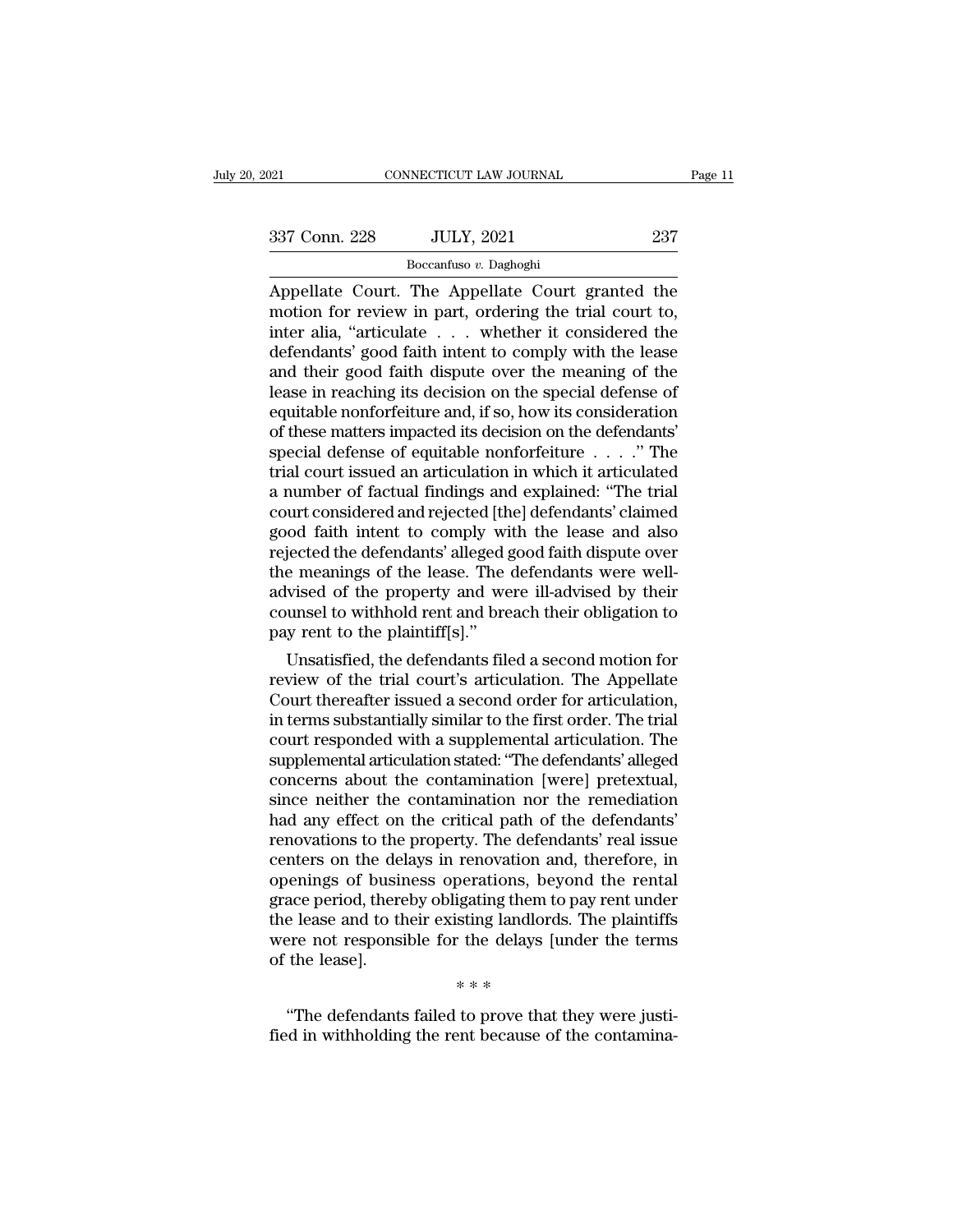Appellate Court. The Appellate Court granted the motion for review in part, ordering the trial court to, inter alia, "articulate . . . whether it considered the defendants' good faith intent to comply with the lease and their good faith dispute over the meaning of the lease in reaching its decision on the special defense of equitable nonforfeiture and, if so, how its consideration of these matters impacted its decision on the defendants' special defense of equitable nonforfeiture . . . ." The trial court issued an articulation in which it articulated a number of factual findings and explained: "The trial court considered and rejected [the] defendants' claimed good faith intent to comply with the lease and also rejected the defendants' alleged good faith dispute over the meanings of the lease. The defendants were well-advised of the property and were ill-advised by their counsel to withhold rent and breach their obligation to pay rent to the plaintiff[s]."

Unsatisfied, the defendants filed a second motion for review of the trial court's articulation. The Appellate Court thereafter issued a second order for articulation, in terms substantially similar to the first order. The trial court responded with a supplemental articulation. The supplemental articulation stated: "The defendants' alleged concerns about the contamination [were] pretextual, since neither the contamination nor the remediation had any effect on the critical path of the defendants' renovations to the property. The defendants' real issue centers on the delays in renovation and, therefore, in openings of business operations, beyond the rental grace period, thereby obligating them to pay rent under the lease and to their existing landlords. The plaintiffs were not responsible for the delays [under the terms of the lease].

\* \* \*

"The defendants failed to prove that they were justified in withholding the rent because of the contamina-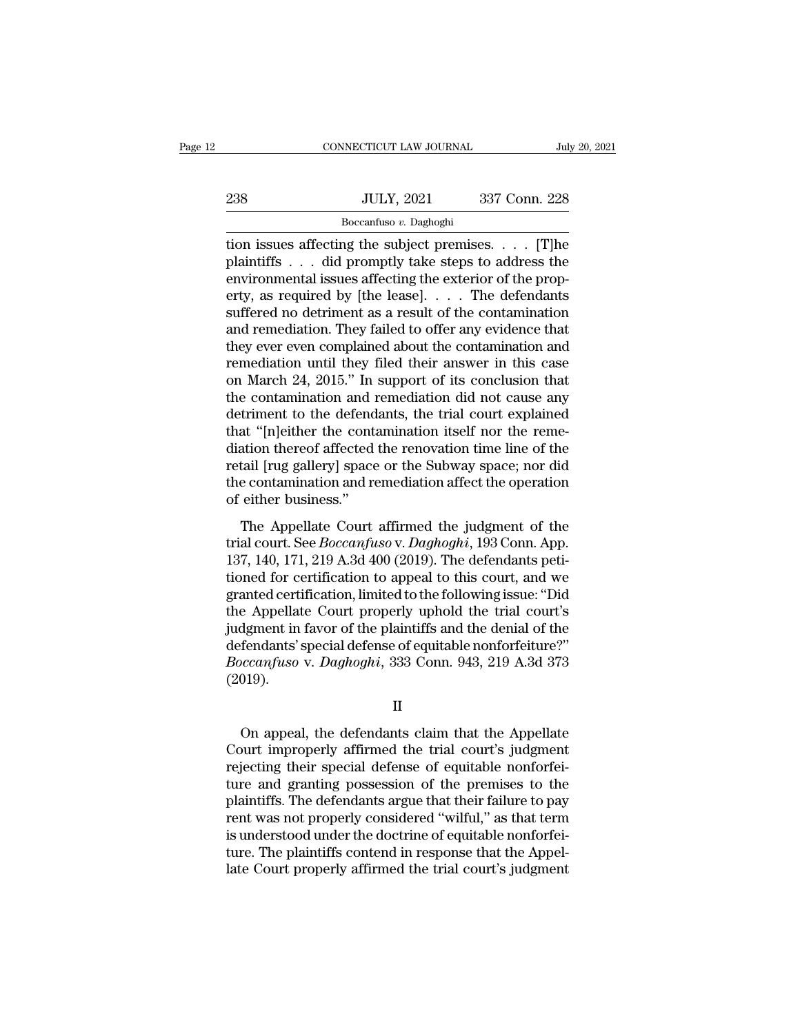tion issues affecting the subject premises. . . . [T]he plaintiffs . . . did promptly take steps to address the environmental issues affecting the exterior of the property, as required by [the lease]. . . . The defendants suffered no detriment as a result of the contamination and remediation. They failed to offer any evidence that they ever even complained about the contamination and remediation until they filed their answer in this case on March 24, 2015." In support of its conclusion that the contamination and remediation did not cause any detriment to the defendants, the trial court explained that "[n]either the contamination itself nor the remediation thereof affected the renovation time line of the retail [rug gallery] space or the Subway space; nor did the contamination and remediation affect the operation of either business."

The Appellate Court affirmed the judgment of the trial court. See *Boccanfuso* v. *Daghoghi*, 193 Conn. App. 137, 140, 171, 219 A.3d 400 (2019). The defendants petitioned for certification to appeal to this court, and we granted certification, limited to the following issue: "Did the Appellate Court properly uphold the trial court's judgment in favor of the plaintiffs and the denial of the defendants' special defense of equitable nonforfeiture?" *Boccanfuso* v. *Daghoghi*, 333 Conn. 943, 219 A.3d 373 (2019).

II

On appeal, the defendants claim that the Appellate Court improperly affirmed the trial court's judgment rejecting their special defense of equitable nonforfeiture and granting possession of the premises to the plaintiffs. The defendants argue that their failure to pay rent was not properly considered "wilful," as that term is understood under the doctrine of equitable nonforfeiture. The plaintiffs contend in response that the Appellate Court properly affirmed the trial court's judgment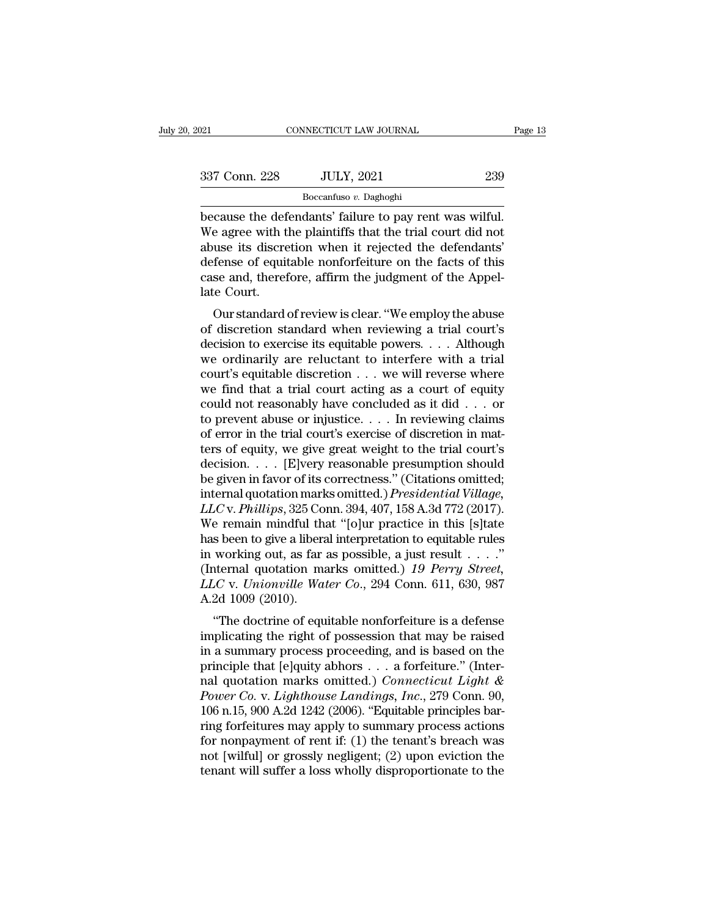because the defendants' failure to pay rent was wilful. We agree with the plaintiffs that the trial court did not abuse its discretion when it rejected the defendants' defense of equitable nonforfeiture on the facts of this case and, therefore, affirm the judgment of the Appellate Court.

Our standard of review is clear. "We employ the abuse of discretion standard when reviewing a trial court's decision to exercise its equitable powers. . . . Although we ordinarily are reluctant to interfere with a trial court's equitable discretion . . . we will reverse where we find that a trial court acting as a court of equity could not reasonably have concluded as it did . . . or to prevent abuse or injustice. . . . In reviewing claims of error in the trial court's exercise of discretion in matters of equity, we give great weight to the trial court's decision. . . . [E]very reasonable presumption should be given in favor of its correctness." (Citations omitted; internal quotation marks omitted.) *Presidential Village, LLC* v. *Phillips*, 325 Conn. 394, 407, 158 A.3d 772 (2017). We remain mindful that "[o]ur practice in this [s]tate has been to give a liberal interpretation to equitable rules in working out, as far as possible, a just result . . . ." (Internal quotation marks omitted.) *19 Perry Street, LLC* v. *Unionville Water Co.*, 294 Conn. 611, 630, 987 A.2d 1009 (2010).

"The doctrine of equitable nonforfeiture is a defense implicating the right of possession that may be raised in a summary process proceeding, and is based on the principle that [e]quity abhors . . . a forfeiture." (Internal quotation marks omitted.) *Connecticut Light & Power Co.* v. *Lighthouse Landings, Inc.*, 279 Conn. 90, 106 n.15, 900 A.2d 1242 (2006). "Equitable principles barring forfeitures may apply to summary process actions for nonpayment of rent if: (1) the tenant's breach was not [wilful] or grossly negligent; (2) upon eviction the tenant will suffer a loss wholly disproportionate to the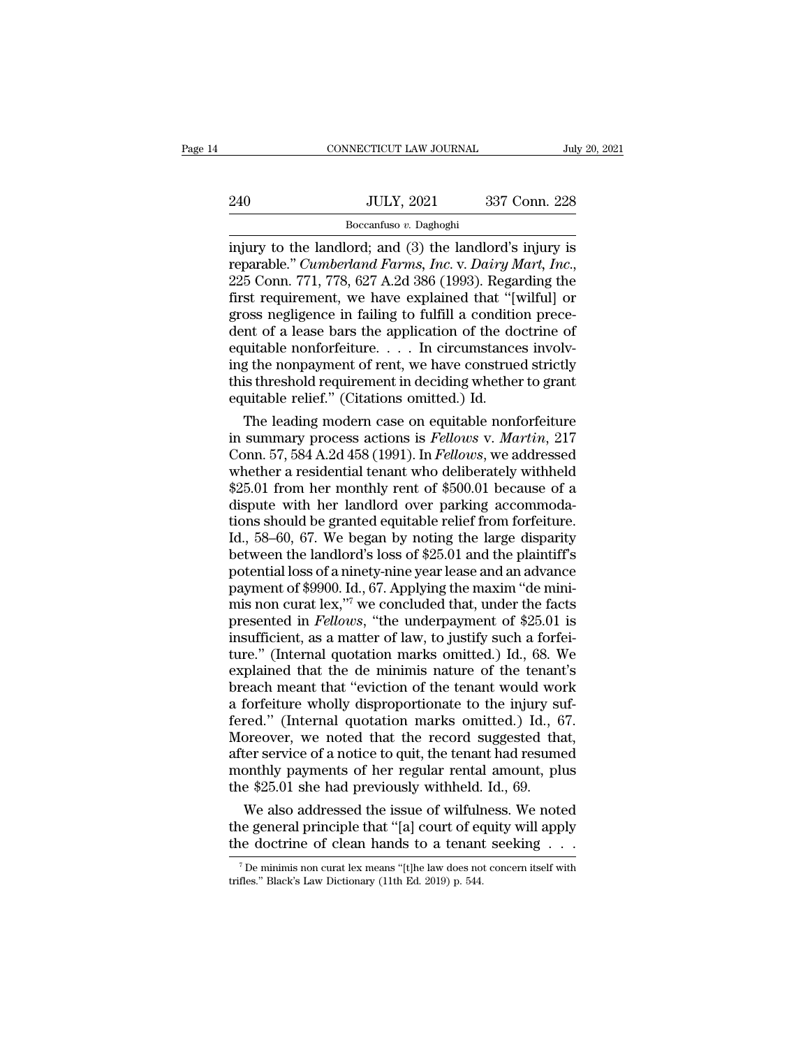injury to the landlord; and (3) the landlord's injury is reparable." *Cumberland Farms, Inc.* v. *Dairy Mart, Inc.*, 225 Conn. 771, 778, 627 A.2d 386 (1993). Regarding the first requirement, we have explained that "[wilful] or gross negligence in failing to fulfill a condition precedent of a lease bars the application of the doctrine of equitable nonforfeiture. . . . In circumstances involving the nonpayment of rent, we have construed strictly this threshold requirement in deciding whether to grant equitable relief." (Citations omitted.) Id.

The leading modern case on equitable nonforfeiture in summary process actions is *Fellows* v. *Martin*, 217 Conn. 57, 584 A.2d 458 (1991). In *Fellows*, we addressed whether a residential tenant who deliberately withheld $25.01 from her monthly rent of $500.01 because of a dispute with her landlord over parking accommodations should be granted equitable relief from forfeiture. Id., 58–60, 67. We began by noting the large disparity between the landlord's loss of $25.01 and the plaintiff's potential loss of a ninety-nine year lease and an advance payment of $9900. Id., 67. Applying the maxim "de minimis non curat lex,"[7] we concluded that, under the facts presented in *Fellows*, "the underpayment of $25.01 is insufficient, as a matter of law, to justify such a forfeiture." (Internal quotation marks omitted.) Id., 68. We explained that the de minimis nature of the tenant's breach meant that "eviction of the tenant would work a forfeiture wholly disproportionate to the injury suffered." (Internal quotation marks omitted.) Id., 67. Moreover, we noted that the record suggested that, after service of a notice to quit, the tenant had resumed monthly payments of her regular rental amount, plus the $25.01 she had previously withheld. Id., 69.

We also addressed the issue of wilfulness. We noted the general principle that "[a] court of equity will apply the doctrine of clean hands to a tenant seeking . . .

[7] De minimis non curat lex means "[t]he law does not concern itself with trifles." Black's Law Dictionary (11th Ed. 2019) p. 544.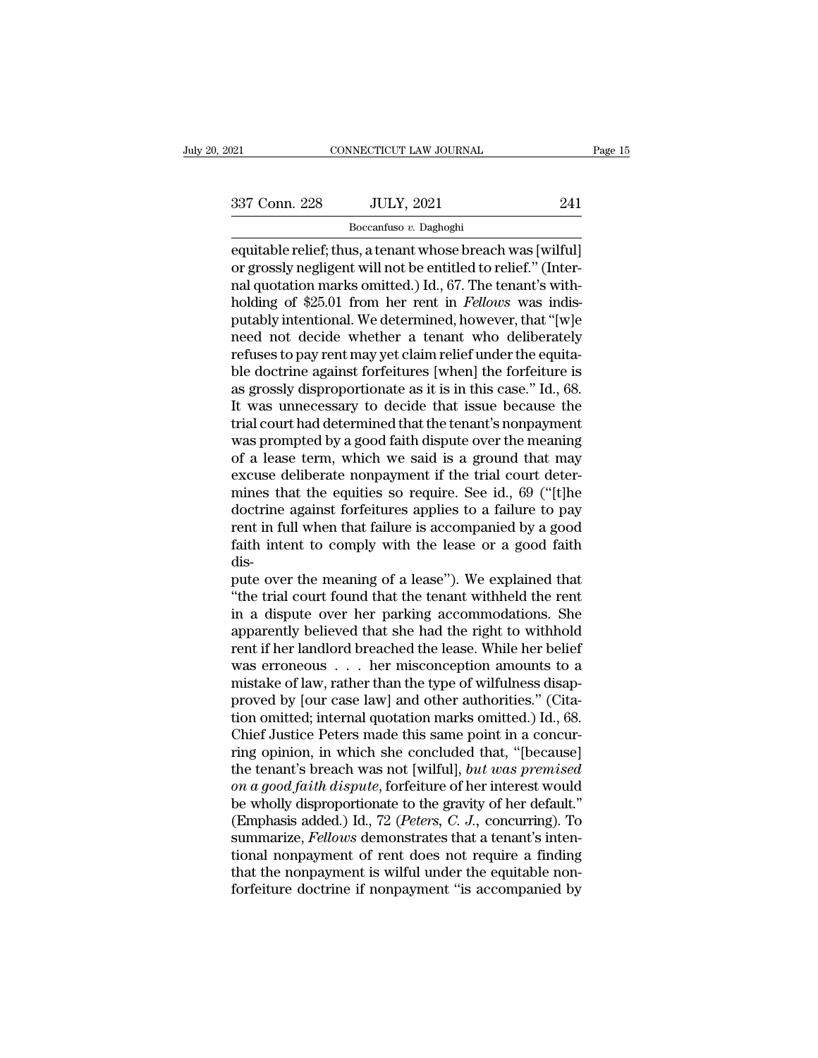equitable relief; thus, a tenant whose breach was [wilful] or grossly negligent will not be entitled to relief." (Internal quotation marks omitted.) Id., 67. The tenant's withholding of $25.01 from her rent in *Fellows* was indisputably intentional. We determined, however, that "[w]e need not decide whether a tenant who deliberately refuses to pay rent may yet claim relief under the equitable doctrine against forfeitures [when] the forfeiture is as grossly disproportionate as it is in this case." Id., 68. It was unnecessary to decide that issue because the trial court had determined that the tenant's nonpayment was prompted by a good faith dispute over the meaning of a lease term, which we said is a ground that may excuse deliberate nonpayment if the trial court determines that the equities so require. See id., 69 ("[t]he doctrine against forfeitures applies to a failure to pay rent in full when that failure is accompanied by a good faith intent to comply with the lease or a good faith dispute over the meaning of a lease"). We explained that "the trial court found that the tenant withheld the rent in a dispute over her parking accommodations. She apparently believed that she had the right to withhold rent if her landlord breached the lease. While her belief was erroneous . . . her misconception amounts to a mistake of law, rather than the type of wilfulness disapproved by [our case law] and other authorities." (Citation omitted; internal quotation marks omitted.) Id., 68. Chief Justice Peters made this same point in a concurring opinion, in which she concluded that, "[because] the tenant's breach was not [wilful], *but was premised on a good faith dispute*, forfeiture of her interest would be wholly disproportionate to the gravity of her default." (Emphasis added.) Id., 72 (*Peters, C. J.*, concurring). To summarize, *Fellows* demonstrates that a tenant's intentional nonpayment of rent does not require a finding that the nonpayment is wilful under the equitable nonforfeiture doctrine if nonpayment "is accompanied by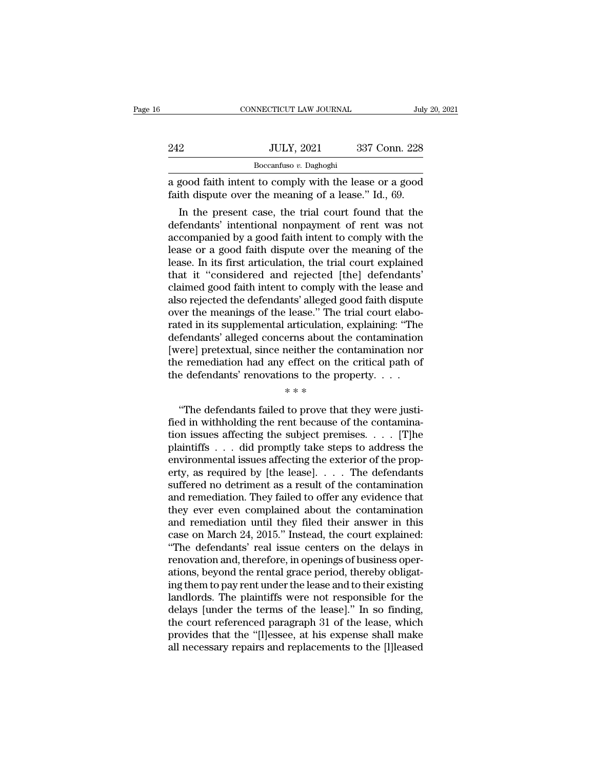a good faith intent to comply with the lease or a good faith dispute over the meaning of a lease." Id., 69.

In the present case, the trial court found that the defendants' intentional nonpayment of rent was not accompanied by a good faith intent to comply with the lease or a good faith dispute over the meaning of the lease. In its first articulation, the trial court explained that it "considered and rejected [the] defendants' claimed good faith intent to comply with the lease and also rejected the defendants' alleged good faith dispute over the meanings of the lease." The trial court elaborated in its supplemental articulation, explaining: "The defendants' alleged concerns about the contamination [were] pretextual, since neither the contamination nor the remediation had any effect on the critical path of the defendants' renovations to the property. . . .

\* \* \*

"The defendants failed to prove that they were justified in withholding the rent because of the contamination issues affecting the subject premises. . . . [T]he plaintiffs . . . did promptly take steps to address the environmental issues affecting the exterior of the property, as required by [the lease]. . . . The defendants suffered no detriment as a result of the contamination and remediation. They failed to offer any evidence that they ever even complained about the contamination and remediation until they filed their answer in this case on March 24, 2015." Instead, the court explained: "The defendants' real issue centers on the delays in renovation and, therefore, in openings of business operations, beyond the rental grace period, thereby obligating them to pay rent under the lease and to their existing landlords. The plaintiffs were not responsible for the delays [under the terms of the lease]." In so finding, the court referenced paragraph 31 of the lease, which provides that the "[l]essee, at his expense shall make all necessary repairs and replacements to the [l]leased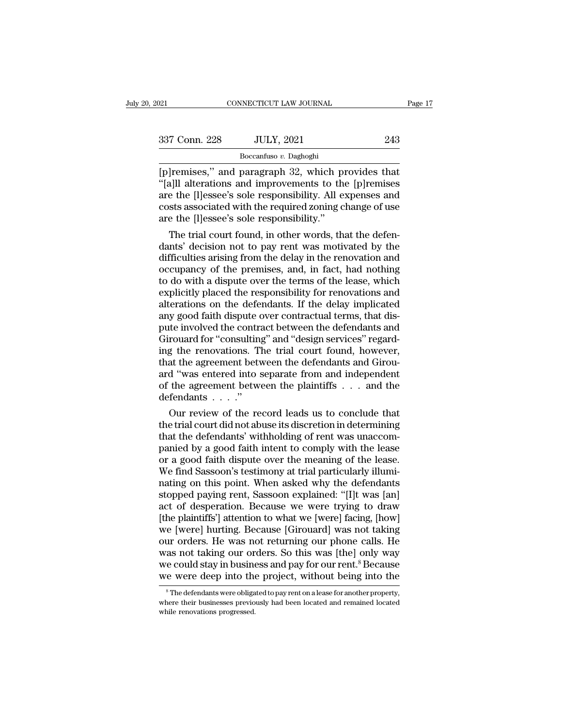[p]remises," and paragraph 32, which provides that "[a]ll alterations and improvements to the [p]remises are the [l]essee's sole responsibility. All expenses and costs associated with the required zoning change of use are the [l]essee's sole responsibility."

The trial court found, in other words, that the defendants' decision not to pay rent was motivated by the difficulties arising from the delay in the renovation and occupancy of the premises, and, in fact, had nothing to do with a dispute over the terms of the lease, which explicitly placed the responsibility for renovations and alterations on the defendants. If the delay implicated any good faith dispute over contractual terms, that dispute involved the contract between the defendants and Girouard for "consulting" and "design services" regarding the renovations. The trial court found, however, that the agreement between the defendants and Girouard "was entered into separate from and independent of the agreement between the plaintiffs . . . and the defendants . . . ."

Our review of the record leads us to conclude that the trial court did not abuse its discretion in determining that the defendants' withholding of rent was unaccompanied by a good faith intent to comply with the lease or a good faith dispute over the meaning of the lease. We find Sassoon's testimony at trial particularly illuminating on this point. When asked why the defendants stopped paying rent, Sassoon explained: "[I]t was [an] act of desperation. Because we were trying to draw [the plaintiffs'] attention to what we [were] facing, [how] we [were] hurting. Because [Girouard] was not taking our orders. He was not returning our phone calls. He was not taking our orders. So this was [the] only way we could stay in business and pay for our rent.[8] Because we were deep into the project, without being into the

[8] The defendants were obligated to pay rent on a lease for another property, where their businesses previously had been located and remained located while renovations progressed.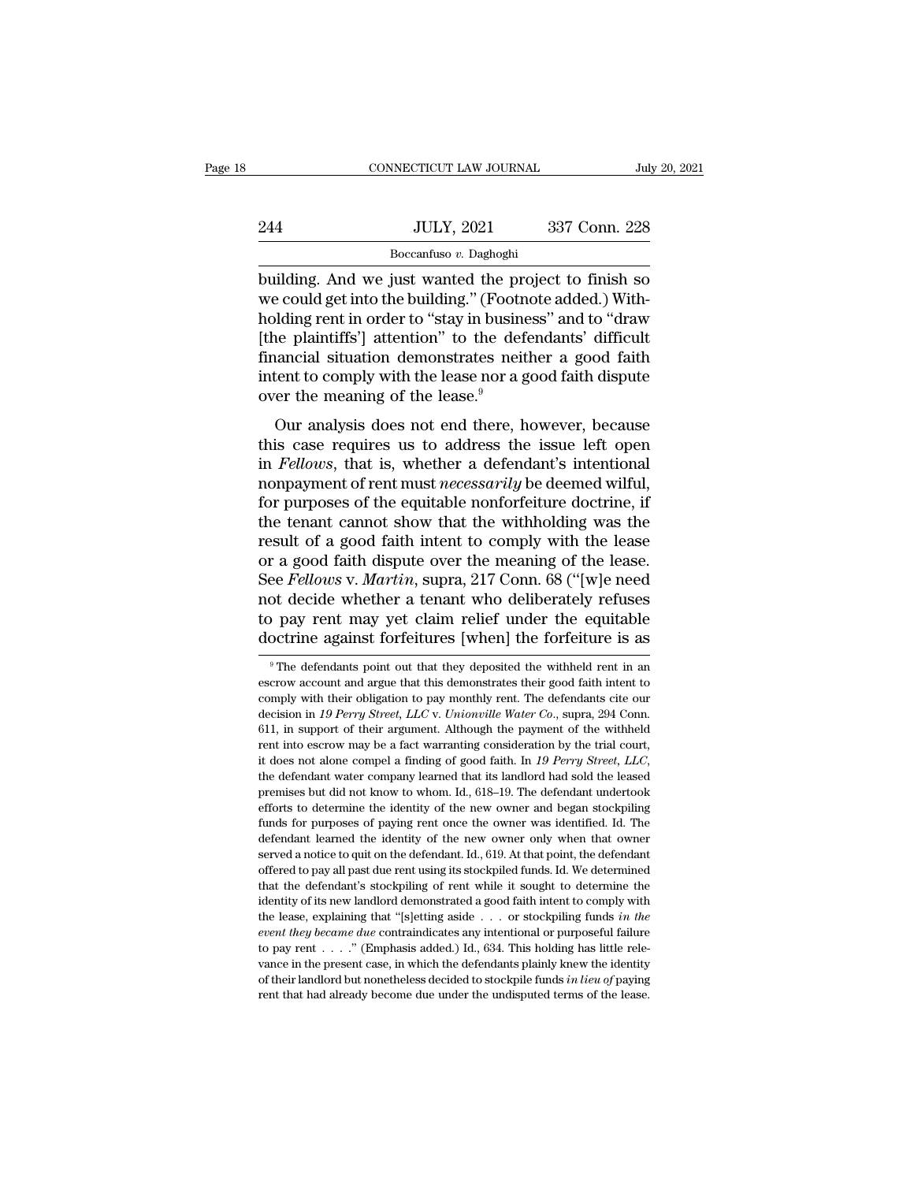building. And we just wanted the project to finish so we could get into the building." (Footnote added.) Withholding rent in order to "stay in business" and to "draw [the plaintiffs'] attention" to the defendants' difficult financial situation demonstrates neither a good faith intent to comply with the lease nor a good faith dispute over the meaning of the lease.[9]

Our analysis does not end there, however, because this case requires us to address the issue left open in *Fellows*, that is, whether a defendant's intentional nonpayment of rent must *necessarily* be deemed wilful, for purposes of the equitable nonforfeiture doctrine, if the tenant cannot show that the withholding was the result of a good faith intent to comply with the lease or a good faith dispute over the meaning of the lease. See *Fellows* v. *Martin*, supra, 217 Conn. 68 ("[w]e need not decide whether a tenant who deliberately refuses to pay rent may yet claim relief under the equitable doctrine against forfeitures [when] the forfeiture is as

[9] The defendants point out that they deposited the withheld rent in an escrow account and argue that this demonstrates their good faith intent to comply with their obligation to pay monthly rent. The defendants cite our decision in *19 Perry Street, LLC* v. *Unionville Water Co.*, supra, 294 Conn. 611, in support of their argument. Although the payment of the withheld rent into escrow may be a fact warranting consideration by the trial court, it does not alone compel a finding of good faith. In *19 Perry Street, LLC*, the defendant water company learned that its landlord had sold the leased premises but did not know to whom. Id., 618–19. The defendant undertook efforts to determine the identity of the new owner and began stockpiling funds for purposes of paying rent once the owner was identified. Id. The defendant learned the identity of the new owner only when that owner served a notice to quit on the defendant. Id., 619. At that point, the defendant offered to pay all past due rent using its stockpiled funds. Id. We determined that the defendant's stockpiling of rent while it sought to determine the identity of its new landlord demonstrated a good faith intent to comply with the lease, explaining that "[s]etting aside . . . or stockpiling funds *in the event they became due* contraindicates any intentional or purposeful failure to pay rent . . . ." (Emphasis added.) Id., 634. This holding has little relevance in the present case, in which the defendants plainly knew the identity of their landlord but nonetheless decided to stockpile funds *in lieu of* paying rent that had already become due under the undisputed terms of the lease.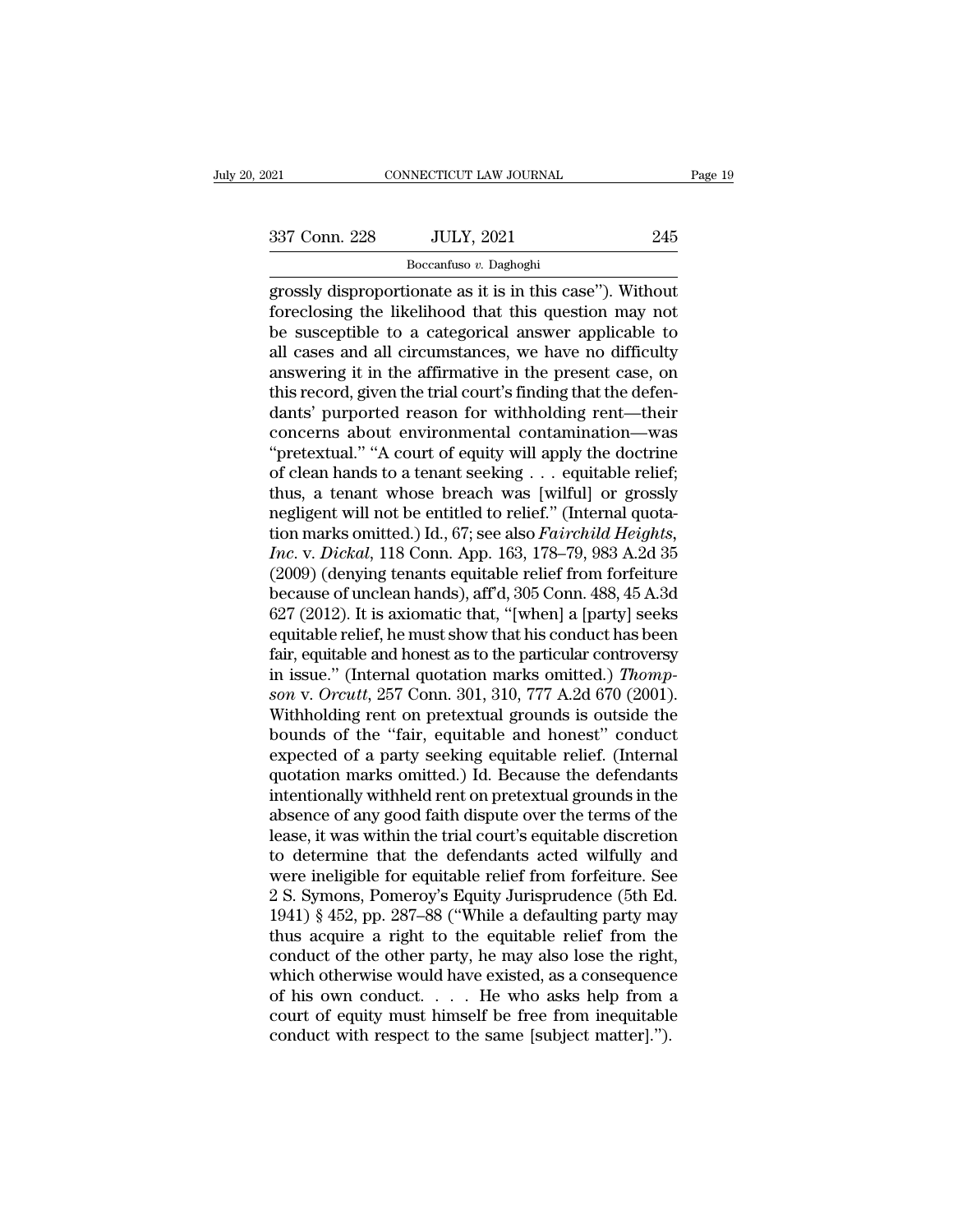grossly disproportionate as it is in this case"). Without foreclosing the likelihood that this question may not be susceptible to a categorical answer applicable to all cases and all circumstances, we have no difficulty answering it in the affirmative in the present case, on this record, given the trial court's finding that the defendants' purported reason for withholding rent—their concerns about environmental contamination—was "pretextual." "A court of equity will apply the doctrine of clean hands to a tenant seeking . . . equitable relief; thus, a tenant whose breach was [wilful] or grossly negligent will not be entitled to relief." (Internal quotation marks omitted.) Id., 67; see also *Fairchild Heights, Inc.* v. *Dickal*, 118 Conn. App. 163, 178–79, 983 A.2d 35 (2009) (denying tenants equitable relief from forfeiture because of unclean hands), aff'd, 305 Conn. 488, 45 A.3d 627 (2012). It is axiomatic that, "[when] a [party] seeks equitable relief, he must show that his conduct has been fair, equitable and honest as to the particular controversy in issue." (Internal quotation marks omitted.) *Thompson* v. *Orcutt*, 257 Conn. 301, 310, 777 A.2d 670 (2001). Withholding rent on pretextual grounds is outside the bounds of the "fair, equitable and honest" conduct expected of a party seeking equitable relief. (Internal quotation marks omitted.) Id. Because the defendants intentionally withheld rent on pretextual grounds in the absence of any good faith dispute over the terms of the lease, it was within the trial court's equitable discretion to determine that the defendants acted wilfully and were ineligible for equitable relief from forfeiture. See 2 S. Symons, Pomeroy's Equity Jurisprudence (5th Ed. 1941) § 452, pp. 287–88 ("While a defaulting party may thus acquire a right to the equitable relief from the conduct of the other party, he may also lose the right, which otherwise would have existed, as a consequence of his own conduct. . . . He who asks help from a court of equity must himself be free from inequitable conduct with respect to the same [subject matter].").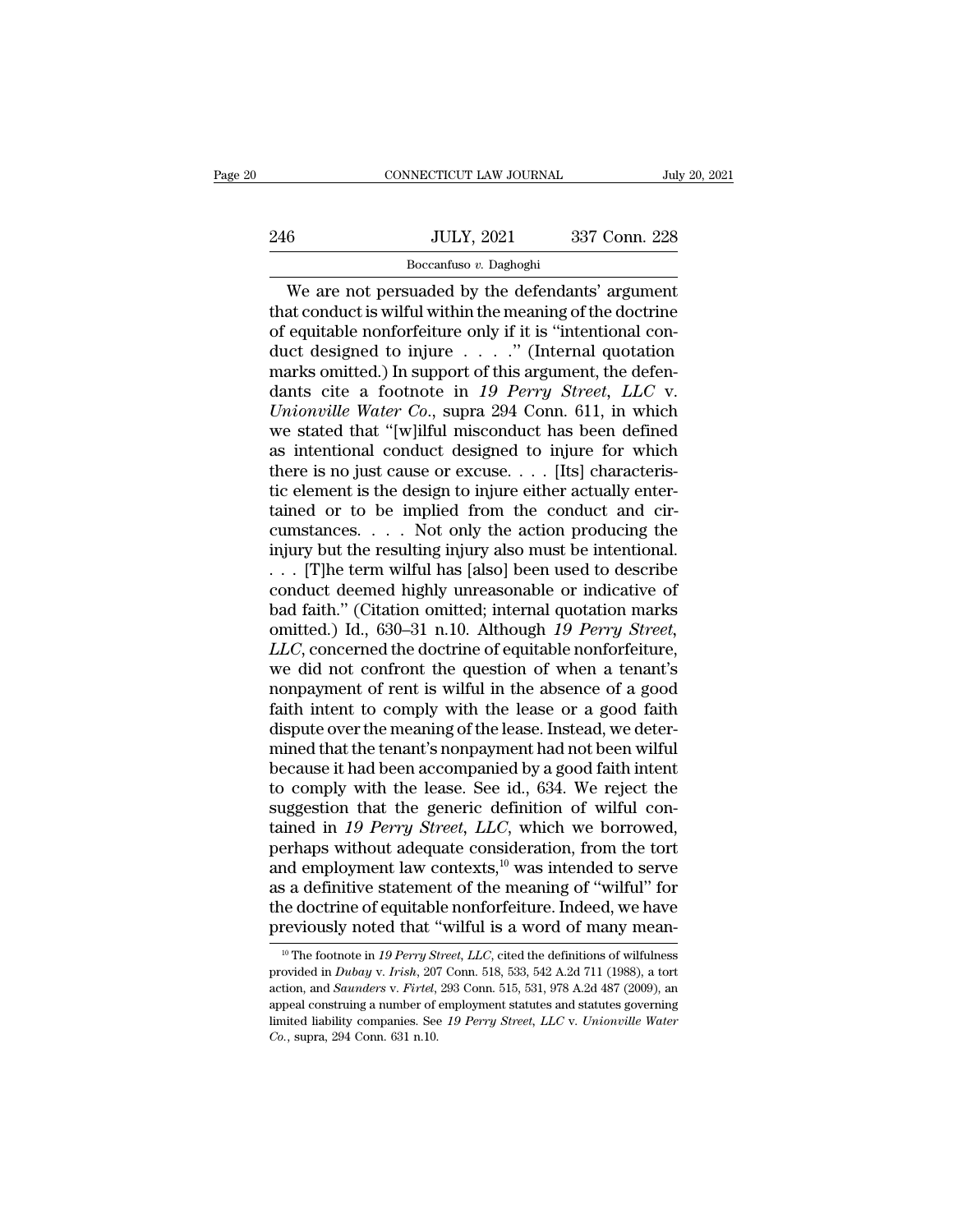We are not persuaded by the defendants' argument that conduct is wilful within the meaning of the doctrine of equitable nonforfeiture only if it is "intentional conduct designed to injure . . . ." (Internal quotation marks omitted.) In support of this argument, the defendants cite a footnote in *19 Perry Street, LLC* v. *Unionville Water Co.*, supra 294 Conn. 611, in which we stated that "[w]ilful misconduct has been defined as intentional conduct designed to injure for which there is no just cause or excuse. . . . [Its] characteristic element is the design to injure either actually entertained or to be implied from the conduct and circumstances. . . . Not only the action producing the injury but the resulting injury also must be intentional. . . . [T]he term wilful has [also] been used to describe conduct deemed highly unreasonable or indicative of bad faith." (Citation omitted; internal quotation marks omitted.) Id., 630–31 n.10. Although *19 Perry Street, LLC*, concerned the doctrine of equitable nonforfeiture, we did not confront the question of when a tenant's nonpayment of rent is wilful in the absence of a good faith intent to comply with the lease or a good faith dispute over the meaning of the lease. Instead, we determined that the tenant's nonpayment had not been wilful because it had been accompanied by a good faith intent to comply with the lease. See id., 634. We reject the suggestion that the generic definition of wilful contained in *19 Perry Street, LLC*, which we borrowed, perhaps without adequate consideration, from the tort and employment law contexts,[10] was intended to serve as a definitive statement of the meaning of "wilful" for the doctrine of equitable nonforfeiture. Indeed, we have previously noted that "wilful is a word of many mean-

[10] The footnote in *19 Perry Street, LLC*, cited the definitions of wilfulness provided in *Dubay* v. *Irish*, 207 Conn. 518, 533, 542 A.2d 711 (1988), a tort action, and *Saunders* v. *Firtel*, 293 Conn. 515, 531, 978 A.2d 487 (2009), an appeal construing a number of employment statutes and statutes governing limited liability companies. See *19 Perry Street, LLC* v. *Unionville Water Co.*, supra, 294 Conn. 631 n.10.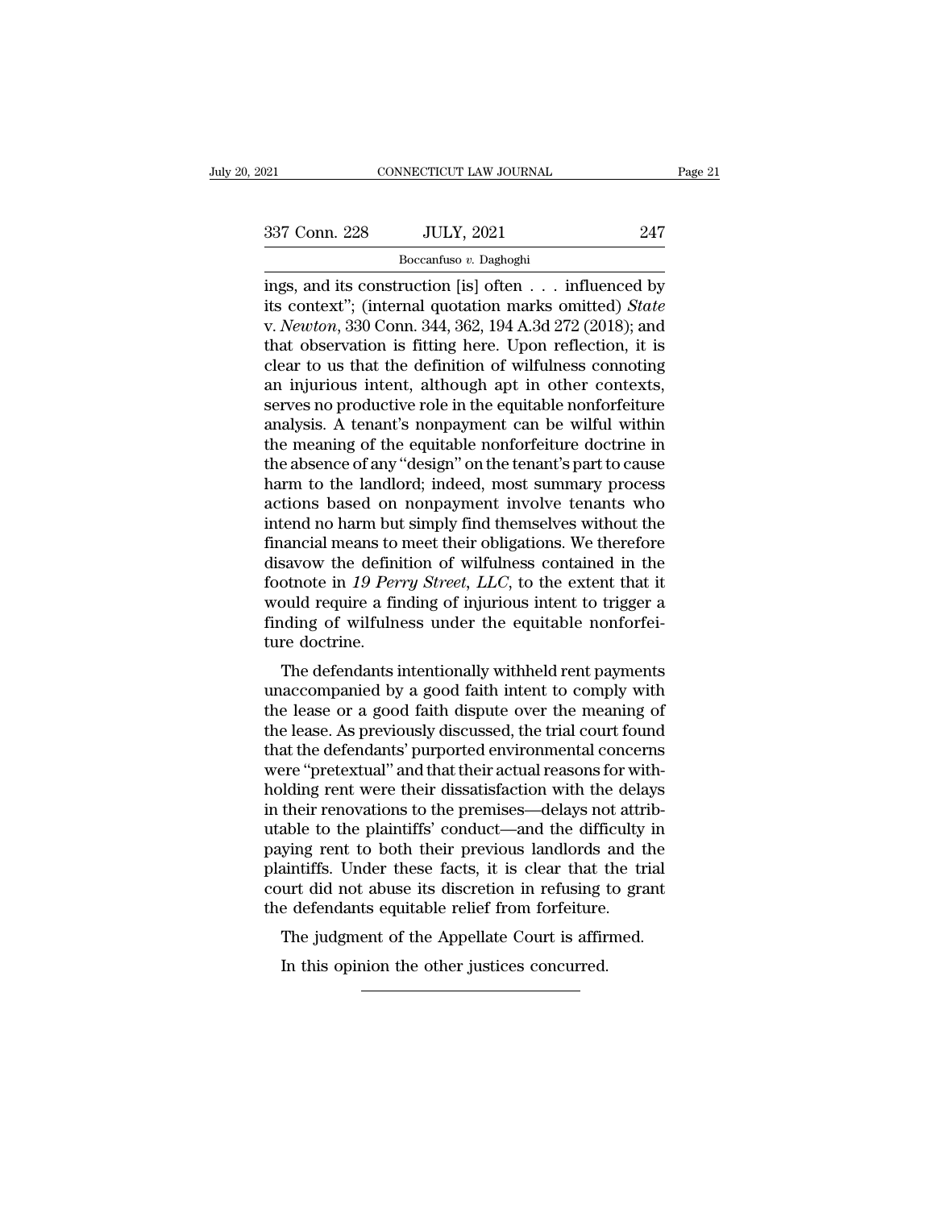ings, and its construction [is] often . . . influenced by its context"; (internal quotation marks omitted) *State* v. *Newton*, 330 Conn. 344, 362, 194 A.3d 272 (2018); and that observation is fitting here. Upon reflection, it is clear to us that the definition of wilfulness connoting an injurious intent, although apt in other contexts, serves no productive role in the equitable nonforfeiture analysis. A tenant's nonpayment can be wilful within the meaning of the equitable nonforfeiture doctrine in the absence of any "design" on the tenant's part to cause harm to the landlord; indeed, most summary process actions based on nonpayment involve tenants who intend no harm but simply find themselves without the financial means to meet their obligations. We therefore disavow the definition of wilfulness contained in the footnote in *19 Perry Street, LLC*, to the extent that it would require a finding of injurious intent to trigger a finding of wilfulness under the equitable nonforfeiture doctrine.

The defendants intentionally withheld rent payments unaccompanied by a good faith intent to comply with the lease or a good faith dispute over the meaning of the lease. As previously discussed, the trial court found that the defendants' purported environmental concerns were "pretextual" and that their actual reasons for withholding rent were their dissatisfaction with the delays in their renovations to the premises—delays not attributable to the plaintiffs' conduct—and the difficulty in paying rent to both their previous landlords and the plaintiffs. Under these facts, it is clear that the trial court did not abuse its discretion in refusing to grant the defendants equitable relief from forfeiture.

The judgment of the Appellate Court is affirmed.

In this opinion the other justices concurred.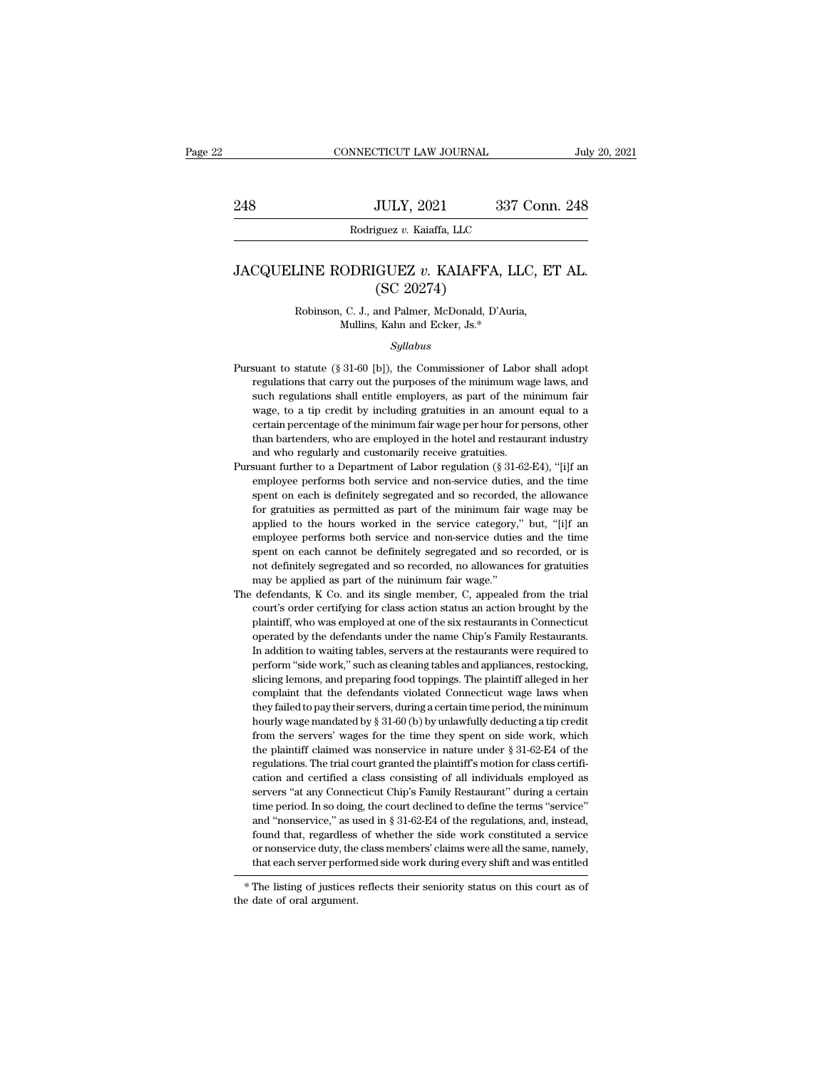# JACQUELINE RODRIGUEZ *v.* KAIAFFA, LLC, ET AL.
## (SC 20274)

Robinson, C. J., and Palmer, McDonald, D'Auria, Mullins, Kahn and Ecker, Js.*

*Syllabus*

Pursuant to statute (§ 31-60 [b]), the Commissioner of Labor shall adopt regulations that carry out the purposes of the minimum wage laws, and such regulations shall entitle employers, as part of the minimum fair wage, to a tip credit by including gratuities in an amount equal to a certain percentage of the minimum fair wage per hour for persons, other than bartenders, who are employed in the hotel and restaurant industry and who regularly and customarily receive gratuities.

Pursuant further to a Department of Labor regulation (§ 31-62-E4), "[i]f an employee performs both service and non-service duties, and the time spent on each is definitely segregated and so recorded, the allowance for gratuities as permitted as part of the minimum fair wage may be applied to the hours worked in the service category," but, "[i]f an employee performs both service and non-service duties and the time spent on each cannot be definitely segregated and so recorded, or is not definitely segregated and so recorded, no allowances for gratuities may be applied as part of the minimum fair wage."

The defendants, K Co. and its single member, C, appealed from the trial court's order certifying for class action status an action brought by the plaintiff, who was employed at one of the six restaurants in Connecticut operated by the defendants under the name Chip's Family Restaurants. In addition to waiting tables, servers at the restaurants were required to perform "side work," such as cleaning tables and appliances, restocking, slicing lemons, and preparing food toppings. The plaintiff alleged in her complaint that the defendants violated Connecticut wage laws when they failed to pay their servers, during a certain time period, the minimum hourly wage mandated by § 31-60 (b) by unlawfully deducting a tip credit from the servers' wages for the time they spent on side work, which the plaintiff claimed was nonservice in nature under § 31-62-E4 of the regulations. The trial court granted the plaintiff's motion for class certification and certified a class consisting of all individuals employed as servers "at any Connecticut Chip's Family Restaurant" during a certain time period. In so doing, the court declined to define the terms "service" and "nonservice," as used in § 31-62-E4 of the regulations, and, instead, found that, regardless of whether the side work constituted a service or nonservice duty, the class members' claims were all the same, namely, that each server performed side work during every shift and was entitled

---

\* The listing of justices reflects their seniority status on this court as of the date of oral argument.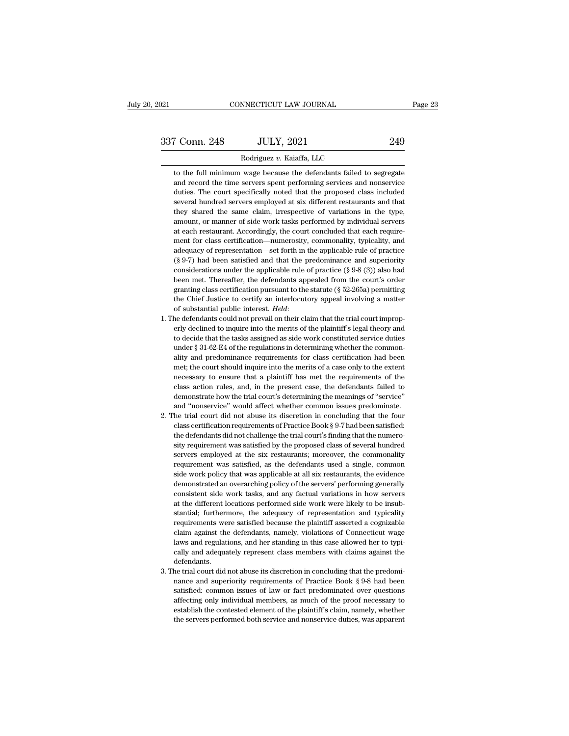to the full minimum wage because the defendants failed to segregate and record the time servers spent performing services and nonservice duties. The court specifically noted that the proposed class included several hundred servers employed at six different restaurants and that they shared the same claim, irrespective of variations in the type, amount, or manner of side work tasks performed by individual servers at each restaurant. Accordingly, the court concluded that each requirement for class certification—numerosity, commonality, typicality, and adequacy of representation—set forth in the applicable rule of practice (§ 9-7) had been satisfied and that the predominance and superiority considerations under the applicable rule of practice (§ 9-8 (3)) also had been met. Thereafter, the defendants appealed from the court's order granting class certification pursuant to the statute (§ 52-265a) permitting the Chief Justice to certify an interlocutory appeal involving a matter of substantial public interest. *Held*:

1. The defendants could not prevail on their claim that the trial court improperly declined to inquire into the merits of the plaintiff's legal theory and to decide that the tasks assigned as side work constituted service duties under § 31-62-E4 of the regulations in determining whether the commonality and predominance requirements for class certification had been met; the court should inquire into the merits of a case only to the extent necessary to ensure that a plaintiff has met the requirements of the class action rules, and, in the present case, the defendants failed to demonstrate how the trial court's determining the meanings of "service" and "nonservice" would affect whether common issues predominate.
2. The trial court did not abuse its discretion in concluding that the four class certification requirements of Practice Book § 9-7 had been satisfied: the defendants did not challenge the trial court's finding that the numerosity requirement was satisfied by the proposed class of several hundred servers employed at the six restaurants; moreover, the commonality requirement was satisfied, as the defendants used a single, common side work policy that was applicable at all six restaurants, the evidence demonstrated an overarching policy of the servers' performing generally consistent side work tasks, and any factual variations in how servers at the different locations performed side work were likely to be insubstantial; furthermore, the adequacy of representation and typicality requirements were satisfied because the plaintiff asserted a cognizable claim against the defendants, namely, violations of Connecticut wage laws and regulations, and her standing in this case allowed her to typically and adequately represent class members with claims against the defendants.
3. The trial court did not abuse its discretion in concluding that the predominance and superiority requirements of Practice Book § 9-8 had been satisfied: common issues of law or fact predominated over questions affecting only individual members, as much of the proof necessary to establish the contested element of the plaintiff's claim, namely, whether the servers performed both service and nonservice duties, was apparent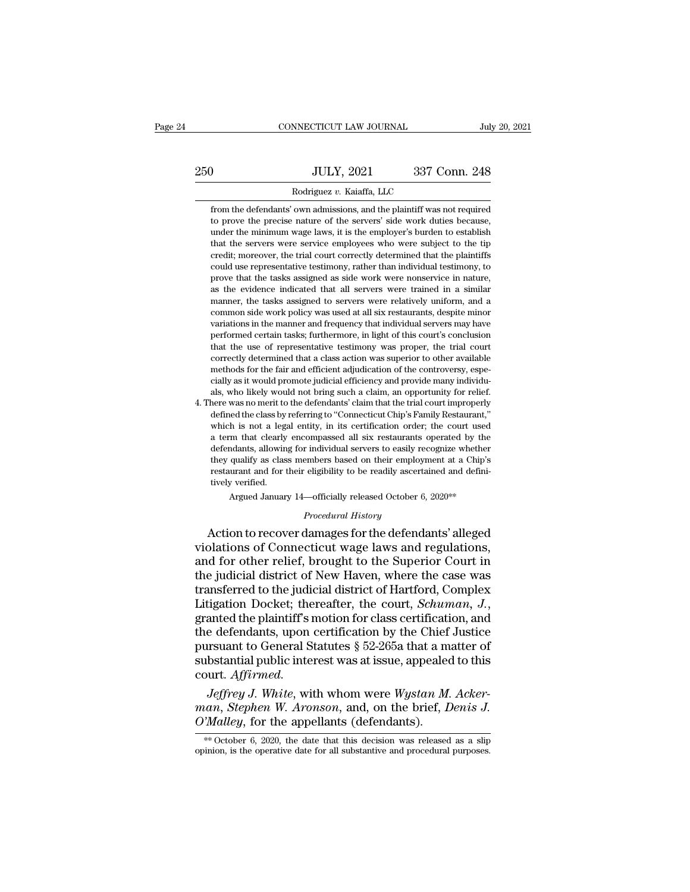from the defendants' own admissions, and the plaintiff was not required to prove the precise nature of the servers' side work duties because, under the minimum wage laws, it is the employer's burden to establish that the servers were service employees who were subject to the tip credit; moreover, the trial court correctly determined that the plaintiffs could use representative testimony, rather than individual testimony, to prove that the tasks assigned as side work were nonservice in nature, as the evidence indicated that all servers were trained in a similar manner, the tasks assigned to servers were relatively uniform, and a common side work policy was used at all six restaurants, despite minor variations in the manner and frequency that individual servers may have performed certain tasks; furthermore, in light of this court's conclusion that the use of representative testimony was proper, the trial court correctly determined that a class action was superior to other available methods for the fair and efficient adjudication of the controversy, especially as it would promote judicial efficiency and provide many individuals, who likely would not bring such a claim, an opportunity for relief.

4. There was no merit to the defendants' claim that the trial court improperly defined the class by referring to "Connecticut Chip's Family Restaurant," which is not a legal entity, in its certification order; the court used a term that clearly encompassed all six restaurants operated by the defendants, allowing for individual servers to easily recognize whether they qualify as class members based on their employment at a Chip's restaurant and for their eligibility to be readily ascertained and definitively verified.

Argued January 14—officially released October 6, 2020**

*Procedural History*

Action to recover damages for the defendants' alleged violations of Connecticut wage laws and regulations, and for other relief, brought to the Superior Court in the judicial district of New Haven, where the case was transferred to the judicial district of Hartford, Complex Litigation Docket; thereafter, the court, *Schuman, J.*, granted the plaintiff's motion for class certification, and the defendants, upon certification by the Chief Justice pursuant to General Statutes § 52-265a that a matter of substantial public interest was at issue, appealed to this court. *Affirmed.*

*Jeffrey J. White*, with whom were *Wystan M. Ackerman*, *Stephen W. Aronson*, and, on the brief, *Denis J. O'Malley*, for the appellants (defendants).

** October 6, 2020, the date that this decision was released as a slip opinion, is the operative date for all substantive and procedural purposes.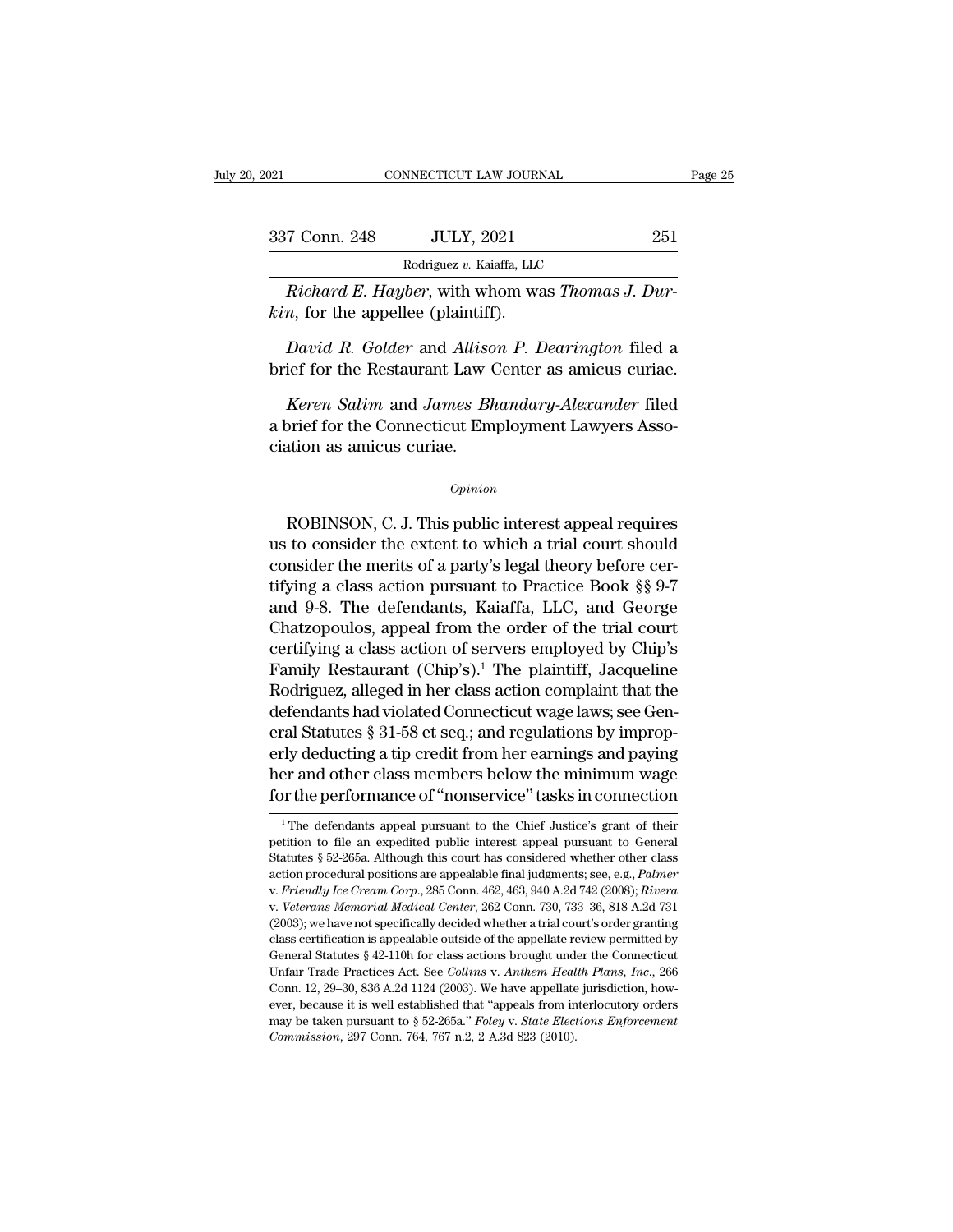*Richard E. Hayber*, with whom was *Thomas J. Durkin*, for the appellee (plaintiff).

*David R. Golder* and *Allison P. Dearington* filed a brief for the Restaurant Law Center as amicus curiae.

*Keren Salim* and *James Bhandary-Alexander* filed a brief for the Connecticut Employment Lawyers Association as amicus curiae.

*Opinion*

ROBINSON, C. J. This public interest appeal requires us to consider the extent to which a trial court should consider the merits of a party's legal theory before certifying a class action pursuant to Practice Book §§ 9-7 and 9-8. The defendants, Kaiaffa, LLC, and George Chatzopoulos, appeal from the order of the trial court certifying a class action of servers employed by Chip's Family Restaurant (Chip's).[1] The plaintiff, Jacqueline Rodriguez, alleged in her class action complaint that the defendants had violated Connecticut wage laws; see General Statutes § 31-58 et seq.; and regulations by improperly deducting a tip credit from her earnings and paying her and other class members below the minimum wage for the performance of "nonservice" tasks in connection

---

[1] The defendants appeal pursuant to the Chief Justice's grant of their petition to file an expedited public interest appeal pursuant to General Statutes § 52-265a. Although this court has considered whether other class action procedural positions are appealable final judgments; see, e.g., *Palmer* v. *Friendly Ice Cream Corp.*, 285 Conn. 462, 463, 940 A.2d 742 (2008); *Rivera* v. *Veterans Memorial Medical Center*, 262 Conn. 730, 733–36, 818 A.2d 731 (2003); we have not specifically decided whether a trial court's order granting class certification is appealable outside of the appellate review permitted by General Statutes § 42-110h for class actions brought under the Connecticut Unfair Trade Practices Act. See *Collins* v. *Anthem Health Plans, Inc.*, 266 Conn. 12, 29–30, 836 A.2d 1124 (2003). We have appellate jurisdiction, however, because it is well established that "appeals from interlocutory orders may be taken pursuant to § 52-265a." *Foley* v. *State Elections Enforcement Commission*, 297 Conn. 764, 767 n.2, 2 A.3d 823 (2010).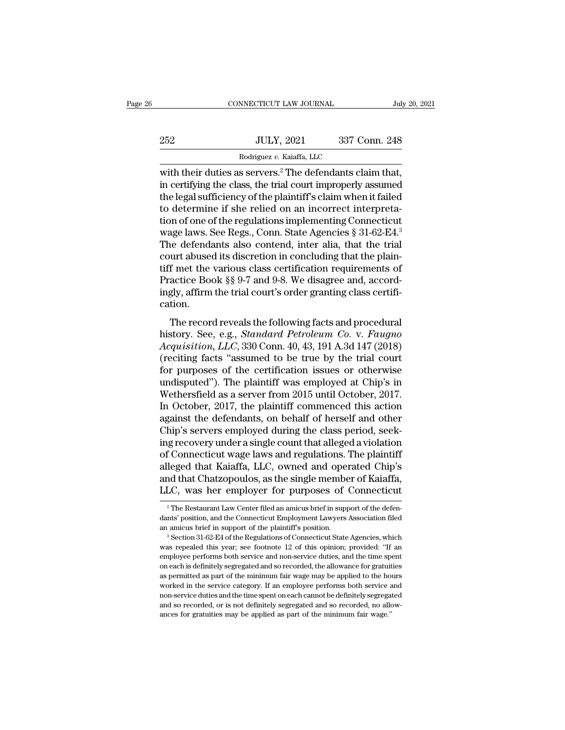with their duties as servers.[2] The defendants claim that, in certifying the class, the trial court improperly assumed the legal sufficiency of the plaintiff's claim when it failed to determine if she relied on an incorrect interpretation of one of the regulations implementing Connecticut wage laws. See Regs., Conn. State Agencies § 31-62-E4.[3] The defendants also contend, inter alia, that the trial court abused its discretion in concluding that the plaintiff met the various class certification requirements of Practice Book §§ 9-7 and 9-8. We disagree and, accordingly, affirm the trial court's order granting class certification.

The record reveals the following facts and procedural history. See, e.g., *Standard Petroleum Co.* v. *Faugno Acquisition, LLC*, 330 Conn. 40, 43, 191 A.3d 147 (2018) (reciting facts "assumed to be true by the trial court for purposes of the certification issues or otherwise undisputed"). The plaintiff was employed at Chip's in Wethersfield as a server from 2015 until October, 2017. In October, 2017, the plaintiff commenced this action against the defendants, on behalf of herself and other Chip's servers employed during the class period, seeking recovery under a single count that alleged a violation of Connecticut wage laws and regulations. The plaintiff alleged that Kaiaffa, LLC, owned and operated Chip's and that Chatzopoulos, as the single member of Kaiaffa, LLC, was her employer for purposes of Connecticut

[2] The Restaurant Law Center filed an amicus brief in support of the defendants' position, and the Connecticut Employment Lawyers Association filed an amicus brief in support of the plaintiff's position.

[3] Section 31-62-E4 of the Regulations of Connecticut State Agencies, which was repealed this year; see footnote 12 of this opinion; provided: "If an employee performs both service and non-service duties, and the time spent on each is definitely segregated and so recorded, the allowance for gratuities as permitted as part of the minimum fair wage may be applied to the hours worked in the service category. If an employee performs both service and non-service duties and the time spent on each cannot be definitely segregated and so recorded, or is not definitely segregated and so recorded, no allowances for gratuities may be applied as part of the minimum fair wage."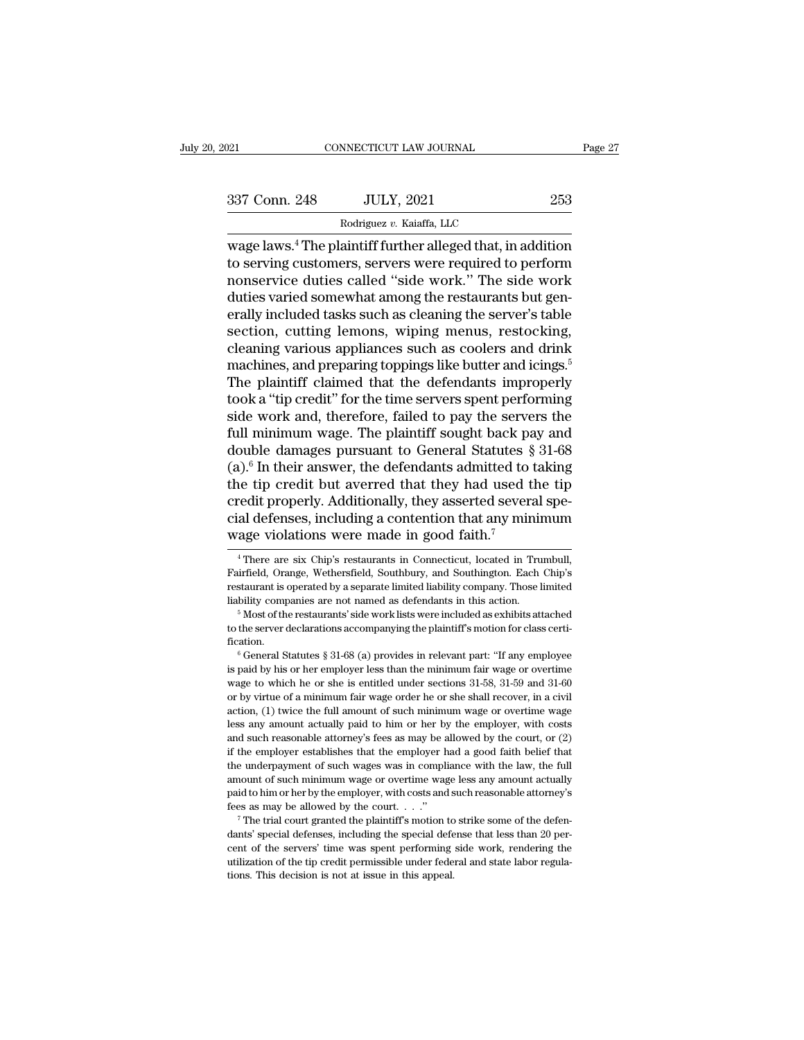wage laws.[4] The plaintiff further alleged that, in addition to serving customers, servers were required to perform nonservice duties called "side work." The side work duties varied somewhat among the restaurants but generally included tasks such as cleaning the server's table section, cutting lemons, wiping menus, restocking, cleaning various appliances such as coolers and drink machines, and preparing toppings like butter and icings.[5] The plaintiff claimed that the defendants improperly took a "tip credit" for the time servers spent performing side work and, therefore, failed to pay the servers the full minimum wage. The plaintiff sought back pay and double damages pursuant to General Statutes § 31-68 (a).[6] In their answer, the defendants admitted to taking the tip credit but averred that they had used the tip credit properly. Additionally, they asserted several special defenses, including a contention that any minimum wage violations were made in good faith.[7]

---

[4] There are six Chip's restaurants in Connecticut, located in Trumbull, Fairfield, Orange, Wethersfield, Southbury, and Southington. Each Chip's restaurant is operated by a separate limited liability company. Those limited liability companies are not named as defendants in this action.

[5] Most of the restaurants' side work lists were included as exhibits attached to the server declarations accompanying the plaintiff's motion for class certification.

[6] General Statutes § 31-68 (a) provides in relevant part: "If any employee is paid by his or her employer less than the minimum fair wage or overtime wage to which he or she is entitled under sections 31-58, 31-59 and 31-60 or by virtue of a minimum fair wage order he or she shall recover, in a civil action, (1) twice the full amount of such minimum wage or overtime wage less any amount actually paid to him or her by the employer, with costs and such reasonable attorney's fees as may be allowed by the court, or (2) if the employer establishes that the employer had a good faith belief that the underpayment of such wages was in compliance with the law, the full amount of such minimum wage or overtime wage less any amount actually paid to him or her by the employer, with costs and such reasonable attorney's fees as may be allowed by the court. . . ."

[7] The trial court granted the plaintiff's motion to strike some of the defendants' special defenses, including the special defense that less than 20 percent of the servers' time was spent performing side work, rendering the utilization of the tip credit permissible under federal and state labor regulations. This decision is not at issue in this appeal.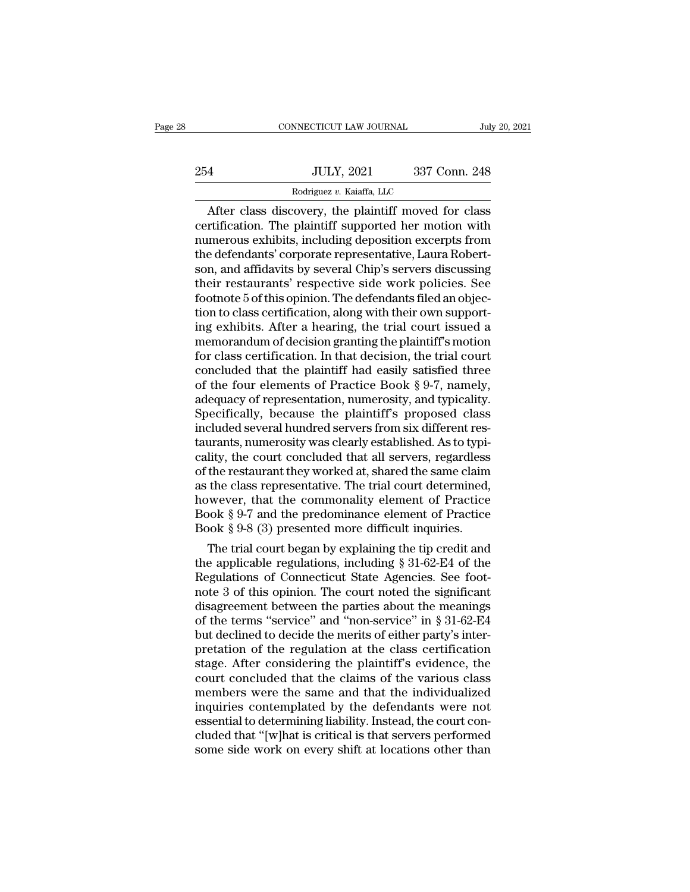After class discovery, the plaintiff moved for class certification. The plaintiff supported her motion with numerous exhibits, including deposition excerpts from the defendants' corporate representative, Laura Robertson, and affidavits by several Chip's servers discussing their restaurants' respective side work policies. See footnote 5 of this opinion. The defendants filed an objection to class certification, along with their own supporting exhibits. After a hearing, the trial court issued a memorandum of decision granting the plaintiff's motion for class certification. In that decision, the trial court concluded that the plaintiff had easily satisfied three of the four elements of Practice Book § 9-7, namely, adequacy of representation, numerosity, and typicality. Specifically, because the plaintiff's proposed class included several hundred servers from six different restaurants, numerosity was clearly established. As to typicality, the court concluded that all servers, regardless of the restaurant they worked at, shared the same claim as the class representative. The trial court determined, however, that the commonality element of Practice Book § 9-7 and the predominance element of Practice Book § 9-8 (3) presented more difficult inquiries.

The trial court began by explaining the tip credit and the applicable regulations, including § 31-62-E4 of the Regulations of Connecticut State Agencies. See footnote 3 of this opinion. The court noted the significant disagreement between the parties about the meanings of the terms "service" and "non-service" in § 31-62-E4 but declined to decide the merits of either party's interpretation of the regulation at the class certification stage. After considering the plaintiff's evidence, the court concluded that the claims of the various class members were the same and that the individualized inquiries contemplated by the defendants were not essential to determining liability. Instead, the court concluded that "[w]hat is critical is that servers performed some side work on every shift at locations other than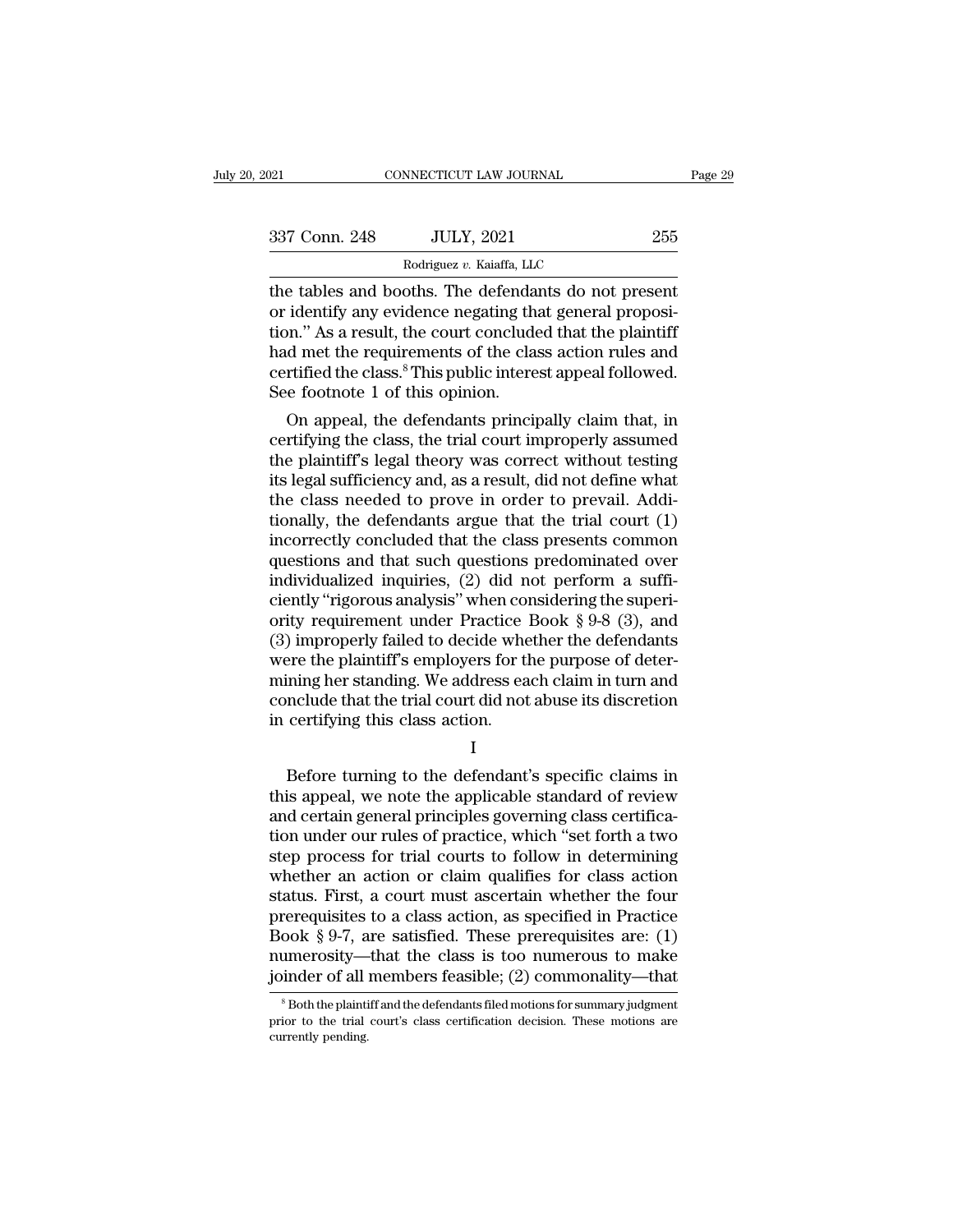the tables and booths. The defendants do not present or identify any evidence negating that general proposition." As a result, the court concluded that the plaintiff had met the requirements of the class action rules and certified the class.[8] This public interest appeal followed. See footnote 1 of this opinion.

On appeal, the defendants principally claim that, in certifying the class, the trial court improperly assumed the plaintiff's legal theory was correct without testing its legal sufficiency and, as a result, did not define what the class needed to prove in order to prevail. Additionally, the defendants argue that the trial court (1) incorrectly concluded that the class presents common questions and that such questions predominated over individualized inquiries, (2) did not perform a sufficiently "rigorous analysis" when considering the superiority requirement under Practice Book § 9-8 (3), and (3) improperly failed to decide whether the defendants were the plaintiff's employers for the purpose of determining her standing. We address each claim in turn and conclude that the trial court did not abuse its discretion in certifying this class action.

I

Before turning to the defendant's specific claims in this appeal, we note the applicable standard of review and certain general principles governing class certification under our rules of practice, which "set forth a two step process for trial courts to follow in determining whether an action or claim qualifies for class action status. First, a court must ascertain whether the four prerequisites to a class action, as specified in Practice Book § 9-7, are satisfied. These prerequisites are: (1) numerosity—that the class is too numerous to make joinder of all members feasible; (2) commonality—that

[8] Both the plaintiff and the defendants filed motions for summary judgment prior to the trial court's class certification decision. These motions are currently pending.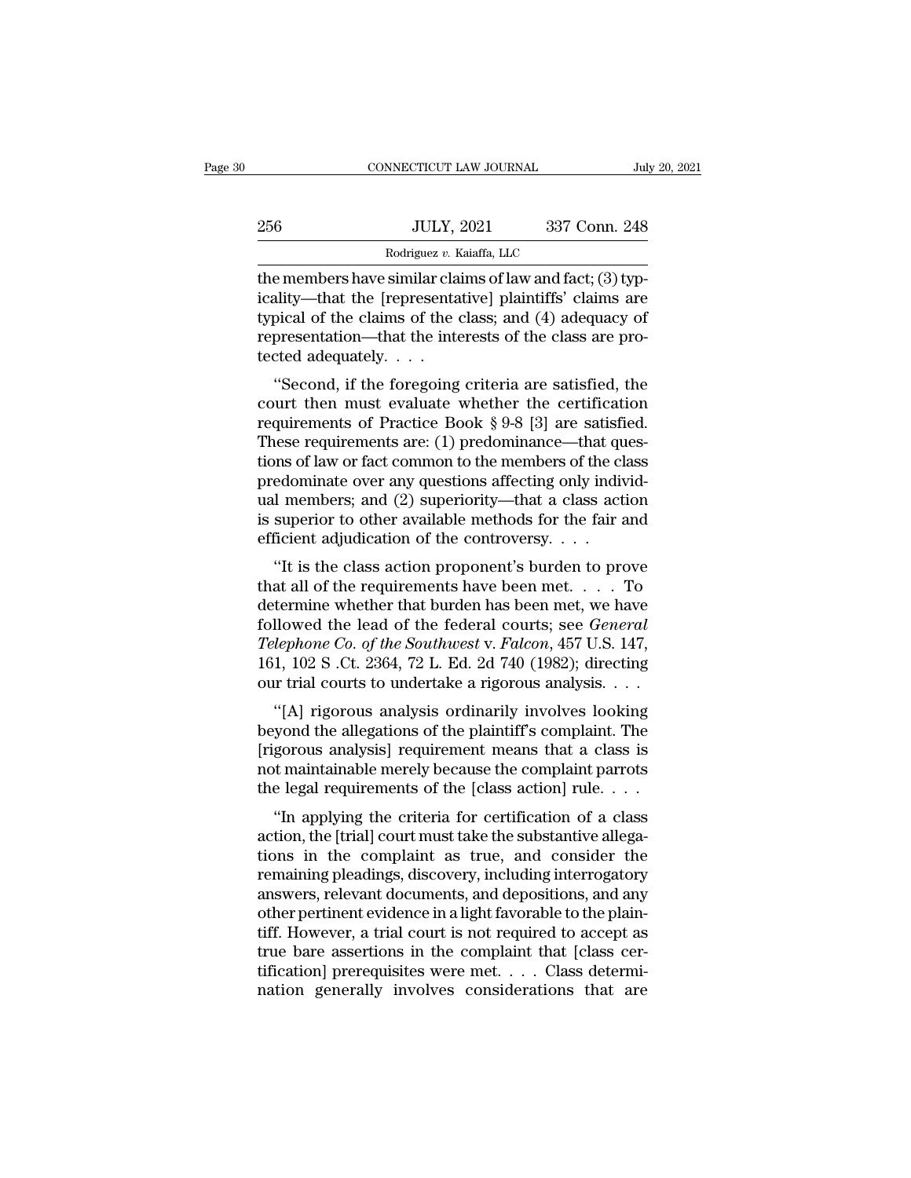the members have similar claims of law and fact; (3) typicality—that the [representative] plaintiffs' claims are typical of the claims of the class; and (4) adequacy of representation—that the interests of the class are protected adequately. . . .

"Second, if the foregoing criteria are satisfied, the court then must evaluate whether the certification requirements of Practice Book § 9-8 [3] are satisfied. These requirements are: (1) predominance—that questions of law or fact common to the members of the class predominate over any questions affecting only individual members; and (2) superiority—that a class action is superior to other available methods for the fair and efficient adjudication of the controversy. . . .

"It is the class action proponent's burden to prove that all of the requirements have been met. . . . To determine whether that burden has been met, we have followed the lead of the federal courts; see *General Telephone Co. of the Southwest* v. *Falcon*, 457 U.S. 147, 161, 102 S .Ct. 2364, 72 L. Ed. 2d 740 (1982); directing our trial courts to undertake a rigorous analysis. . . .

"[A] rigorous analysis ordinarily involves looking beyond the allegations of the plaintiff's complaint. The [rigorous analysis] requirement means that a class is not maintainable merely because the complaint parrots the legal requirements of the [class action] rule. . . .

"In applying the criteria for certification of a class action, the [trial] court must take the substantive allegations in the complaint as true, and consider the remaining pleadings, discovery, including interrogatory answers, relevant documents, and depositions, and any other pertinent evidence in a light favorable to the plaintiff. However, a trial court is not required to accept as true bare assertions in the complaint that [class certification] prerequisites were met. . . . Class determination generally involves considerations that are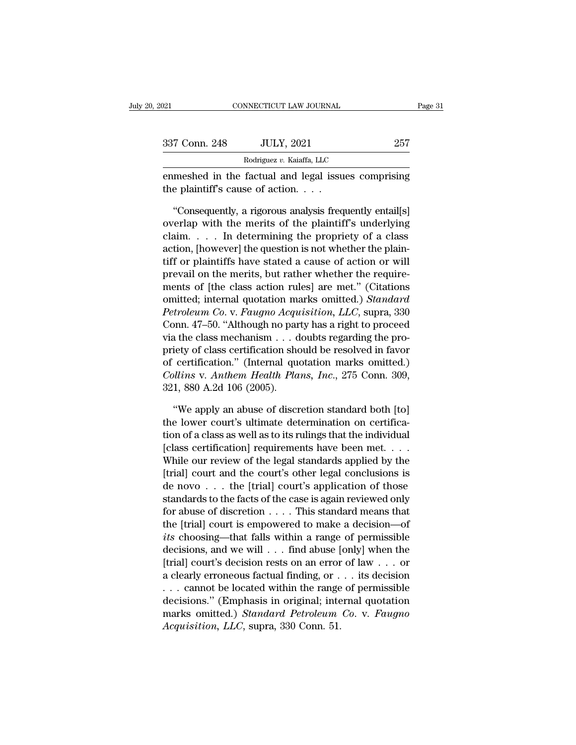enmeshed in the factual and legal issues comprising the plaintiff's cause of action. . . .

"Consequently, a rigorous analysis frequently entail[s] overlap with the merits of the plaintiff's underlying claim. . . . In determining the propriety of a class action, [however] the question is not whether the plaintiff or plaintiffs have stated a cause of action or will prevail on the merits, but rather whether the requirements of [the class action rules] are met." (Citations omitted; internal quotation marks omitted.) *Standard Petroleum Co.* v. *Faugno Acquisition, LLC*, supra, 330 Conn. 47–50. "Although no party has a right to proceed via the class mechanism . . . doubts regarding the propriety of class certification should be resolved in favor of certification." (Internal quotation marks omitted.) *Collins* v. *Anthem Health Plans, Inc.*, 275 Conn. 309, 321, 880 A.2d 106 (2005).

"We apply an abuse of discretion standard both [to] the lower court's ultimate determination on certification of a class as well as to its rulings that the individual [class certification] requirements have been met. . . . While our review of the legal standards applied by the [trial] court and the court's other legal conclusions is de novo . . . the [trial] court's application of those standards to the facts of the case is again reviewed only for abuse of discretion . . . . This standard means that the [trial] court is empowered to make a decision—of *its* choosing—that falls within a range of permissible decisions, and we will . . . find abuse [only] when the [trial] court's decision rests on an error of law . . . or a clearly erroneous factual finding, or . . . its decision . . . cannot be located within the range of permissible decisions." (Emphasis in original; internal quotation marks omitted.) *Standard Petroleum Co.* v. *Faugno Acquisition, LLC*, supra, 330 Conn. 51.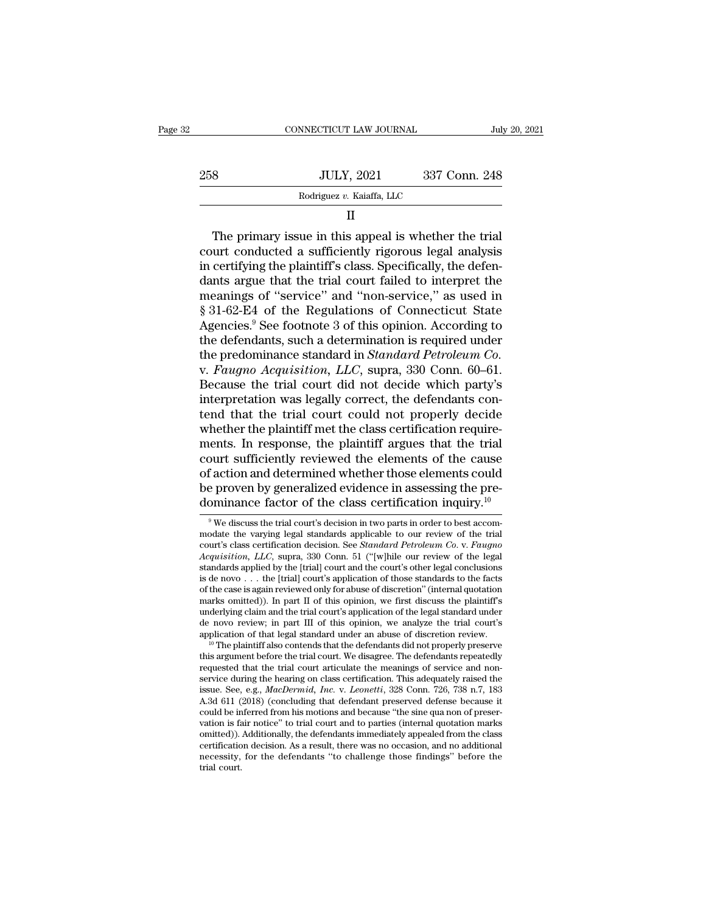II

The primary issue in this appeal is whether the trial court conducted a sufficiently rigorous legal analysis in certifying the plaintiff's class. Specifically, the defendants argue that the trial court failed to interpret the meanings of "service" and "non-service," as used in § 31-62-E4 of the Regulations of Connecticut State Agencies.[9] See footnote 3 of this opinion. According to the defendants, such a determination is required under the predominance standard in *Standard Petroleum Co.* v. *Faugno Acquisition, LLC*, supra, 330 Conn. 60–61. Because the trial court did not decide which party's interpretation was legally correct, the defendants contend that the trial court could not properly decide whether the plaintiff met the class certification requirements. In response, the plaintiff argues that the trial court sufficiently reviewed the elements of the cause of action and determined whether those elements could be proven by generalized evidence in assessing the predominance factor of the class certification inquiry.[10]

[9] We discuss the trial court's decision in two parts in order to best accommodate the varying legal standards applicable to our review of the trial court's class certification decision. See *Standard Petroleum Co.* v. *Faugno Acquisition, LLC*, supra, 330 Conn. 51 ("[w]hile our review of the legal standards applied by the [trial] court and the court's other legal conclusions is de novo . . . the [trial] court's application of those standards to the facts of the case is again reviewed only for abuse of discretion" (internal quotation marks omitted)). In part II of this opinion, we first discuss the plaintiff's underlying claim and the trial court's application of the legal standard under de novo review; in part III of this opinion, we analyze the trial court's application of that legal standard under an abuse of discretion review.

[10] The plaintiff also contends that the defendants did not properly preserve this argument before the trial court. We disagree. The defendants repeatedly requested that the trial court articulate the meanings of service and non-service during the hearing on class certification. This adequately raised the issue. See, e.g., *MacDermid, Inc.* v. *Leonetti*, 328 Conn. 726, 738 n.7, 183 A.3d 611 (2018) (concluding that defendant preserved defense because it could be inferred from his motions and because "the sine qua non of preservation is fair notice" to trial court and to parties (internal quotation marks omitted)). Additionally, the defendants immediately appealed from the class certification decision. As a result, there was no occasion, and no additional necessity, for the defendants "to challenge those findings" before the trial court.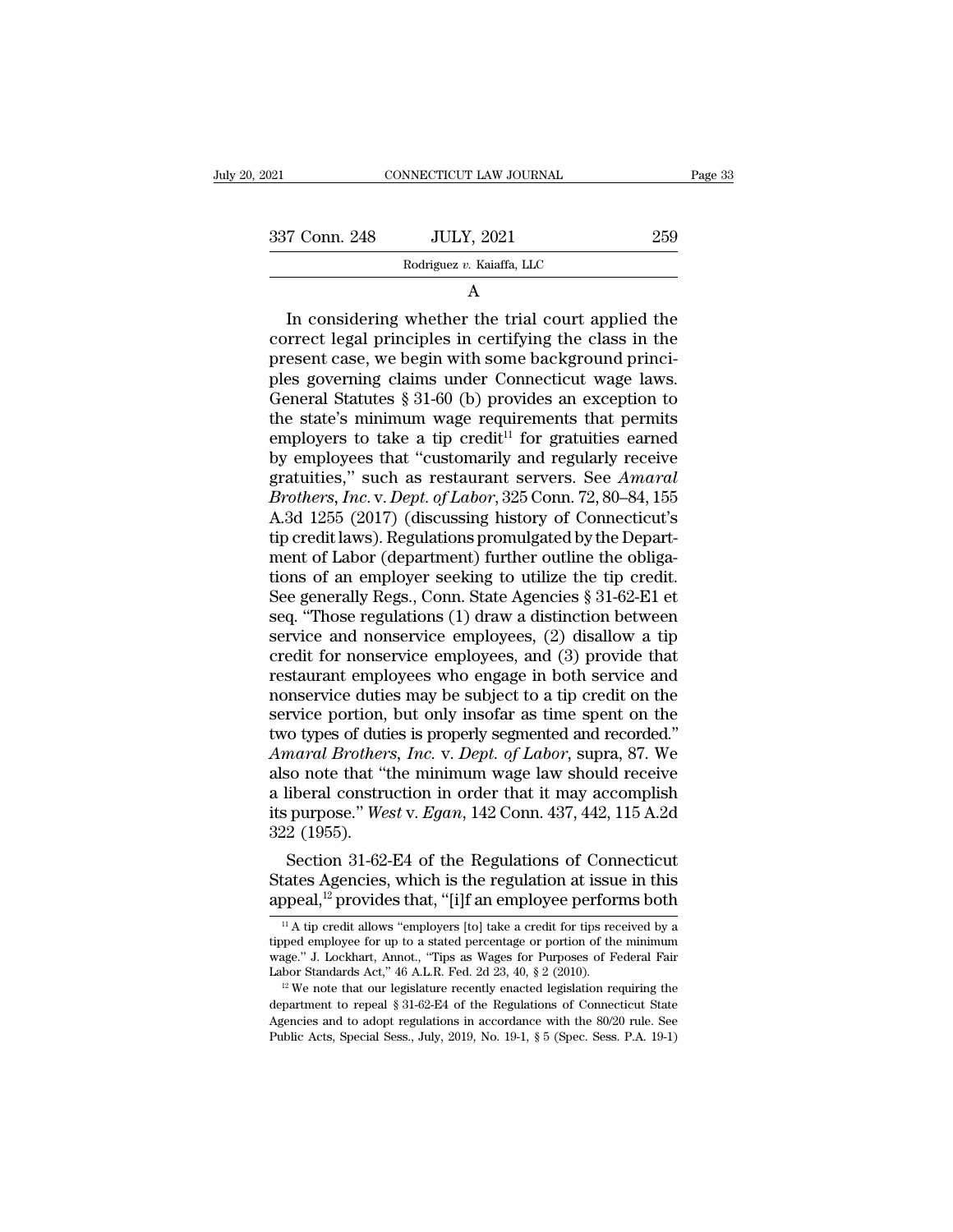A

In considering whether the trial court applied the correct legal principles in certifying the class in the present case, we begin with some background principles governing claims under Connecticut wage laws. General Statutes § 31-60 (b) provides an exception to the state's minimum wage requirements that permits employers to take a tip credit[11] for gratuities earned by employees that "customarily and regularly receive gratuities," such as restaurant servers. See *Amaral Brothers, Inc.* v. *Dept. of Labor*, 325 Conn. 72, 80–84, 155 A.3d 1255 (2017) (discussing history of Connecticut's tip credit laws). Regulations promulgated by the Department of Labor (department) further outline the obligations of an employer seeking to utilize the tip credit. See generally Regs., Conn. State Agencies § 31-62-E1 et seq. "Those regulations (1) draw a distinction between service and nonservice employees, (2) disallow a tip credit for nonservice employees, and (3) provide that restaurant employees who engage in both service and nonservice duties may be subject to a tip credit on the service portion, but only insofar as time spent on the two types of duties is properly segmented and recorded." *Amaral Brothers, Inc.* v. *Dept. of Labor*, supra, 87. We also note that "the minimum wage law should receive a liberal construction in order that it may accomplish its purpose." *West* v. *Egan*, 142 Conn. 437, 442, 115 A.2d 322 (1955).

Section 31-62-E4 of the Regulations of Connecticut States Agencies, which is the regulation at issue in this appeal,[12] provides that, "[i]f an employee performs both

[11] A tip credit allows "employers [to] take a credit for tips received by a tipped employee for up to a stated percentage or portion of the minimum wage." J. Lockhart, Annot., "Tips as Wages for Purposes of Federal Fair Labor Standards Act," 46 A.L.R. Fed. 2d 23, 40, § 2 (2010).

[12] We note that our legislature recently enacted legislation requiring the department to repeal § 31-62-E4 of the Regulations of Connecticut State Agencies and to adopt regulations in accordance with the 80/20 rule. See Public Acts, Special Sess., July, 2019, No. 19-1, § 5 (Spec. Sess. P.A. 19-1)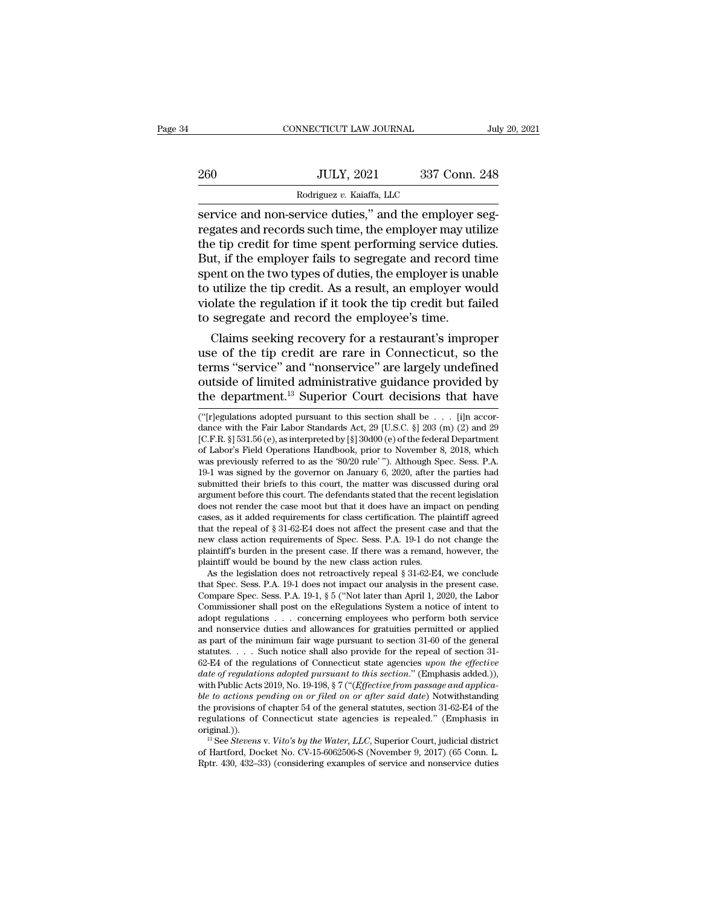service and non-service duties," and the employer segregates and records such time, the employer may utilize the tip credit for time spent performing service duties. But, if the employer fails to segregate and record time spent on the two types of duties, the employer is unable to utilize the tip credit. As a result, an employer would violate the regulation if it took the tip credit but failed to segregate and record the employee's time.

Claims seeking recovery for a restaurant's improper use of the tip credit are rare in Connecticut, so the terms "service" and "nonservice" are largely undefined outside of limited administrative guidance provided by the department.[13] Superior Court decisions that have

("[r]egulations adopted pursuant to this section shall be . . . [i]n accordance with the Fair Labor Standards Act, 29 [U.S.C. §] 203 (m) (2) and 29 [C.F.R. §] 531.56 (e), as interpreted by [§] 30d00 (e) of the federal Department of Labor's Field Operations Handbook, prior to November 8, 2018, which was previously referred to as the '80/20 rule' "). Although Spec. Sess. P.A. 19-1 was signed by the governor on January 6, 2020, after the parties had submitted their briefs to this court, the matter was discussed during oral argument before this court. The defendants stated that the recent legislation does not render the case moot but that it does have an impact on pending cases, as it added requirements for class certification. The plaintiff agreed that the repeal of § 31-62-E4 does not affect the present case and that the new class action requirements of Spec. Sess. P.A. 19-1 do not change the plaintiff's burden in the present case. If there was a remand, however, the plaintiff would be bound by the new class action rules.

As the legislation does not retroactively repeal § 31-62-E4, we conclude that Spec. Sess. P.A. 19-1 does not impact our analysis in the present case. Compare Spec. Sess. P.A. 19-1, § 5 ("Not later than April 1, 2020, the Labor Commissioner shall post on the eRegulations System a notice of intent to adopt regulations . . . concerning employees who perform both service and nonservice duties and allowances for gratuities permitted or applied as part of the minimum fair wage pursuant to section 31-60 of the general statutes. . . . Such notice shall also provide for the repeal of section 31-62-E4 of the regulations of Connecticut state agencies *upon the effective date of regulations adopted pursuant to this section*." (Emphasis added.)), with Public Acts 2019, No. 19-198, § 7 ("(*Effective from passage and applicable to actions pending on or filed on or after said date*) Notwithstanding the provisions of chapter 54 of the general statutes, section 31-62-E4 of the regulations of Connecticut state agencies is repealed." (Emphasis in original.)).

[13] See *Stevens* v. *Vito's by the Water, LLC*, Superior Court, judicial district of Hartford, Docket No. CV-15-6062506-S (November 9, 2017) (65 Conn. L. Rptr. 430, 432–33) (considering examples of service and nonservice duties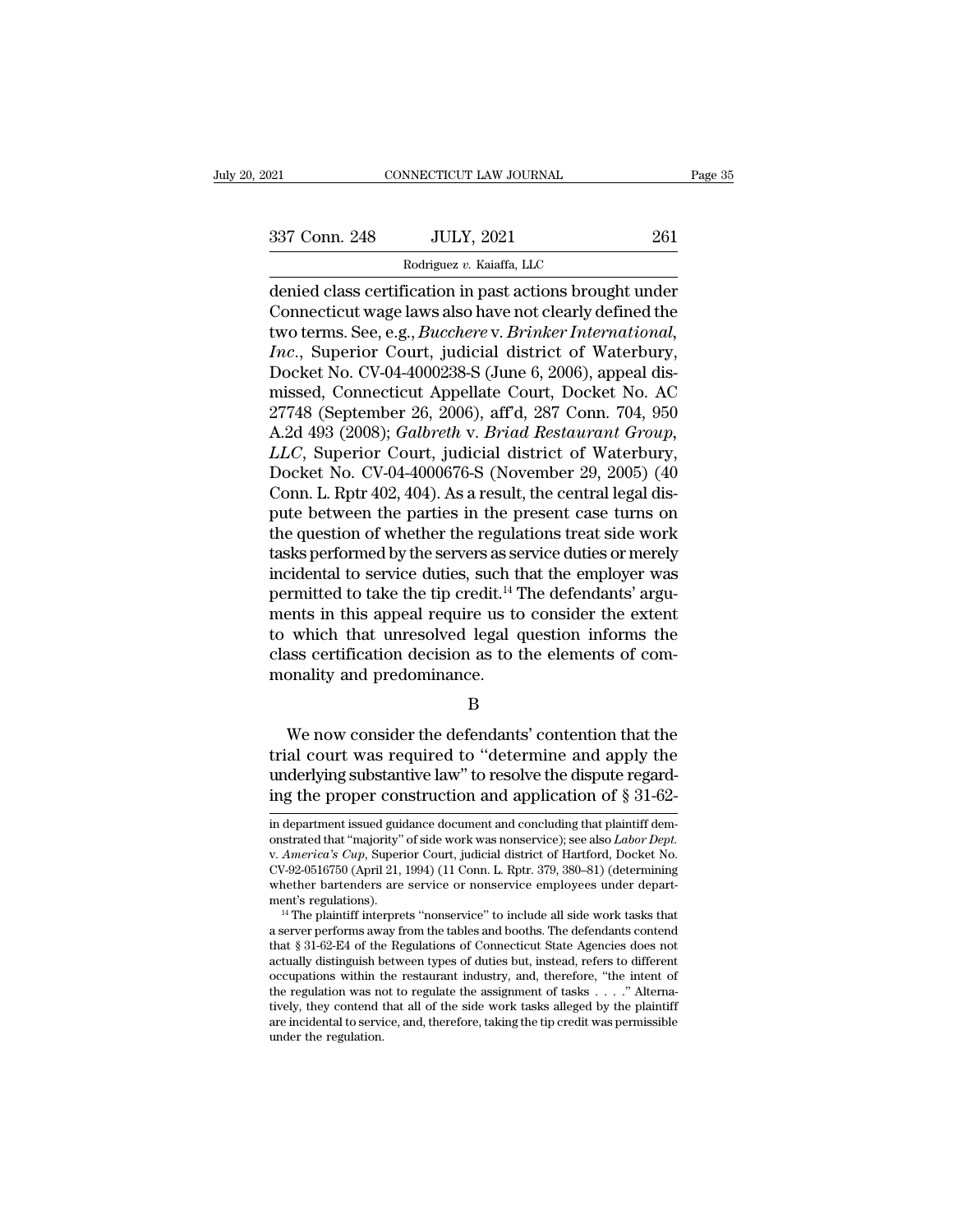denied class certification in past actions brought under Connecticut wage laws also have not clearly defined the two terms. See, e.g., *Bucchere* v. *Brinker International, Inc.*, Superior Court, judicial district of Waterbury, Docket No. CV-04-4000238-S (June 6, 2006), appeal dismissed, Connecticut Appellate Court, Docket No. AC 27748 (September 26, 2006), aff'd, 287 Conn. 704, 950 A.2d 493 (2008); *Galbreth* v. *Briad Restaurant Group, LLC*, Superior Court, judicial district of Waterbury, Docket No. CV-04-4000676-S (November 29, 2005) (40 Conn. L. Rptr 402, 404). As a result, the central legal dispute between the parties in the present case turns on the question of whether the regulations treat side work tasks performed by the servers as service duties or merely incidental to service duties, such that the employer was permitted to take the tip credit.[14] The defendants' arguments in this appeal require us to consider the extent to which that unresolved legal question informs the class certification decision as to the elements of commonality and predominance.

B

We now consider the defendants' contention that the trial court was required to "determine and apply the underlying substantive law" to resolve the dispute regarding the proper construction and application of § 31-62-

in department issued guidance document and concluding that plaintiff demonstrated that "majority" of side work was nonservice); see also *Labor Dept.* v. *America's Cup*, Superior Court, judicial district of Hartford, Docket No. CV-92-0516750 (April 21, 1994) (11 Conn. L. Rptr. 379, 380–81) (determining whether bartenders are service or nonservice employees under department's regulations).

[14] The plaintiff interprets "nonservice" to include all side work tasks that a server performs away from the tables and booths. The defendants contend that § 31-62-E4 of the Regulations of Connecticut State Agencies does not actually distinguish between types of duties but, instead, refers to different occupations within the restaurant industry, and, therefore, "the intent of the regulation was not to regulate the assignment of tasks . . . ." Alternatively, they contend that all of the side work tasks alleged by the plaintiff are incidental to service, and, therefore, taking the tip credit was permissible under the regulation.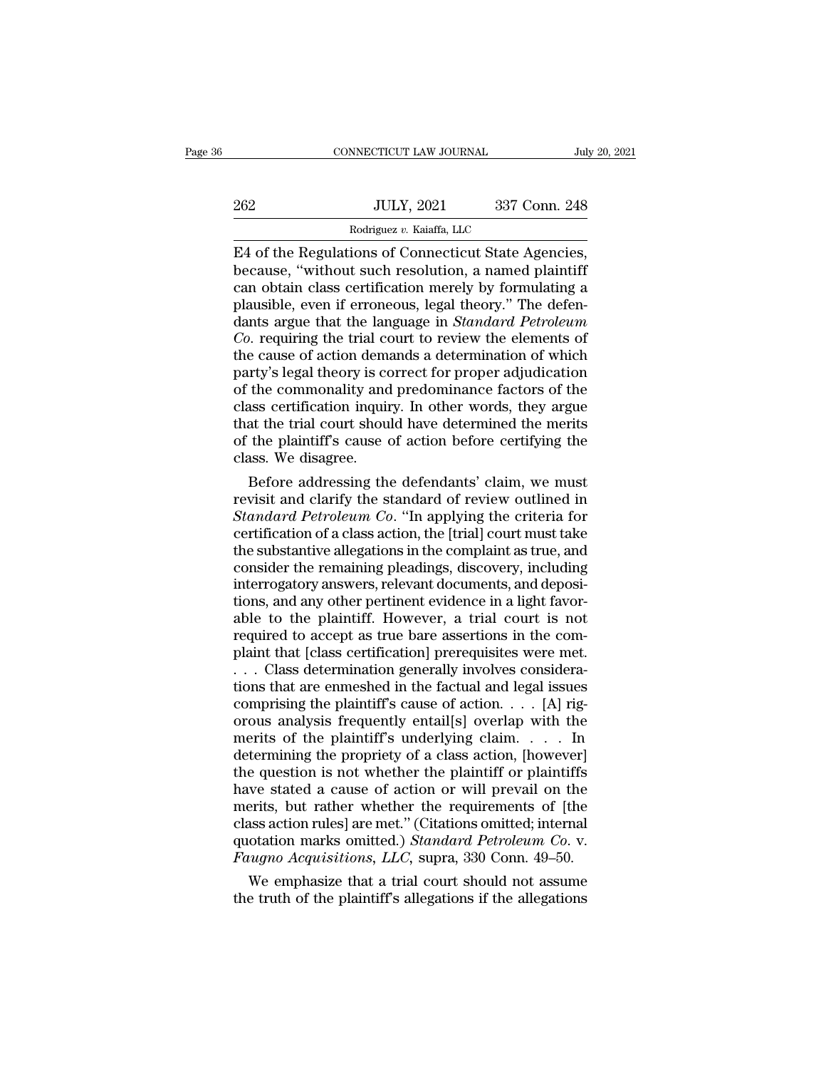E4 of the Regulations of Connecticut State Agencies, because, "without such resolution, a named plaintiff can obtain class certification merely by formulating a plausible, even if erroneous, legal theory." The defendants argue that the language in *Standard Petroleum Co.* requiring the trial court to review the elements of the cause of action demands a determination of which party's legal theory is correct for proper adjudication of the commonality and predominance factors of the class certification inquiry. In other words, they argue that the trial court should have determined the merits of the plaintiff's cause of action before certifying the class. We disagree.

Before addressing the defendants' claim, we must revisit and clarify the standard of review outlined in *Standard Petroleum Co.* "In applying the criteria for certification of a class action, the [trial] court must take the substantive allegations in the complaint as true, and consider the remaining pleadings, discovery, including interrogatory answers, relevant documents, and depositions, and any other pertinent evidence in a light favorable to the plaintiff. However, a trial court is not required to accept as true bare assertions in the complaint that [class certification] prerequisites were met. . . . Class determination generally involves considerations that are enmeshed in the factual and legal issues comprising the plaintiff's cause of action. . . . [A] rigorous analysis frequently entail[s] overlap with the merits of the plaintiff's underlying claim. . . . In determining the propriety of a class action, [however] the question is not whether the plaintiff or plaintiffs have stated a cause of action or will prevail on the merits, but rather whether the requirements of [the class action rules] are met." (Citations omitted; internal quotation marks omitted.) *Standard Petroleum Co.* v. *Faugno Acquisitions, LLC*, supra, 330 Conn. 49–50.

We emphasize that a trial court should not assume the truth of the plaintiff's allegations if the allegations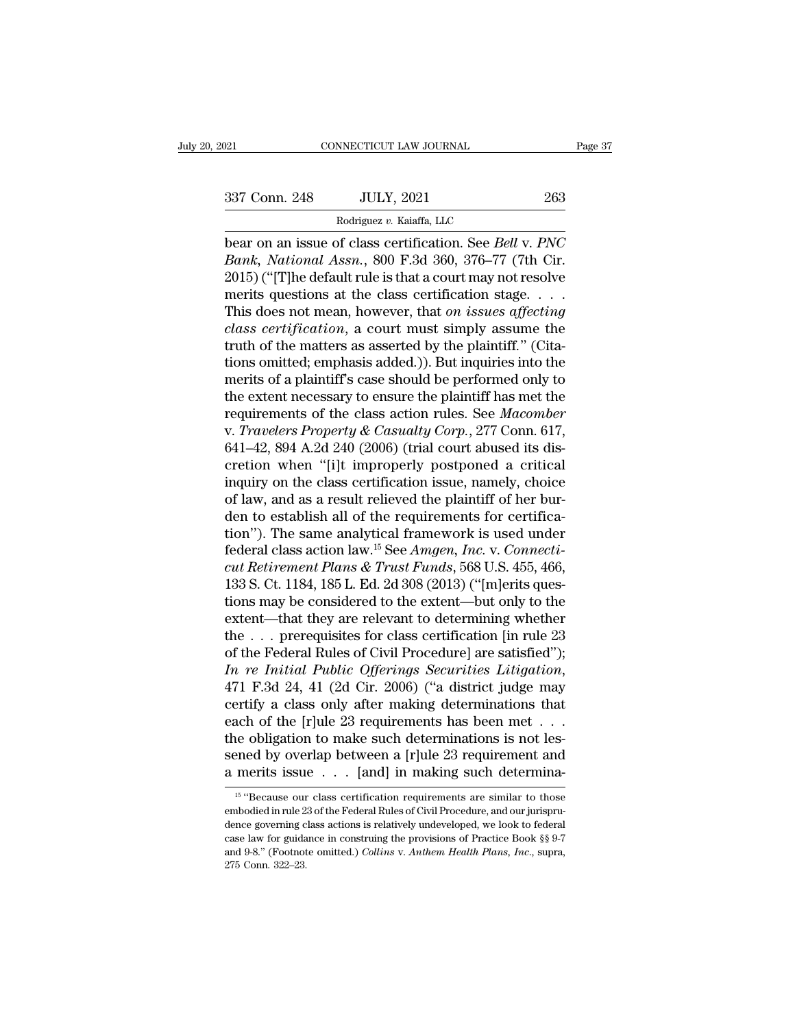bear on an issue of class certification. See *Bell* v. *PNC Bank, National Assn.*, 800 F.3d 360, 376–77 (7th Cir. 2015) ("[T]he default rule is that a court may not resolve merits questions at the class certification stage. . . . This does not mean, however, that *on issues affecting class certification*, a court must simply assume the truth of the matters as asserted by the plaintiff." (Citations omitted; emphasis added.)). But inquiries into the merits of a plaintiff's case should be performed only to the extent necessary to ensure the plaintiff has met the requirements of the class action rules. See *Macomber* v. *Travelers Property & Casualty Corp.*, 277 Conn. 617, 641–42, 894 A.2d 240 (2006) (trial court abused its discretion when "[i]t improperly postponed a critical inquiry on the class certification issue, namely, choice of law, and as a result relieved the plaintiff of her burden to establish all of the requirements for certification"). The same analytical framework is used under federal class action law.[15] See *Amgen, Inc.* v. *Connecticut Retirement Plans & Trust Funds*, 568 U.S. 455, 466, 133 S. Ct. 1184, 185 L. Ed. 2d 308 (2013) ("[m]erits questions may be considered to the extent—but only to the extent—that they are relevant to determining whether the . . . prerequisites for class certification [in rule 23 of the Federal Rules of Civil Procedure] are satisfied"); *In re Initial Public Offerings Securities Litigation*, 471 F.3d 24, 41 (2d Cir. 2006) ("a district judge may certify a class only after making determinations that each of the [r]ule 23 requirements has been met . . . the obligation to make such determinations is not lessened by overlap between a [r]ule 23 requirement and a merits issue . . . [and] in making such determina-

---

[15] "Because our class certification requirements are similar to those embodied in rule 23 of the Federal Rules of Civil Procedure, and our jurisprudence governing class actions is relatively undeveloped, we look to federal case law for guidance in construing the provisions of Practice Book §§ 9-7 and 9-8." (Footnote omitted.) *Collins* v. *Anthem Health Plans, Inc.*, supra, 275 Conn. 322–23.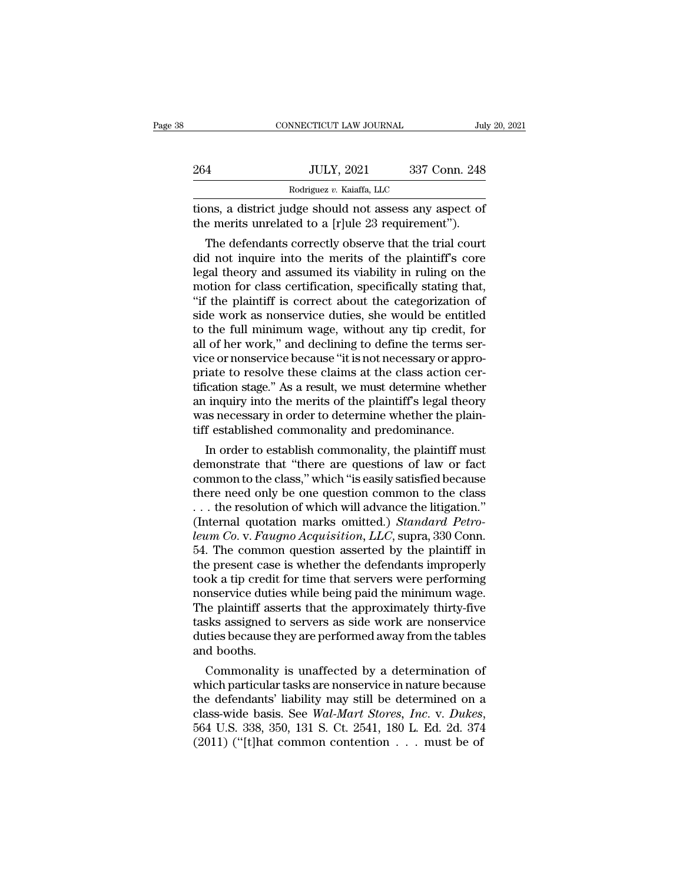tions, a district judge should not assess any aspect of the merits unrelated to a [r]ule 23 requirement").

The defendants correctly observe that the trial court did not inquire into the merits of the plaintiff's core legal theory and assumed its viability in ruling on the motion for class certification, specifically stating that, "if the plaintiff is correct about the categorization of side work as nonservice duties, she would be entitled to the full minimum wage, without any tip credit, for all of her work," and declining to define the terms service or nonservice because "it is not necessary or appropriate to resolve these claims at the class action certification stage." As a result, we must determine whether an inquiry into the merits of the plaintiff's legal theory was necessary in order to determine whether the plaintiff established commonality and predominance.

In order to establish commonality, the plaintiff must demonstrate that "there are questions of law or fact common to the class," which "is easily satisfied because there need only be one question common to the class . . . the resolution of which will advance the litigation." (Internal quotation marks omitted.) *Standard Petroleum Co.* v. *Faugno Acquisition, LLC*, supra, 330 Conn. 54. The common question asserted by the plaintiff in the present case is whether the defendants improperly took a tip credit for time that servers were performing nonservice duties while being paid the minimum wage. The plaintiff asserts that the approximately thirty-five tasks assigned to servers as side work are nonservice duties because they are performed away from the tables and booths.

Commonality is unaffected by a determination of which particular tasks are nonservice in nature because the defendants' liability may still be determined on a class-wide basis. See *Wal-Mart Stores, Inc.* v. *Dukes*, 564 U.S. 338, 350, 131 S. Ct. 2541, 180 L. Ed. 2d. 374 (2011) ("[t]hat common contention . . . must be of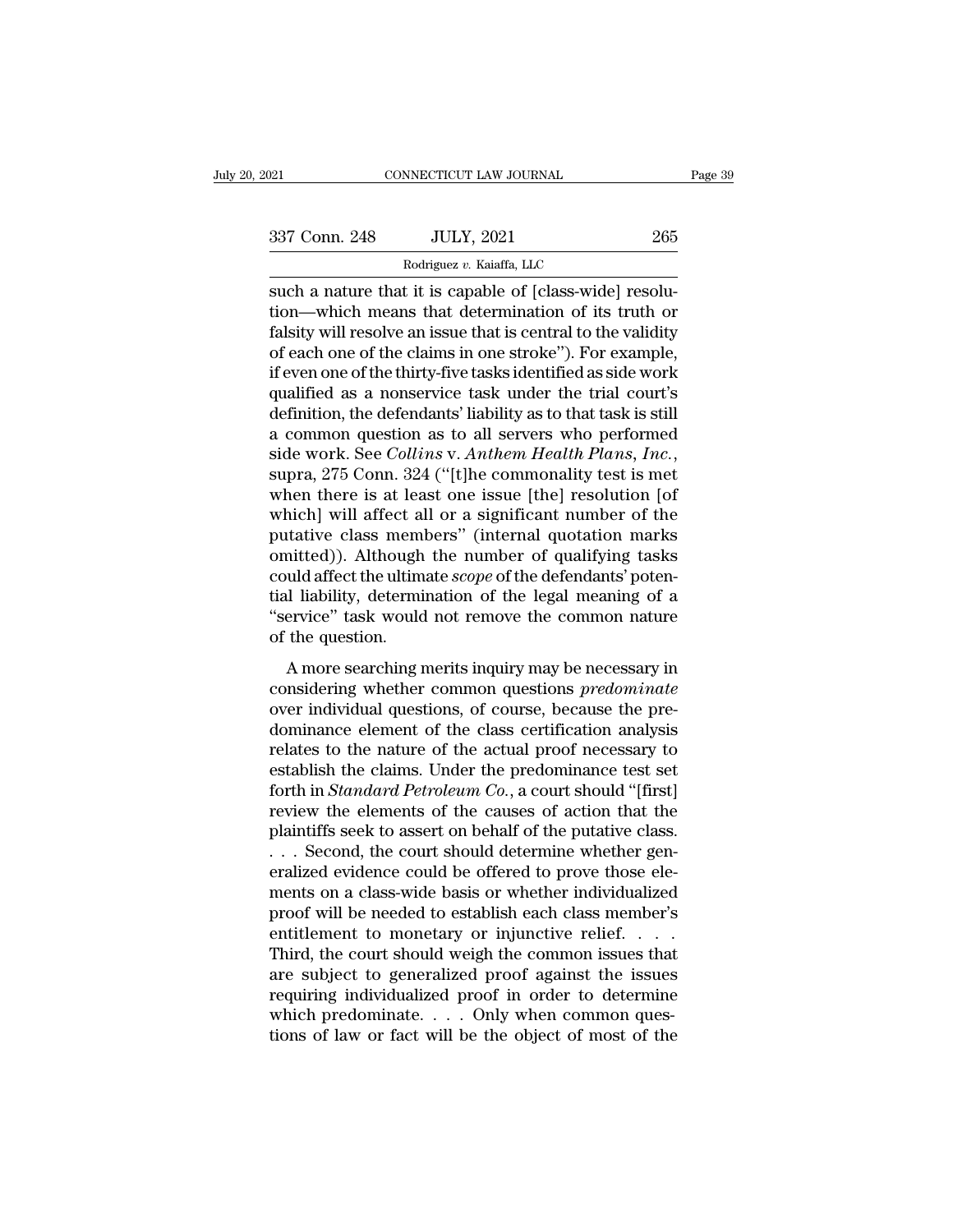such a nature that it is capable of [class-wide] resolution—which means that determination of its truth or falsity will resolve an issue that is central to the validity of each one of the claims in one stroke"). For example, if even one of the thirty-five tasks identified as side work qualified as a nonservice task under the trial court's definition, the defendants' liability as to that task is still a common question as to all servers who performed side work. See *Collins* v. *Anthem Health Plans, Inc.*, supra, 275 Conn. 324 ("[t]he commonality test is met when there is at least one issue [the] resolution [of which] will affect all or a significant number of the putative class members" (internal quotation marks omitted)). Although the number of qualifying tasks could affect the ultimate *scope* of the defendants' potential liability, determination of the legal meaning of a "service" task would not remove the common nature of the question.

A more searching merits inquiry may be necessary in considering whether common questions *predominate* over individual questions, of course, because the predominance element of the class certification analysis relates to the nature of the actual proof necessary to establish the claims. Under the predominance test set forth in *Standard Petroleum Co.*, a court should "[first] review the elements of the causes of action that the plaintiffs seek to assert on behalf of the putative class. . . . Second, the court should determine whether generalized evidence could be offered to prove those elements on a class-wide basis or whether individualized proof will be needed to establish each class member's entitlement to monetary or injunctive relief. . . . Third, the court should weigh the common issues that are subject to generalized proof against the issues requiring individualized proof in order to determine which predominate. . . . Only when common questions of law or fact will be the object of most of the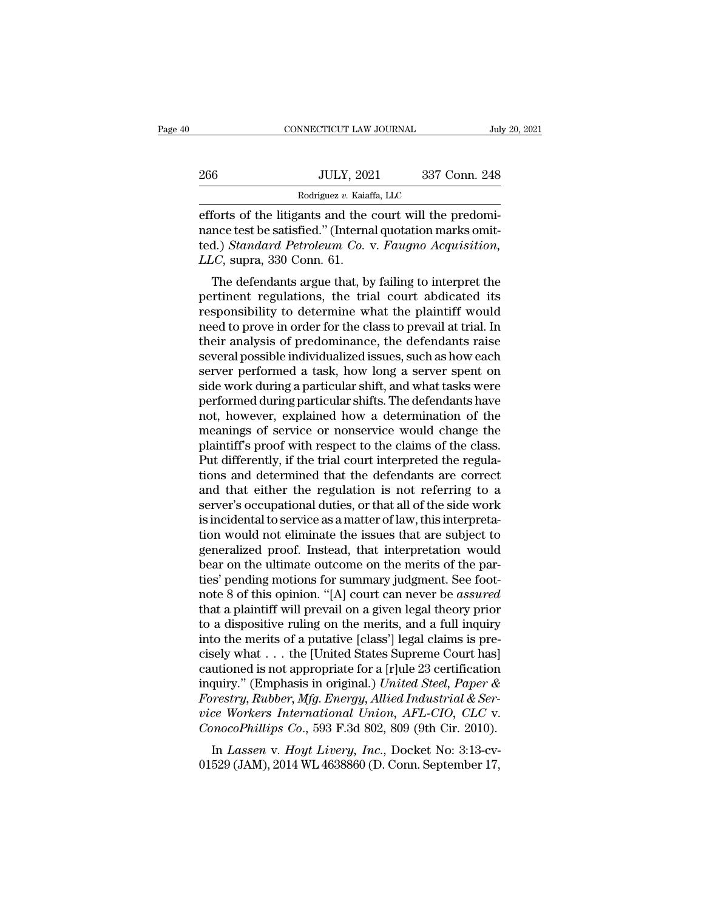efforts of the litigants and the court will the predominance test be satisfied." (Internal quotation marks omitted.) *Standard Petroleum Co.* v. *Faugno Acquisition, LLC*, supra, 330 Conn. 61.

The defendants argue that, by failing to interpret the pertinent regulations, the trial court abdicated its responsibility to determine what the plaintiff would need to prove in order for the class to prevail at trial. In their analysis of predominance, the defendants raise several possible individualized issues, such as how each server performed a task, how long a server spent on side work during a particular shift, and what tasks were performed during particular shifts. The defendants have not, however, explained how a determination of the meanings of service or nonservice would change the plaintiff's proof with respect to the claims of the class. Put differently, if the trial court interpreted the regulations and determined that the defendants are correct and that either the regulation is not referring to a server's occupational duties, or that all of the side work is incidental to service as a matter of law, this interpretation would not eliminate the issues that are subject to generalized proof. Instead, that interpretation would bear on the ultimate outcome on the merits of the parties' pending motions for summary judgment. See footnote 8 of this opinion. "[A] court can never be *assured* that a plaintiff will prevail on a given legal theory prior to a dispositive ruling on the merits, and a full inquiry into the merits of a putative [class'] legal claims is precisely what . . . the [United States Supreme Court has] cautioned is not appropriate for a [r]ule 23 certification inquiry." (Emphasis in original.) *United Steel, Paper & Forestry, Rubber, Mfg. Energy, Allied Industrial & Service Workers International Union, AFL-CIO, CLC* v. *ConocoPhillips Co.*, 593 F.3d 802, 809 (9th Cir. 2010).

In *Lassen* v. *Hoyt Livery, Inc.*, Docket No: 3:13-cv-01529 (JAM), 2014 WL 4638860 (D. Conn. September 17,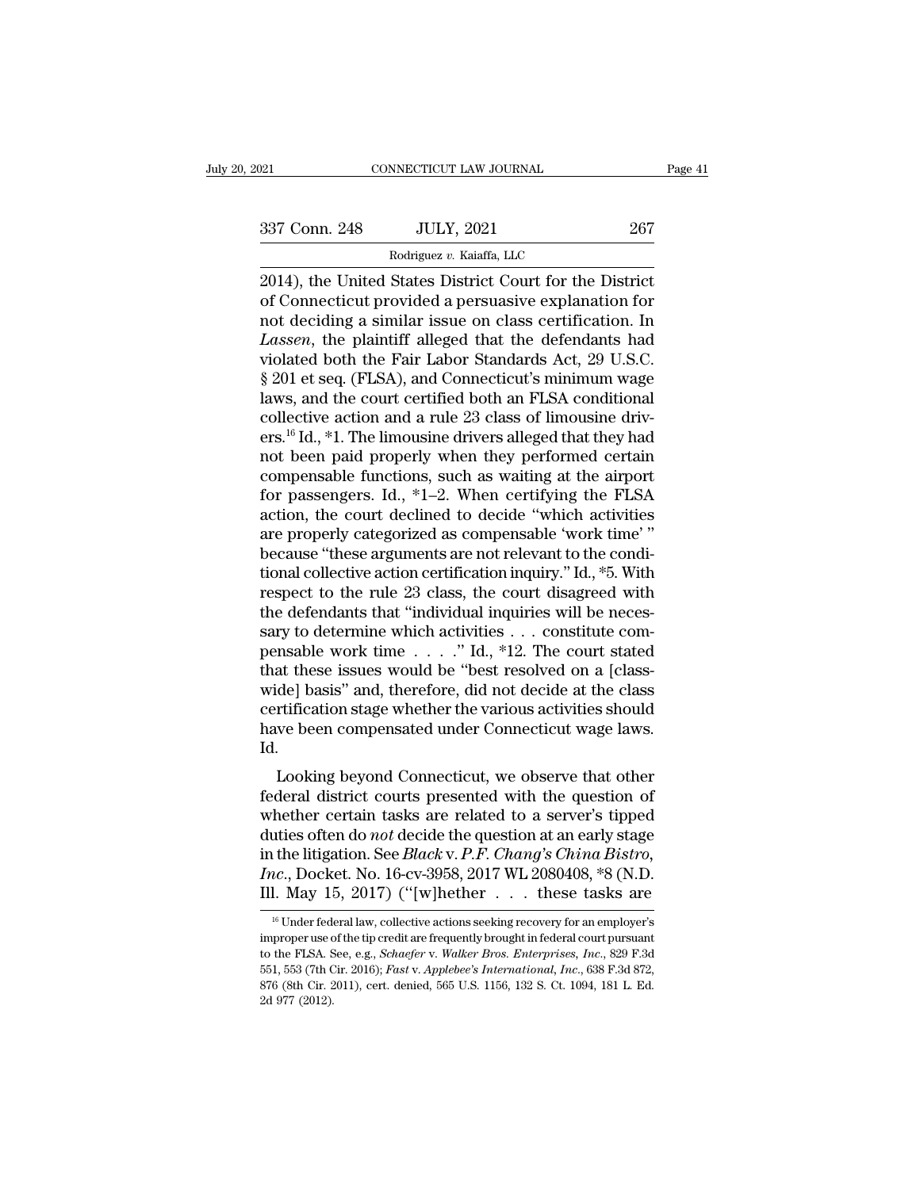2014), the United States District Court for the District of Connecticut provided a persuasive explanation for not deciding a similar issue on class certification. In *Lassen*, the plaintiff alleged that the defendants had violated both the Fair Labor Standards Act, 29 U.S.C. § 201 et seq. (FLSA), and Connecticut's minimum wage laws, and the court certified both an FLSA conditional collective action and a rule 23 class of limousine drivers.[16] Id., *1. The limousine drivers alleged that they had not been paid properly when they performed certain compensable functions, such as waiting at the airport for passengers. Id., *1–2. When certifying the FLSA action, the court declined to decide "which activities are properly categorized as compensable 'work time' " because "these arguments are not relevant to the conditional collective action certification inquiry." Id., *5. With respect to the rule 23 class, the court disagreed with the defendants that "individual inquiries will be necessary to determine which activities . . . constitute compensable work time . . . ." Id., *12. The court stated that these issues would be "best resolved on a [class-wide] basis" and, therefore, did not decide at the class certification stage whether the various activities should have been compensated under Connecticut wage laws. Id.

Looking beyond Connecticut, we observe that other federal district courts presented with the question of whether certain tasks are related to a server's tipped duties often do *not* decide the question at an early stage in the litigation. See *Black* v. *P.F. Chang's China Bistro, Inc.*, Docket No. 16-cv-3958, 2017 WL 2080408, *8 (N.D. Ill. May 15, 2017) ("[w]hether . . . these tasks are

---

[16] Under federal law, collective actions seeking recovery for an employer's improper use of the tip credit are frequently brought in federal court pursuant to the FLSA. See, e.g., *Schaefer* v. *Walker Bros. Enterprises, Inc.*, 829 F.3d 551, 553 (7th Cir. 2016); *Fast* v. *Applebee's International, Inc.*, 638 F.3d 872, 876 (8th Cir. 2011), cert. denied, 565 U.S. 1156, 132 S. Ct. 1094, 181 L. Ed. 2d 977 (2012).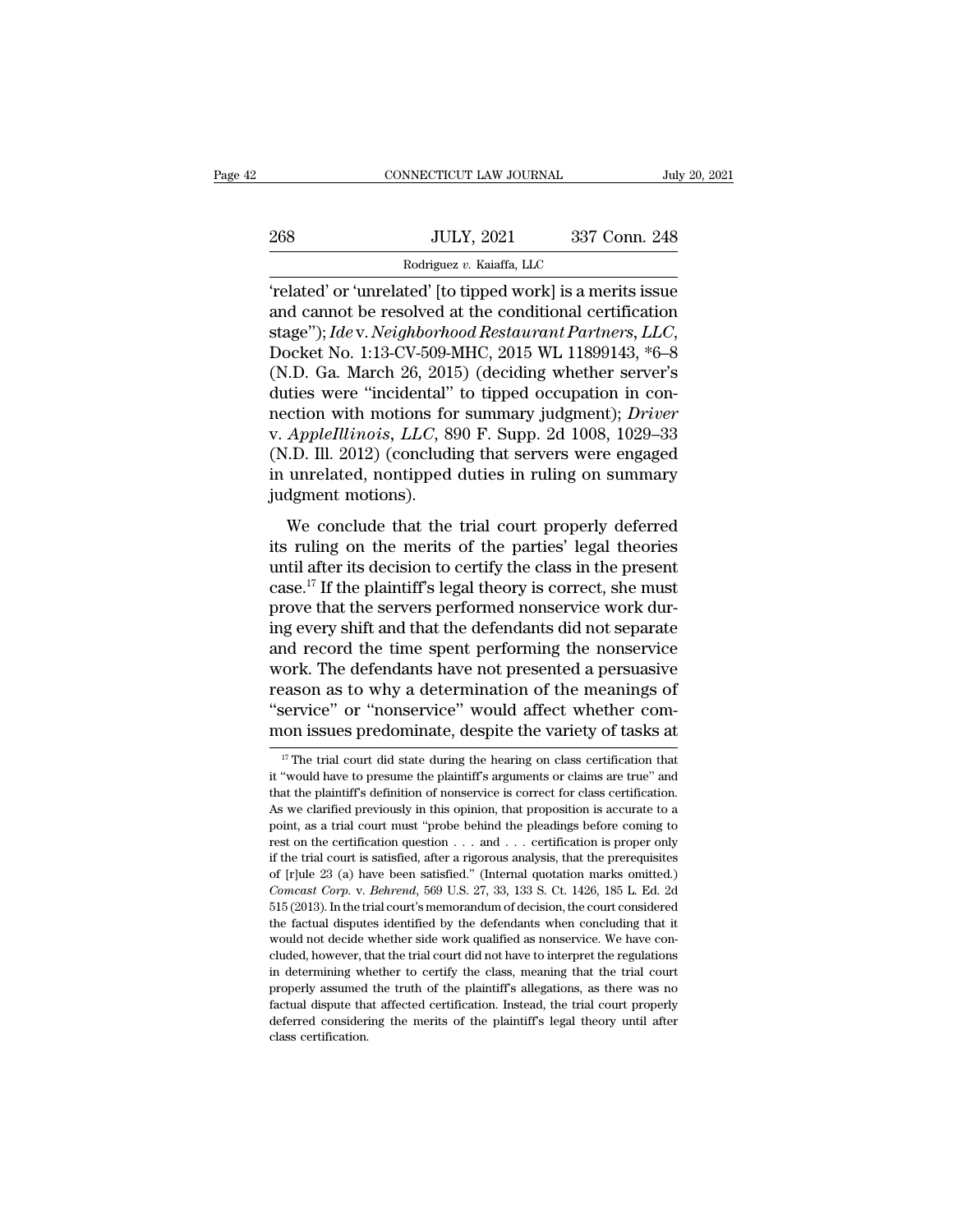'related' or 'unrelated' [to tipped work] is a merits issue and cannot be resolved at the conditional certification stage"); *Ide* v. *Neighborhood Restaurant Partners, LLC*, Docket No. 1:13-CV-509-MHC, 2015 WL 11899143, *6–8 (N.D. Ga. March 26, 2015) (deciding whether server's duties were "incidental" to tipped occupation in connection with motions for summary judgment); *Driver* v. *AppleIllinois, LLC*, 890 F. Supp. 2d 1008, 1029–33 (N.D. Ill. 2012) (concluding that servers were engaged in unrelated, nontipped duties in ruling on summary judgment motions).

We conclude that the trial court properly deferred its ruling on the merits of the parties' legal theories until after its decision to certify the class in the present case.[17] If the plaintiff's legal theory is correct, she must prove that the servers performed nonservice work during every shift and that the defendants did not separate and record the time spent performing the nonservice work. The defendants have not presented a persuasive reason as to why a determination of the meanings of "service" or "nonservice" would affect whether common issues predominate, despite the variety of tasks at

[17] The trial court did state during the hearing on class certification that it "would have to presume the plaintiff's arguments or claims are true" and that the plaintiff's definition of nonservice is correct for class certification. As we clarified previously in this opinion, that proposition is accurate to a point, as a trial court must "probe behind the pleadings before coming to rest on the certification question . . . and . . . certification is proper only if the trial court is satisfied, after a rigorous analysis, that the prerequisites of [r]ule 23 (a) have been satisfied." (Internal quotation marks omitted.) *Comcast Corp.* v. *Behrend*, 569 U.S. 27, 33, 133 S. Ct. 1426, 185 L. Ed. 2d 515 (2013). In the trial court's memorandum of decision, the court considered the factual disputes identified by the defendants when concluding that it would not decide whether side work qualified as nonservice. We have concluded, however, that the trial court did not have to interpret the regulations in determining whether to certify the class, meaning that the trial court properly assumed the truth of the plaintiff's allegations, as there was no factual dispute that affected certification. Instead, the trial court properly deferred considering the merits of the plaintiff's legal theory until after class certification.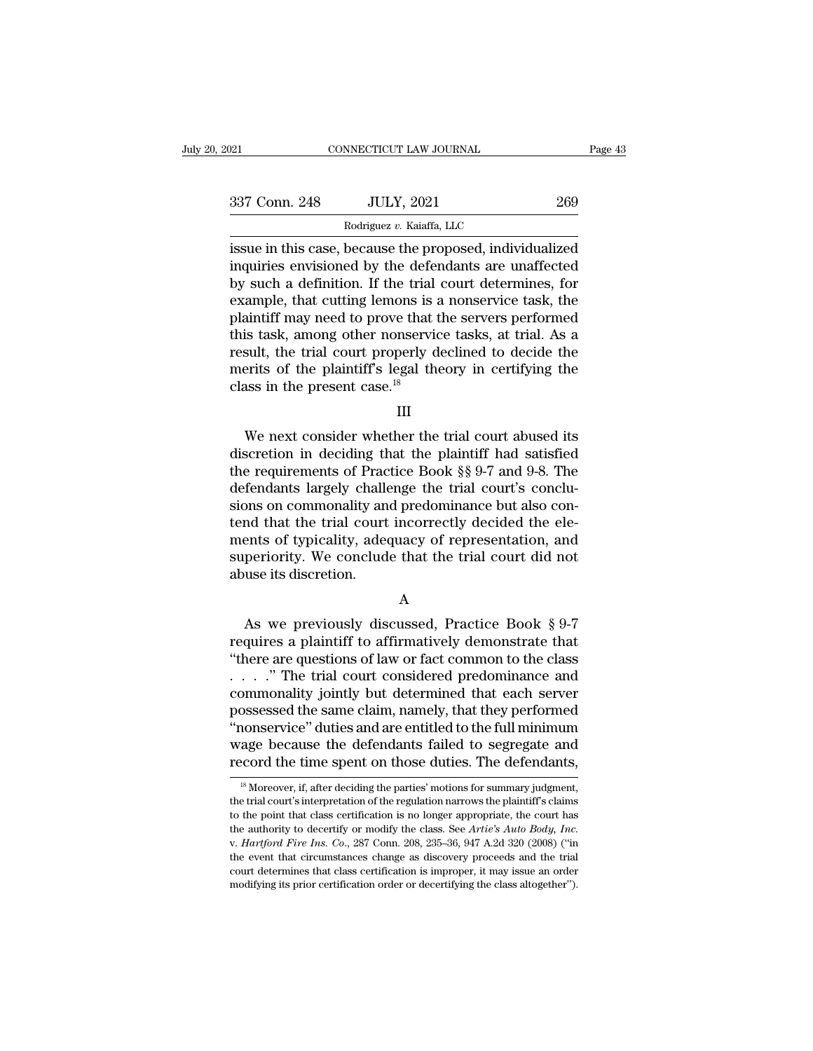issue in this case, because the proposed, individualized inquiries envisioned by the defendants are unaffected by such a definition. If the trial court determines, for example, that cutting lemons is a nonservice task, the plaintiff may need to prove that the servers performed this task, among other nonservice tasks, at trial. As a result, the trial court properly declined to decide the merits of the plaintiff's legal theory in certifying the class in the present case.[18]

III

We next consider whether the trial court abused its discretion in deciding that the plaintiff had satisfied the requirements of Practice Book §§ 9-7 and 9-8. The defendants largely challenge the trial court's conclusions on commonality and predominance but also contend that the trial court incorrectly decided the elements of typicality, adequacy of representation, and superiority. We conclude that the trial court did not abuse its discretion.

A

As we previously discussed, Practice Book § 9-7 requires a plaintiff to affirmatively demonstrate that "there are questions of law or fact common to the class . . . ." The trial court considered predominance and commonality jointly but determined that each server possessed the same claim, namely, that they performed "nonservice" duties and are entitled to the full minimum wage because the defendants failed to segregate and record the time spent on those duties. The defendants,

[18] Moreover, if, after deciding the parties' motions for summary judgment, the trial court's interpretation of the regulation narrows the plaintiff's claims to the point that class certification is no longer appropriate, the court has the authority to decertify or modify the class. See *Artie's Auto Body, Inc.* v. *Hartford Fire Ins. Co.*, 287 Conn. 208, 235–36, 947 A.2d 320 (2008) ("in the event that circumstances change as discovery proceeds and the trial court determines that class certification is improper, it may issue an order modifying its prior certification order or decertifying the class altogether").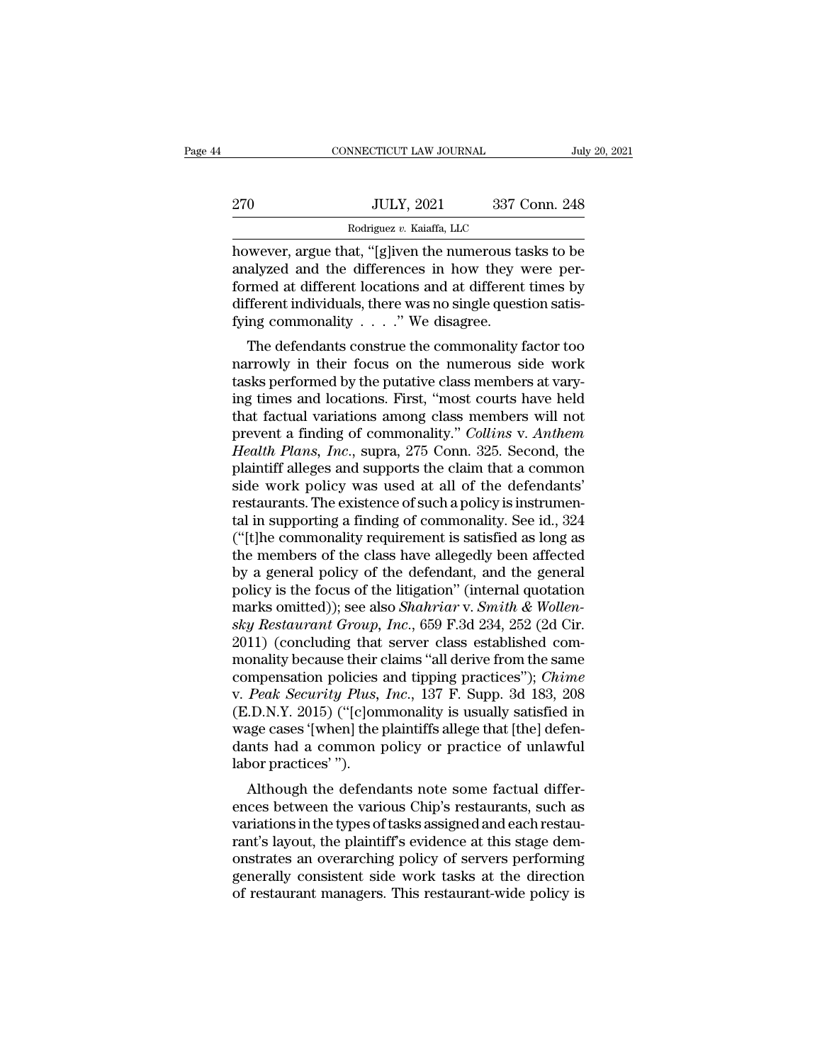however, argue that, "[g]iven the numerous tasks to be analyzed and the differences in how they were performed at different locations and at different times by different individuals, there was no single question satisfying commonality . . . ." We disagree.

The defendants construe the commonality factor too narrowly in their focus on the numerous side work tasks performed by the putative class members at varying times and locations. First, "most courts have held that factual variations among class members will not prevent a finding of commonality." *Collins* v. *Anthem Health Plans, Inc.*, supra, 275 Conn. 325. Second, the plaintiff alleges and supports the claim that a common side work policy was used at all of the defendants' restaurants. The existence of such a policy is instrumental in supporting a finding of commonality. See id., 324 ("[t]he commonality requirement is satisfied as long as the members of the class have allegedly been affected by a general policy of the defendant, and the general policy is the focus of the litigation" (internal quotation marks omitted)); see also *Shahriar* v. *Smith & Wollensky Restaurant Group, Inc.*, 659 F.3d 234, 252 (2d Cir. 2011) (concluding that server class established commonality because their claims "all derive from the same compensation policies and tipping practices"); *Chime* v. *Peak Security Plus, Inc.*, 137 F. Supp. 3d 183, 208 (E.D.N.Y. 2015) ("[c]ommonality is usually satisfied in wage cases '[when] the plaintiffs allege that [the] defendants had a common policy or practice of unlawful labor practices' ").

Although the defendants note some factual differences between the various Chip's restaurants, such as variations in the types of tasks assigned and each restaurant's layout, the plaintiff's evidence at this stage demonstrates an overarching policy of servers performing generally consistent side work tasks at the direction of restaurant managers. This restaurant-wide policy is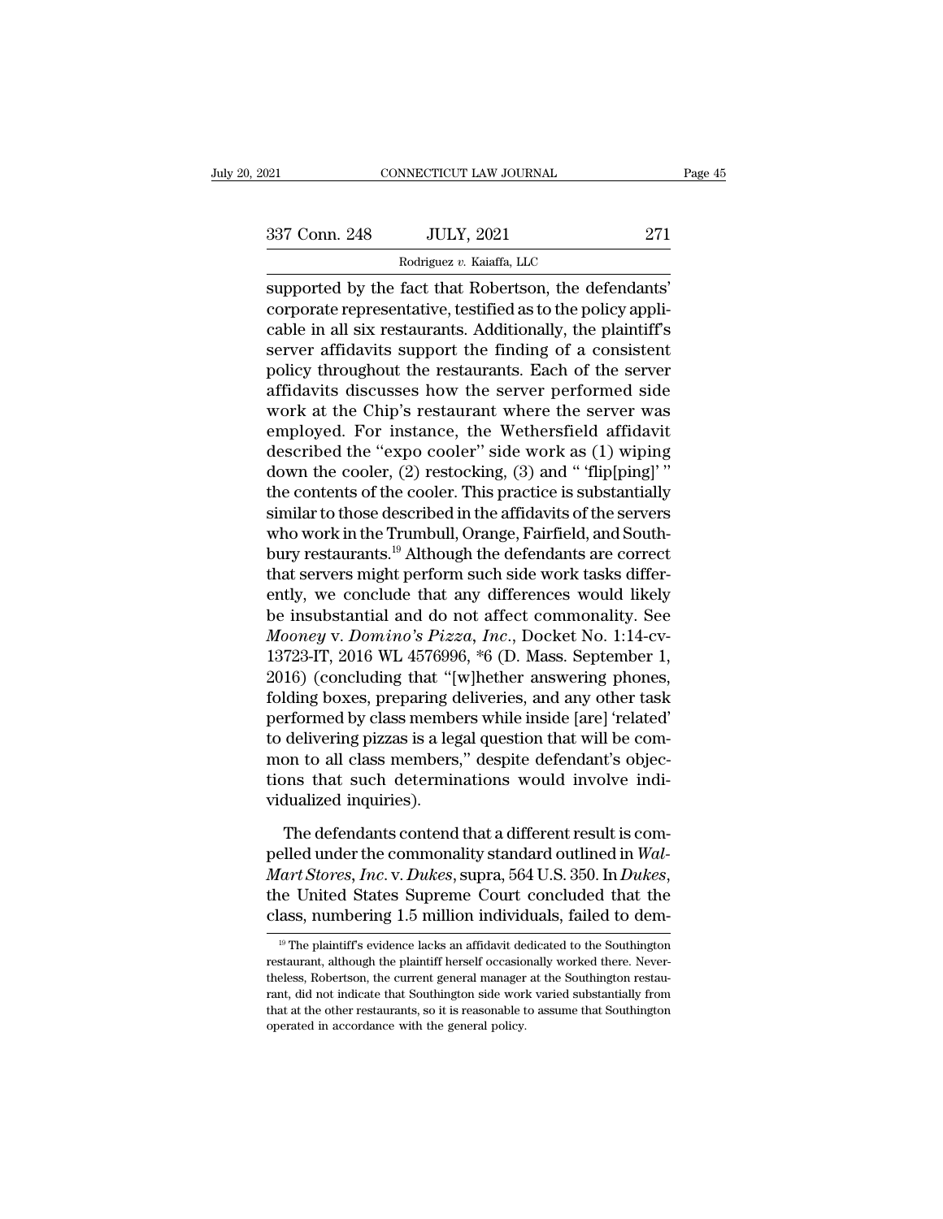supported by the fact that Robertson, the defendants' corporate representative, testified as to the policy applicable in all six restaurants. Additionally, the plaintiff's server affidavits support the finding of a consistent policy throughout the restaurants. Each of the server affidavits discusses how the server performed side work at the Chip's restaurant where the server was employed. For instance, the Wethersfield affidavit described the "expo cooler" side work as (1) wiping down the cooler, (2) restocking, (3) and " 'flip[ping]' " the contents of the cooler. This practice is substantially similar to those described in the affidavits of the servers who work in the Trumbull, Orange, Fairfield, and Southbury restaurants.[19] Although the defendants are correct that servers might perform such side work tasks differently, we conclude that any differences would likely be insubstantial and do not affect commonality. See *Mooney* v. *Domino's Pizza, Inc.*, Docket No. 1:14-cv-13723-IT, 2016 WL 4576996, *6 (D. Mass. September 1, 2016) (concluding that "[w]hether answering phones, folding boxes, preparing deliveries, and any other task performed by class members while inside [are] 'related' to delivering pizzas is a legal question that will be common to all class members," despite defendant's objections that such determinations would involve individualized inquiries).

The defendants contend that a different result is compelled under the commonality standard outlined in *Wal-Mart Stores, Inc.* v. *Dukes*, supra, 564 U.S. 350. In *Dukes*, the United States Supreme Court concluded that the class, numbering 1.5 million individuals, failed to dem-

[19] The plaintiff's evidence lacks an affidavit dedicated to the Southington restaurant, although the plaintiff herself occasionally worked there. Nevertheless, Robertson, the current general manager at the Southington restaurant, did not indicate that Southington side work varied substantially from that at the other restaurants, so it is reasonable to assume that Southington operated in accordance with the general policy.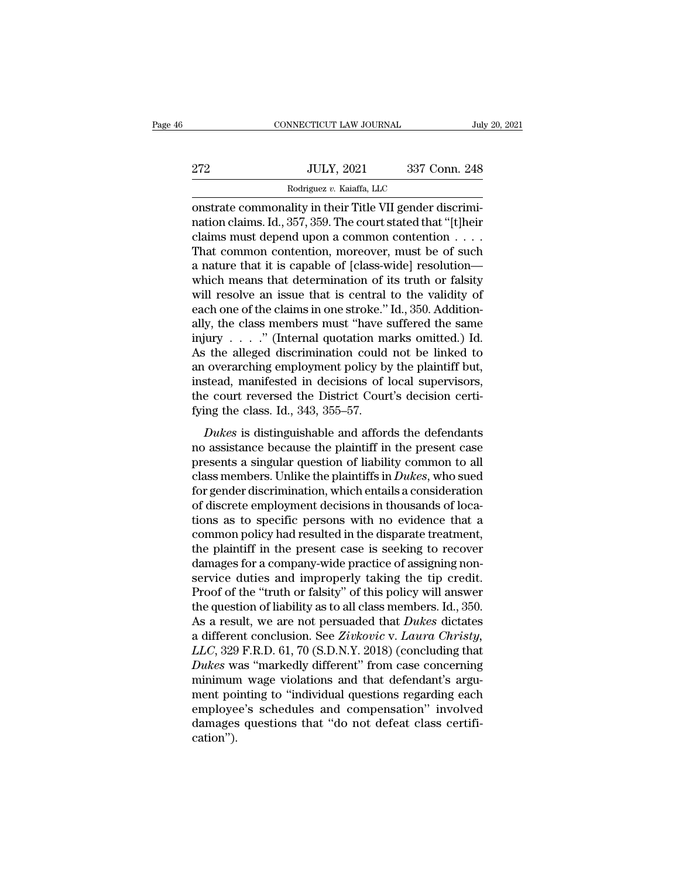onstrate commonality in their Title VII gender discrimination claims. Id., 357, 359. The court stated that "[t]heir claims must depend upon a common contention . . . . That common contention, moreover, must be of such a nature that it is capable of [class-wide] resolution—which means that determination of its truth or falsity will resolve an issue that is central to the validity of each one of the claims in one stroke." Id., 350. Additionally, the class members must "have suffered the same injury . . . ." (Internal quotation marks omitted.) Id. As the alleged discrimination could not be linked to an overarching employment policy by the plaintiff but, instead, manifested in decisions of local supervisors, the court reversed the District Court's decision certifying the class. Id., 343, 355–57.

*Dukes* is distinguishable and affords the defendants no assistance because the plaintiff in the present case presents a singular question of liability common to all class members. Unlike the plaintiffs in *Dukes*, who sued for gender discrimination, which entails a consideration of discrete employment decisions in thousands of locations as to specific persons with no evidence that a common policy had resulted in the disparate treatment, the plaintiff in the present case is seeking to recover damages for a company-wide practice of assigning nonservice duties and improperly taking the tip credit. Proof of the "truth or falsity" of this policy will answer the question of liability as to all class members. Id., 350. As a result, we are not persuaded that *Dukes* dictates a different conclusion. See *Zivkovic* v. *Laura Christy, LLC*, 329 F.R.D. 61, 70 (S.D.N.Y. 2018) (concluding that *Dukes* was "markedly different" from case concerning minimum wage violations and that defendant's argument pointing to "individual questions regarding each employee's schedules and compensation" involved damages questions that "do not defeat class certification").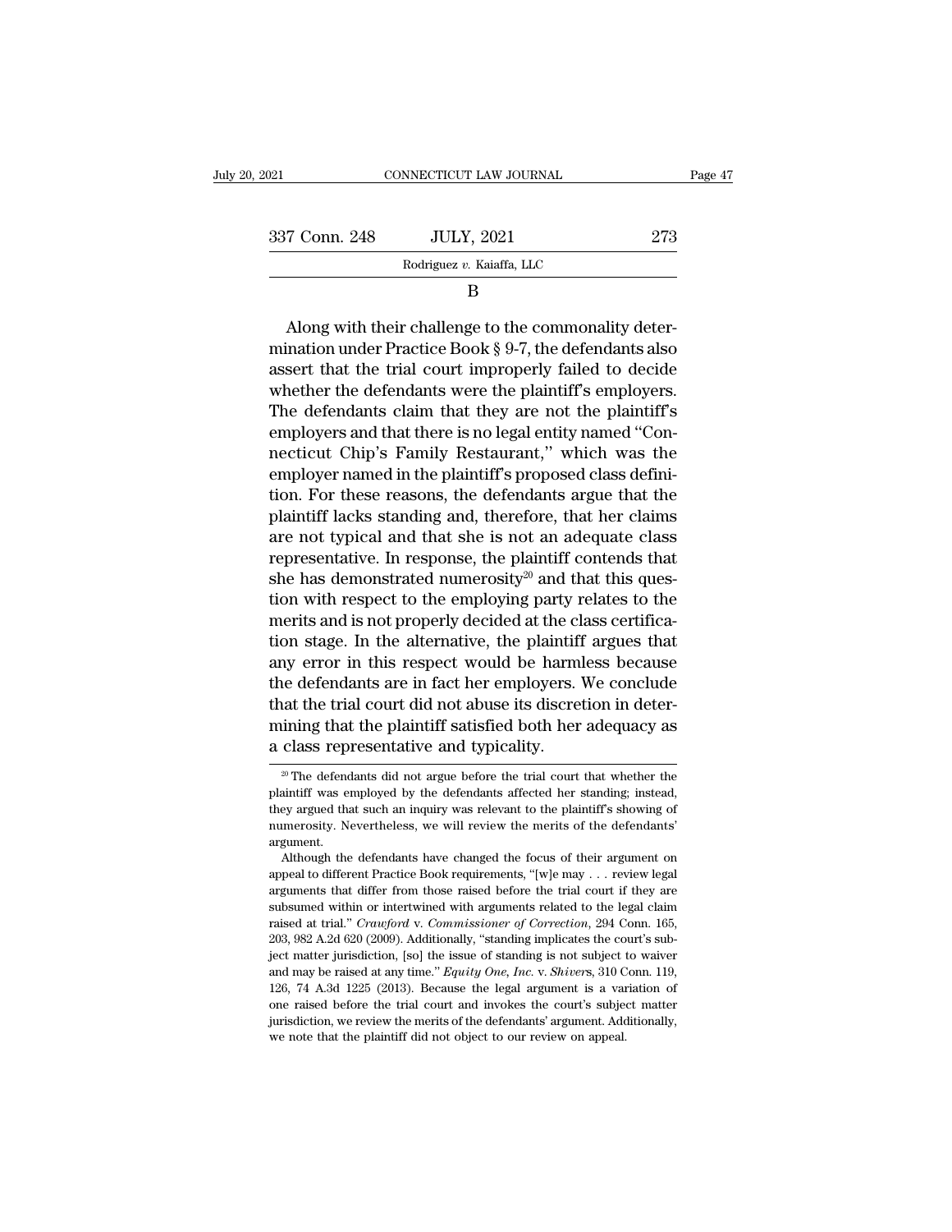B

Along with their challenge to the commonality determination under Practice Book § 9-7, the defendants also assert that the trial court improperly failed to decide whether the defendants were the plaintiff's employers. The defendants claim that they are not the plaintiff's employers and that there is no legal entity named "Connecticut Chip's Family Restaurant," which was the employer named in the plaintiff's proposed class definition. For these reasons, the defendants argue that the plaintiff lacks standing and, therefore, that her claims are not typical and that she is not an adequate class representative. In response, the plaintiff contends that she has demonstrated numerosity[20] and that this question with respect to the employing party relates to the merits and is not properly decided at the class certification stage. In the alternative, the plaintiff argues that any error in this respect would be harmless because the defendants are in fact her employers. We conclude that the trial court did not abuse its discretion in determining that the plaintiff satisfied both her adequacy as a class representative and typicality.

[20] The defendants did not argue before the trial court that whether the plaintiff was employed by the defendants affected her standing; instead, they argued that such an inquiry was relevant to the plaintiff's showing of numerosity. Nevertheless, we will review the merits of the defendants' argument.

Although the defendants have changed the focus of their argument on appeal to different Practice Book requirements, "[w]e may . . . review legal arguments that differ from those raised before the trial court if they are subsumed within or intertwined with arguments related to the legal claim raised at trial." *Crawford* v. *Commissioner of Correction*, 294 Conn. 165, 203, 982 A.2d 620 (2009). Additionally, "standing implicates the court's subject matter jurisdiction, [so] the issue of standing is not subject to waiver and may be raised at any time." *Equity One, Inc.* v. *Shivers*, 310 Conn. 119, 126, 74 A.3d 1225 (2013). Because the legal argument is a variation of one raised before the trial court and invokes the court's subject matter jurisdiction, we review the merits of the defendants' argument. Additionally, we note that the plaintiff did not object to our review on appeal.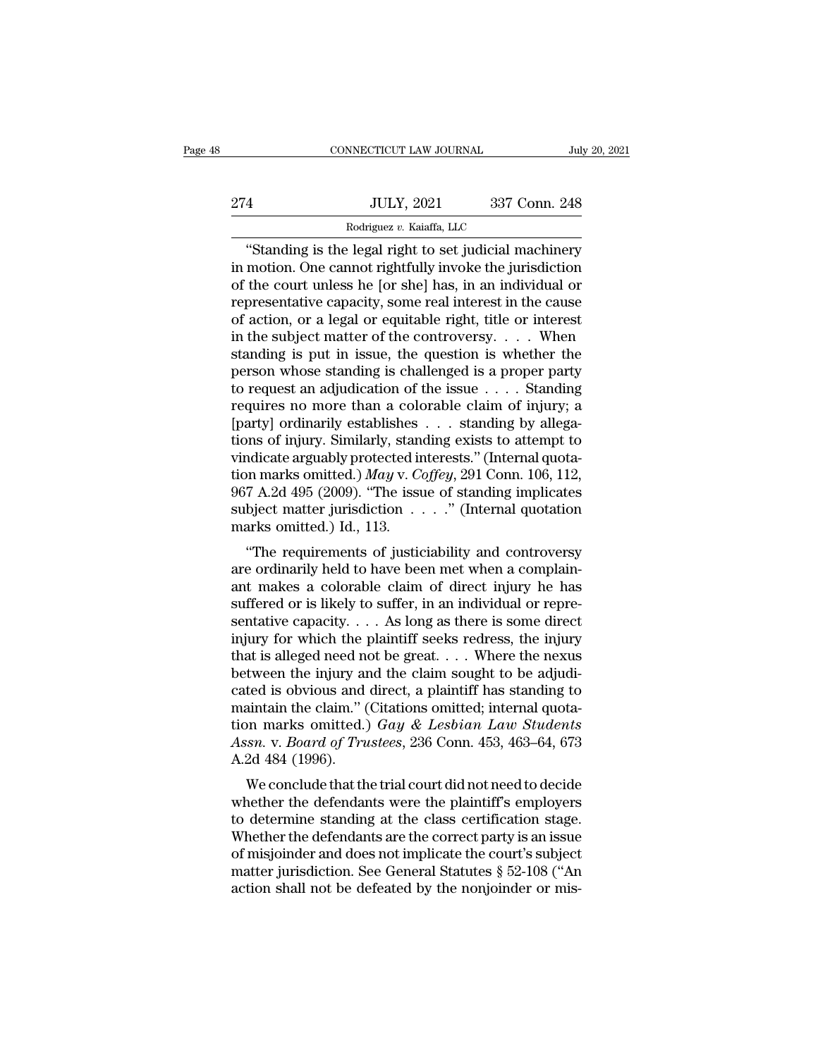"Standing is the legal right to set judicial machinery in motion. One cannot rightfully invoke the jurisdiction of the court unless he [or she] has, in an individual or representative capacity, some real interest in the cause of action, or a legal or equitable right, title or interest in the subject matter of the controversy. . . . When standing is put in issue, the question is whether the person whose standing is challenged is a proper party to request an adjudication of the issue . . . . Standing requires no more than a colorable claim of injury; a [party] ordinarily establishes . . . standing by allegations of injury. Similarly, standing exists to attempt to vindicate arguably protected interests." (Internal quotation marks omitted.) *May* v. *Coffey*, 291 Conn. 106, 112, 967 A.2d 495 (2009). "The issue of standing implicates subject matter jurisdiction . . . ." (Internal quotation marks omitted.) Id., 113.

"The requirements of justiciability and controversy are ordinarily held to have been met when a complainant makes a colorable claim of direct injury he has suffered or is likely to suffer, in an individual or representative capacity. . . . As long as there is some direct injury for which the plaintiff seeks redress, the injury that is alleged need not be great. . . . Where the nexus between the injury and the claim sought to be adjudicated is obvious and direct, a plaintiff has standing to maintain the claim." (Citations omitted; internal quotation marks omitted.) *Gay & Lesbian Law Students Assn.* v. *Board of Trustees*, 236 Conn. 453, 463–64, 673 A.2d 484 (1996).

We conclude that the trial court did not need to decide whether the defendants were the plaintiff's employers to determine standing at the class certification stage. Whether the defendants are the correct party is an issue of misjoinder and does not implicate the court's subject matter jurisdiction. See General Statutes § 52-108 ("An action shall not be defeated by the nonjoinder or mis-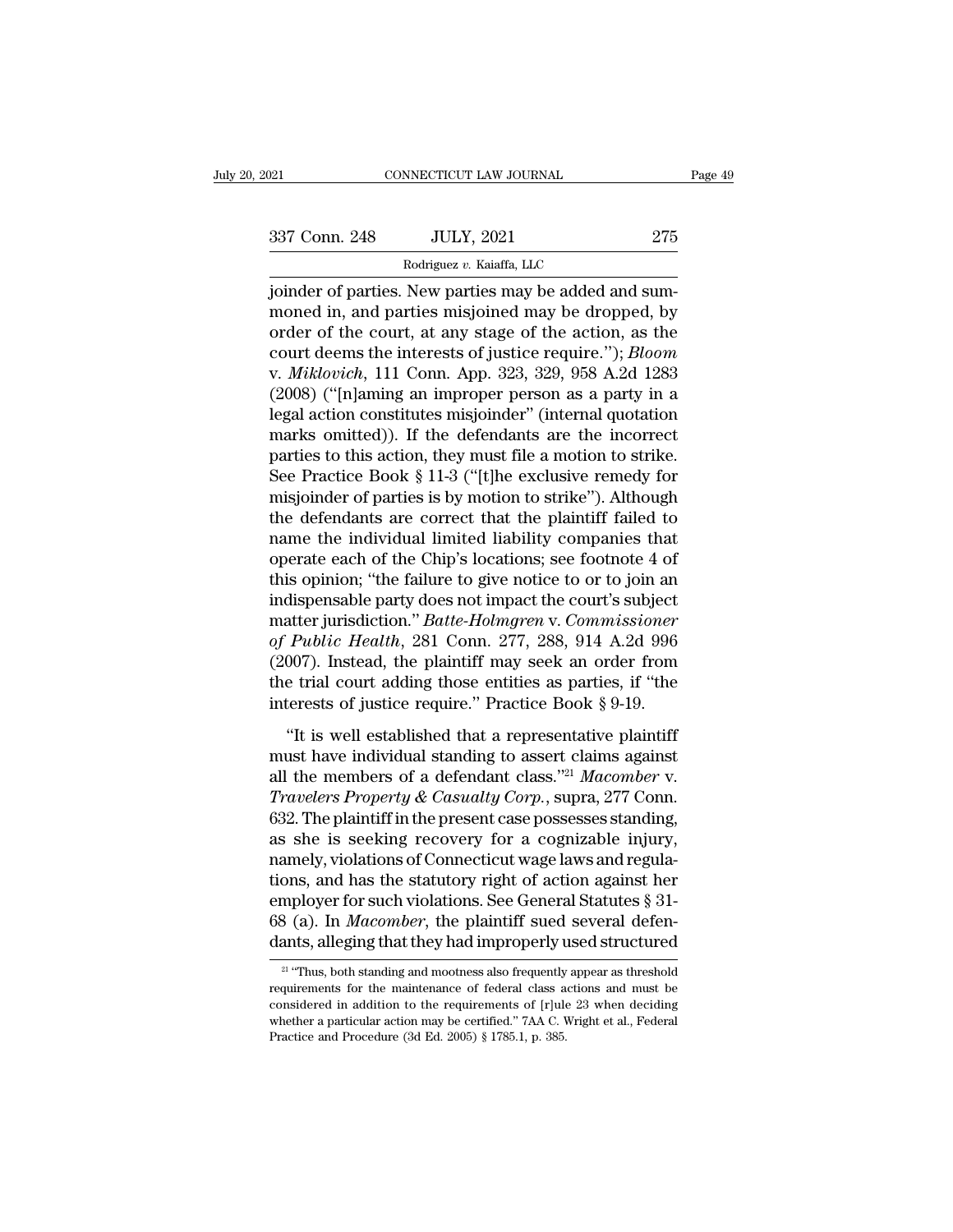joinder of parties. New parties may be added and summoned in, and parties misjoined may be dropped, by order of the court, at any stage of the action, as the court deems the interests of justice require."); *Bloom* v. *Miklovich*, 111 Conn. App. 323, 329, 958 A.2d 1283 (2008) ("[n]aming an improper person as a party in a legal action constitutes misjoinder" (internal quotation marks omitted)). If the defendants are the incorrect parties to this action, they must file a motion to strike. See Practice Book § 11-3 ("[t]he exclusive remedy for misjoinder of parties is by motion to strike"). Although the defendants are correct that the plaintiff failed to name the individual limited liability companies that operate each of the Chip's locations; see footnote 4 of this opinion; "the failure to give notice to or to join an indispensable party does not impact the court's subject matter jurisdiction." *Batte-Holmgren* v. *Commissioner of Public Health*, 281 Conn. 277, 288, 914 A.2d 996 (2007). Instead, the plaintiff may seek an order from the trial court adding those entities as parties, if "the interests of justice require." Practice Book § 9-19.

"It is well established that a representative plaintiff must have individual standing to assert claims against all the members of a defendant class."[21] *Macomber* v. *Travelers Property & Casualty Corp.*, supra, 277 Conn. 632. The plaintiff in the present case possesses standing, as she is seeking recovery for a cognizable injury, namely, violations of Connecticut wage laws and regulations, and has the statutory right of action against her employer for such violations. See General Statutes § 31-68 (a). In *Macomber*, the plaintiff sued several defendants, alleging that they had improperly used structured

[21] "Thus, both standing and mootness also frequently appear as threshold requirements for the maintenance of federal class actions and must be considered in addition to the requirements of [r]ule 23 when deciding whether a particular action may be certified." 7AA C. Wright et al., Federal Practice and Procedure (3d Ed. 2005) § 1785.1, p. 385.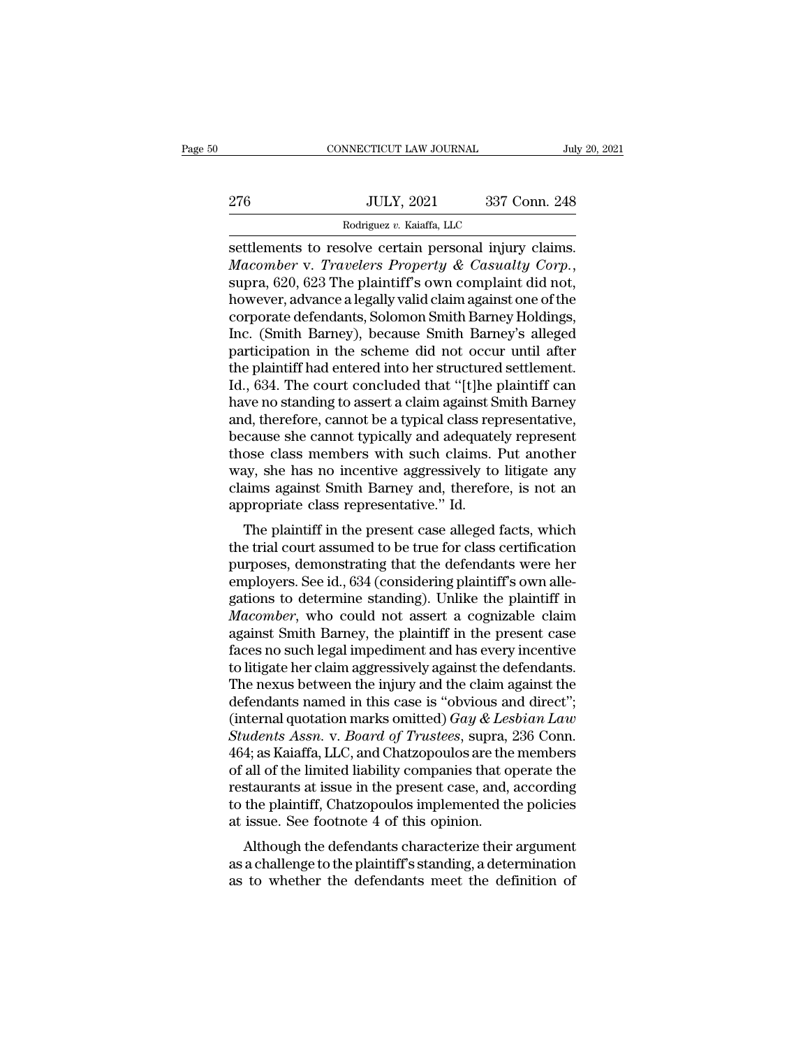settlements to resolve certain personal injury claims. *Macomber* v. *Travelers Property & Casualty Corp.*, supra, 620, 623 The plaintiff's own complaint did not, however, advance a legally valid claim against one of the corporate defendants, Solomon Smith Barney Holdings, Inc. (Smith Barney), because Smith Barney's alleged participation in the scheme did not occur until after the plaintiff had entered into her structured settlement. Id., 634. The court concluded that "[t]he plaintiff can have no standing to assert a claim against Smith Barney and, therefore, cannot be a typical class representative, because she cannot typically and adequately represent those class members with such claims. Put another way, she has no incentive aggressively to litigate any claims against Smith Barney and, therefore, is not an appropriate class representative." Id.

The plaintiff in the present case alleged facts, which the trial court assumed to be true for class certification purposes, demonstrating that the defendants were her employers. See id., 634 (considering plaintiff's own allegations to determine standing). Unlike the plaintiff in *Macomber*, who could not assert a cognizable claim against Smith Barney, the plaintiff in the present case faces no such legal impediment and has every incentive to litigate her claim aggressively against the defendants. The nexus between the injury and the claim against the defendants named in this case is "obvious and direct"; (internal quotation marks omitted) *Gay & Lesbian Law Students Assn.* v. *Board of Trustees*, supra, 236 Conn. 464; as Kaiaffa, LLC, and Chatzopoulos are the members of all of the limited liability companies that operate the restaurants at issue in the present case, and, according to the plaintiff, Chatzopoulos implemented the policies at issue. See footnote 4 of this opinion.

Although the defendants characterize their argument as a challenge to the plaintiff's standing, a determination as to whether the defendants meet the definition of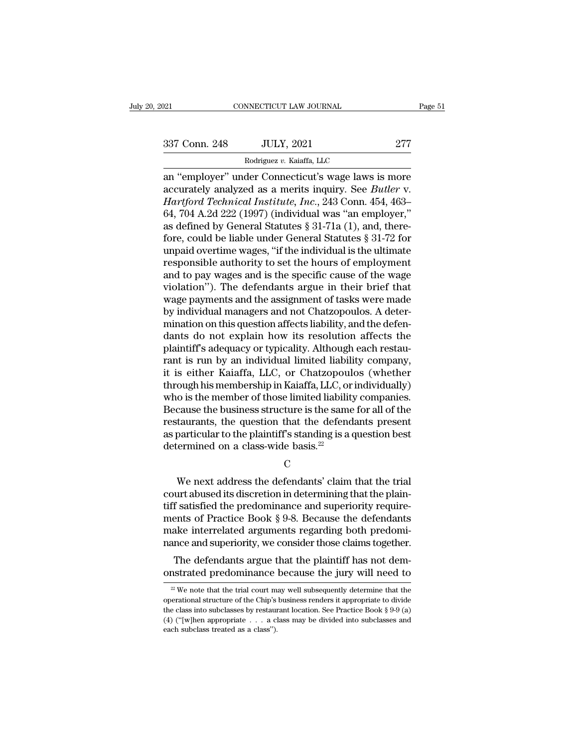an "employer" under Connecticut's wage laws is more accurately analyzed as a merits inquiry. See *Butler* v. *Hartford Technical Institute, Inc.*, 243 Conn. 454, 463–64, 704 A.2d 222 (1997) (individual was "an employer," as defined by General Statutes § 31-71a (1), and, therefore, could be liable under General Statutes § 31-72 for unpaid overtime wages, "if the individual is the ultimate responsible authority to set the hours of employment and to pay wages and is the specific cause of the wage violation"). The defendants argue in their brief that wage payments and the assignment of tasks were made by individual managers and not Chatzopoulos. A determination on this question affects liability, and the defendants do not explain how its resolution affects the plaintiff's adequacy or typicality. Although each restaurant is run by an individual limited liability company, it is either Kaiaffa, LLC, or Chatzopoulos (whether through his membership in Kaiaffa, LLC, or individually) who is the member of those limited liability companies. Because the business structure is the same for all of the restaurants, the question that the defendants present as particular to the plaintiff's standing is a question best determined on a class-wide basis.[22]

C

We next address the defendants' claim that the trial court abused its discretion in determining that the plaintiff satisfied the predominance and superiority requirements of Practice Book § 9-8. Because the defendants make interrelated arguments regarding both predominance and superiority, we consider those claims together.

The defendants argue that the plaintiff has not demonstrated predominance because the jury will need to

[22] We note that the trial court may well subsequently determine that the operational structure of the Chip's business renders it appropriate to divide the class into subclasses by restaurant location. See Practice Book § 9-9 (a) (4) ("[w]hen appropriate . . . a class may be divided into subclasses and each subclass treated as a class").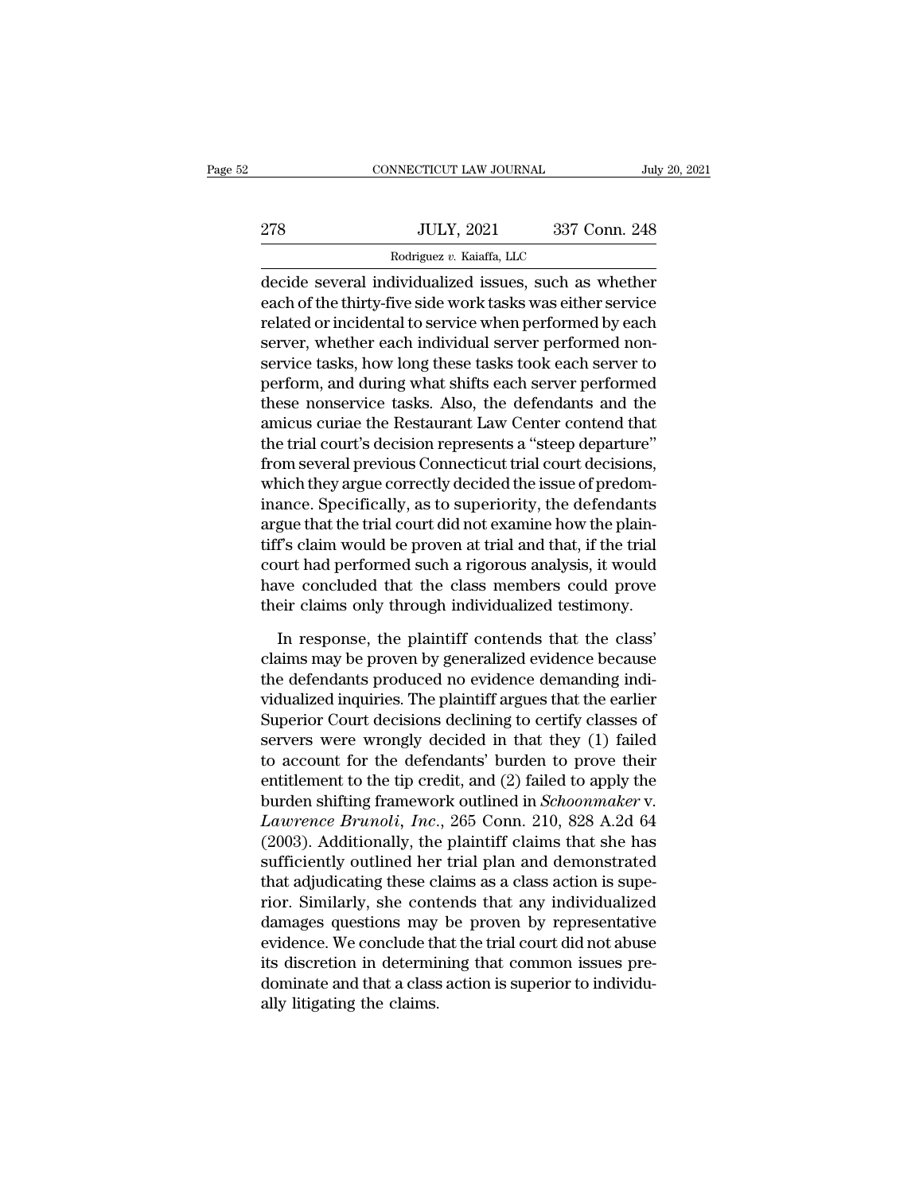decide several individualized issues, such as whether each of the thirty-five side work tasks was either service related or incidental to service when performed by each server, whether each individual server performed nonservice tasks, how long these tasks took each server to perform, and during what shifts each server performed these nonservice tasks. Also, the defendants and the amicus curiae the Restaurant Law Center contend that the trial court's decision represents a "steep departure" from several previous Connecticut trial court decisions, which they argue correctly decided the issue of predominance. Specifically, as to superiority, the defendants argue that the trial court did not examine how the plaintiff's claim would be proven at trial and that, if the trial court had performed such a rigorous analysis, it would have concluded that the class members could prove their claims only through individualized testimony.

In response, the plaintiff contends that the class' claims may be proven by generalized evidence because the defendants produced no evidence demanding individualized inquiries. The plaintiff argues that the earlier Superior Court decisions declining to certify classes of servers were wrongly decided in that they (1) failed to account for the defendants' burden to prove their entitlement to the tip credit, and (2) failed to apply the burden shifting framework outlined in *Schoonmaker* v. *Lawrence Brunoli, Inc.*, 265 Conn. 210, 828 A.2d 64 (2003). Additionally, the plaintiff claims that she has sufficiently outlined her trial plan and demonstrated that adjudicating these claims as a class action is superior. Similarly, she contends that any individualized damages questions may be proven by representative evidence. We conclude that the trial court did not abuse its discretion in determining that common issues predominate and that a class action is superior to individually litigating the claims.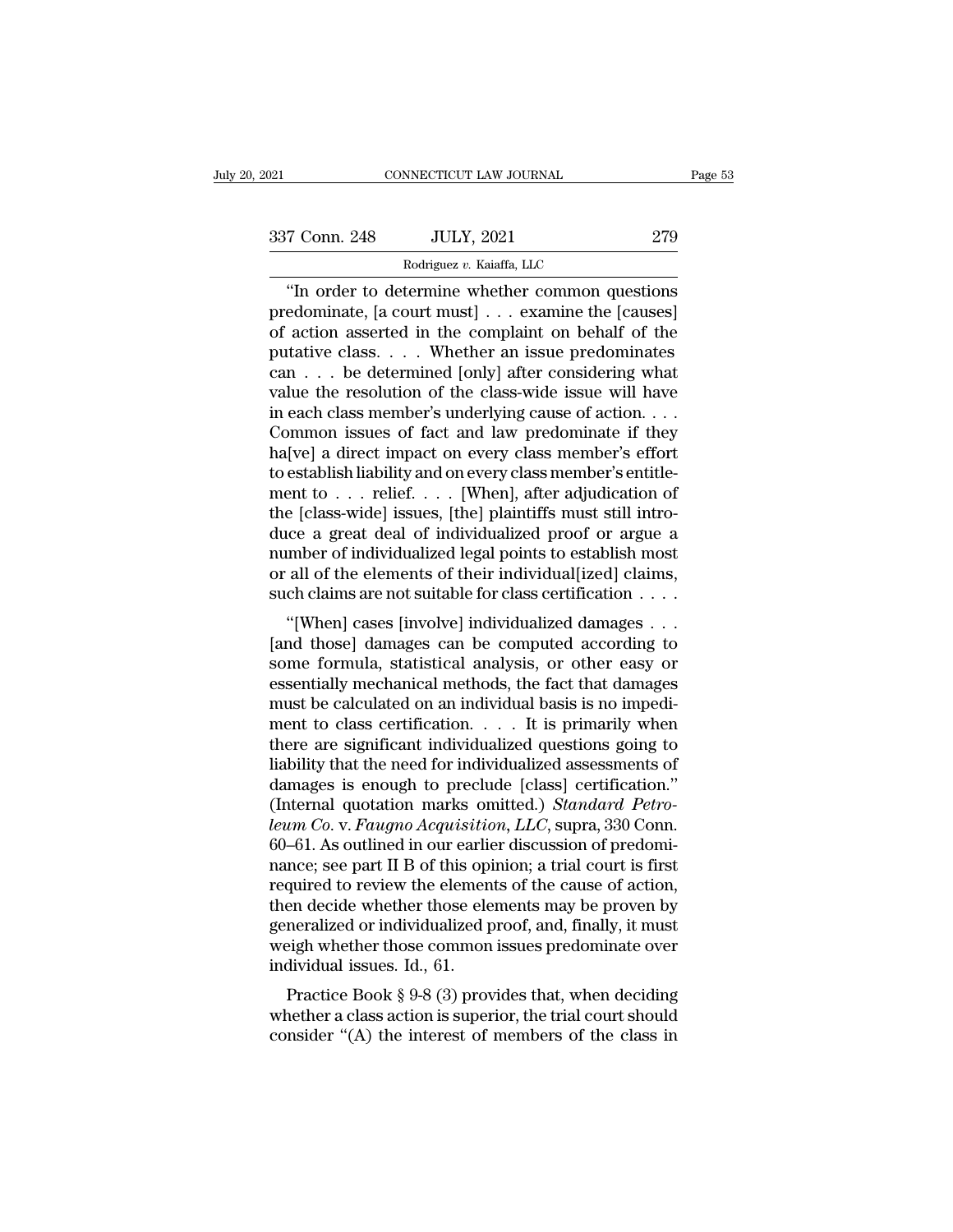"In order to determine whether common questions predominate, [a court must] . . . examine the [causes] of action asserted in the complaint on behalf of the putative class. . . . Whether an issue predominates can . . . be determined [only] after considering what value the resolution of the class-wide issue will have in each class member's underlying cause of action. . . . Common issues of fact and law predominate if they ha[ve] a direct impact on every class member's effort to establish liability and on every class member's entitlement to . . . relief. . . . [When], after adjudication of the [class-wide] issues, [the] plaintiffs must still introduce a great deal of individualized proof or argue a number of individualized legal points to establish most or all of the elements of their individual[ized] claims, such claims are not suitable for class certification . . . .

"[When] cases [involve] individualized damages . . . [and those] damages can be computed according to some formula, statistical analysis, or other easy or essentially mechanical methods, the fact that damages must be calculated on an individual basis is no impediment to class certification. . . . It is primarily when there are significant individualized questions going to liability that the need for individualized assessments of damages is enough to preclude [class] certification." (Internal quotation marks omitted.) *Standard Petroleum Co.* v. *Faugno Acquisition, LLC*, supra, 330 Conn. 60–61. As outlined in our earlier discussion of predominance; see part II B of this opinion; a trial court is first required to review the elements of the cause of action, then decide whether those elements may be proven by generalized or individualized proof, and, finally, it must weigh whether those common issues predominate over individual issues. Id., 61.

Practice Book § 9-8 (3) provides that, when deciding whether a class action is superior, the trial court should consider "(A) the interest of members of the class in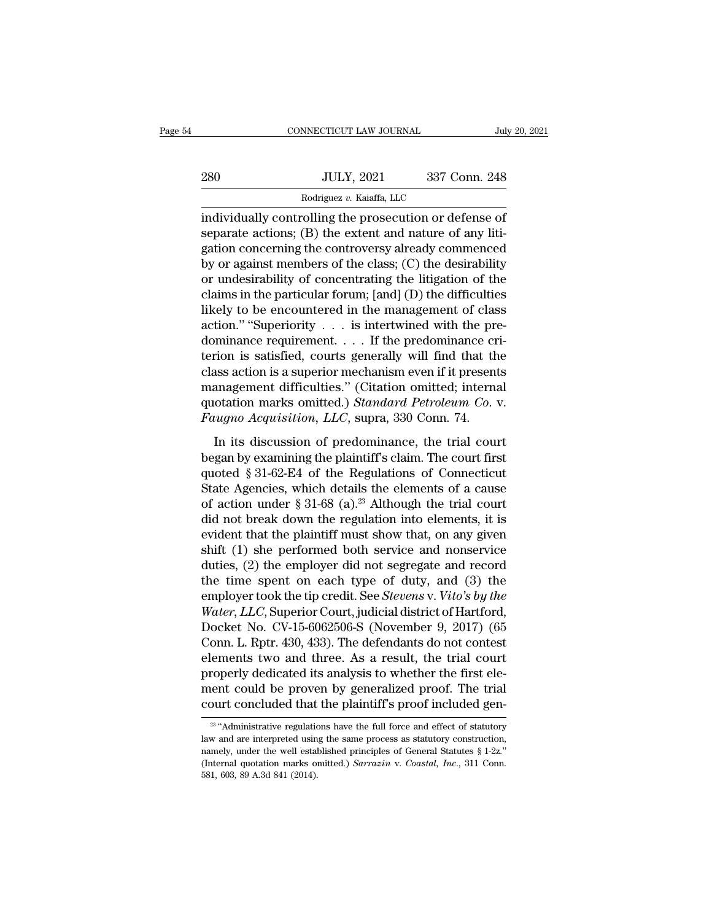individually controlling the prosecution or defense of separate actions; (B) the extent and nature of any litigation concerning the controversy already commenced by or against members of the class; (C) the desirability or undesirability of concentrating the litigation of the claims in the particular forum; [and] (D) the difficulties likely to be encountered in the management of class action." "Superiority . . . is intertwined with the predominance requirement. . . . If the predominance criterion is satisfied, courts generally will find that the class action is a superior mechanism even if it presents management difficulties." (Citation omitted; internal quotation marks omitted.) *Standard Petroleum Co.* v. *Faugno Acquisition, LLC*, supra, 330 Conn. 74.

In its discussion of predominance, the trial court began by examining the plaintiff's claim. The court first quoted § 31-62-E4 of the Regulations of Connecticut State Agencies, which details the elements of a cause of action under § 31-68 (a).[23] Although the trial court did not break down the regulation into elements, it is evident that the plaintiff must show that, on any given shift (1) she performed both service and nonservice duties, (2) the employer did not segregate and record the time spent on each type of duty, and (3) the employer took the tip credit. See *Stevens* v. *Vito's by the Water, LLC*, Superior Court, judicial district of Hartford, Docket No. CV-15-6062506-S (November 9, 2017) (65 Conn. L. Rptr. 430, 433). The defendants do not contest elements two and three. As a result, the trial court properly dedicated its analysis to whether the first element could be proven by generalized proof. The trial court concluded that the plaintiff's proof included gen-

[23] "Administrative regulations have the full force and effect of statutory law and are interpreted using the same process as statutory construction, namely, under the well established principles of General Statutes § 1-2z." (Internal quotation marks omitted.) *Sarrazin* v. *Coastal, Inc.*, 311 Conn. 581, 603, 89 A.3d 841 (2014).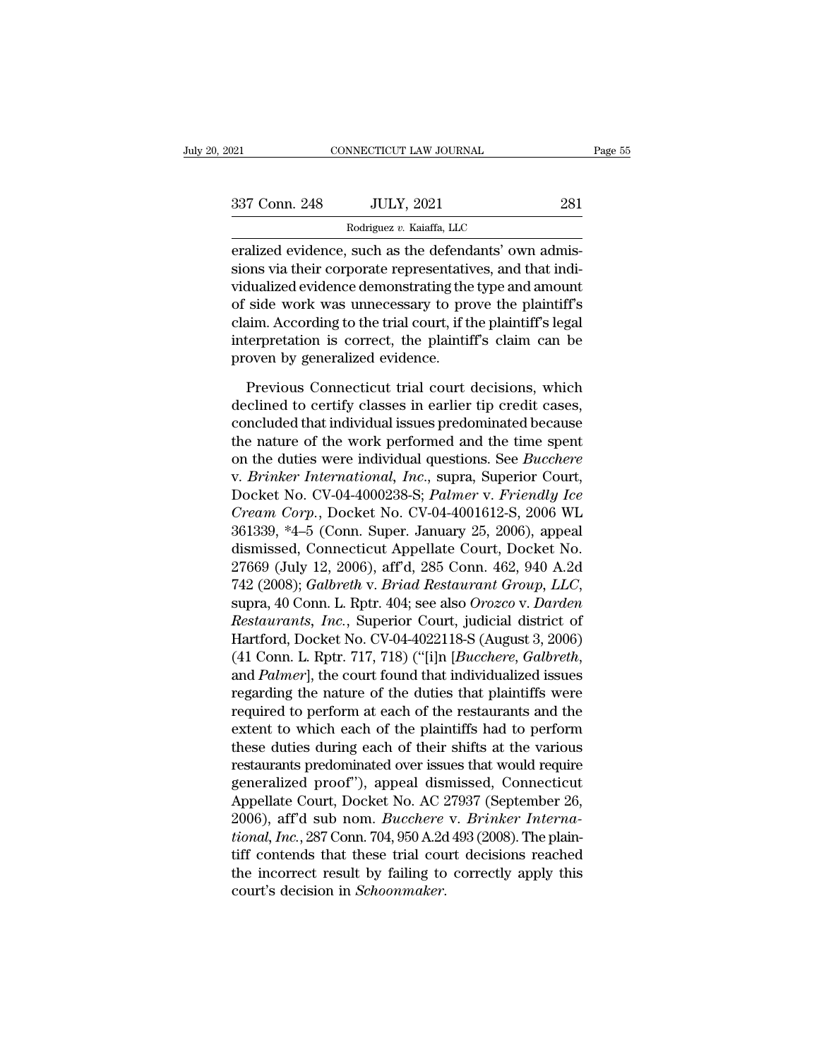eralized evidence, such as the defendants' own admissions via their corporate representatives, and that individualized evidence demonstrating the type and amount of side work was unnecessary to prove the plaintiff's claim. According to the trial court, if the plaintiff's legal interpretation is correct, the plaintiff's claim can be proven by generalized evidence.

Previous Connecticut trial court decisions, which declined to certify classes in earlier tip credit cases, concluded that individual issues predominated because the nature of the work performed and the time spent on the duties were individual questions. See *Bucchere* v. *Brinker International*, *Inc*., supra, Superior Court, Docket No. CV-04-4000238-S; *Palmer* v. *Friendly Ice Cream Corp.*, Docket No. CV-04-4001612-S, 2006 WL 361339, \*4–5 (Conn. Super. January 25, 2006), appeal dismissed, Connecticut Appellate Court, Docket No. 27669 (July 12, 2006), aff'd, 285 Conn. 462, 940 A.2d 742 (2008); *Galbreth* v. *Briad Restaurant Group*, *LLC*, supra, 40 Conn. L. Rptr. 404; see also *Orozco* v. *Darden Restaurants*, *Inc*., Superior Court, judicial district of Hartford, Docket No. CV-04-4022118-S (August 3, 2006) (41 Conn. L. Rptr. 717, 718) ("[i]n [*Bucchere*, *Galbreth*, and *Palmer*], the court found that individualized issues regarding the nature of the duties that plaintiffs were required to perform at each of the restaurants and the extent to which each of the plaintiffs had to perform these duties during each of their shifts at the various restaurants predominated over issues that would require generalized proof"), appeal dismissed, Connecticut Appellate Court, Docket No. AC 27937 (September 26, 2006), aff'd sub nom. *Bucchere* v. *Brinker International*, *Inc.*, 287 Conn. 704, 950 A.2d 493 (2008). The plaintiff contends that these trial court decisions reached the incorrect result by failing to correctly apply this court's decision in *Schoonmaker*.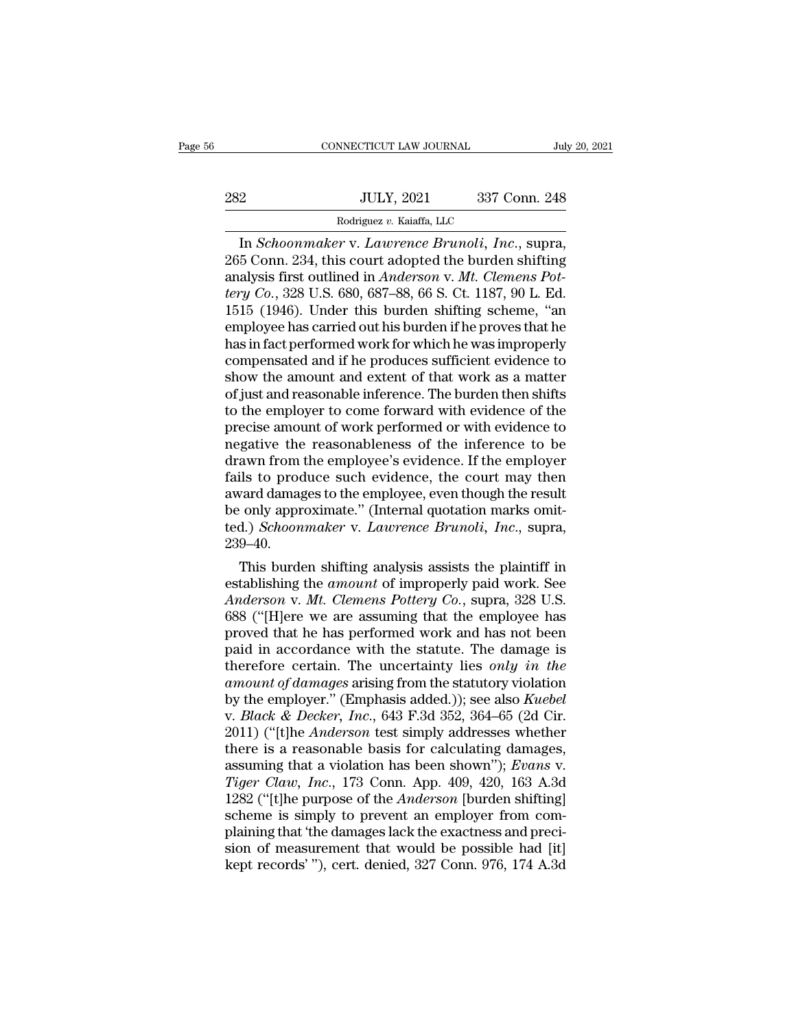In *Schoonmaker* v. *Lawrence Brunoli, Inc.*, supra, 265 Conn. 234, this court adopted the burden shifting analysis first outlined in *Anderson* v. *Mt. Clemens Pottery Co.*, 328 U.S. 680, 687–88, 66 S. Ct. 1187, 90 L. Ed. 1515 (1946). Under this burden shifting scheme, "an employee has carried out his burden if he proves that he has in fact performed work for which he was improperly compensated and if he produces sufficient evidence to show the amount and extent of that work as a matter of just and reasonable inference. The burden then shifts to the employer to come forward with evidence of the precise amount of work performed or with evidence to negative the reasonableness of the inference to be drawn from the employee's evidence. If the employer fails to produce such evidence, the court may then award damages to the employee, even though the result be only approximate." (Internal quotation marks omitted.) *Schoonmaker* v. *Lawrence Brunoli, Inc.*, supra, 239–40.

This burden shifting analysis assists the plaintiff in establishing the *amount* of improperly paid work. See *Anderson* v. *Mt. Clemens Pottery Co.*, supra, 328 U.S. 688 ("[H]ere we are assuming that the employee has proved that he has performed work and has not been paid in accordance with the statute. The damage is therefore certain. The uncertainty lies *only in the amount of damages* arising from the statutory violation by the employer." (Emphasis added.)); see also *Kuebel* v. *Black & Decker, Inc.*, 643 F.3d 352, 364–65 (2d Cir. 2011) ("[t]he *Anderson* test simply addresses whether there is a reasonable basis for calculating damages, assuming that a violation has been shown"); *Evans* v. *Tiger Claw, Inc.*, 173 Conn. App. 409, 420, 163 A.3d 1282 ("[t]he purpose of the *Anderson* [burden shifting] scheme is simply to prevent an employer from complaining that 'the damages lack the exactness and precision of measurement that would be possible had [it] kept records' "), cert. denied, 327 Conn. 976, 174 A.3d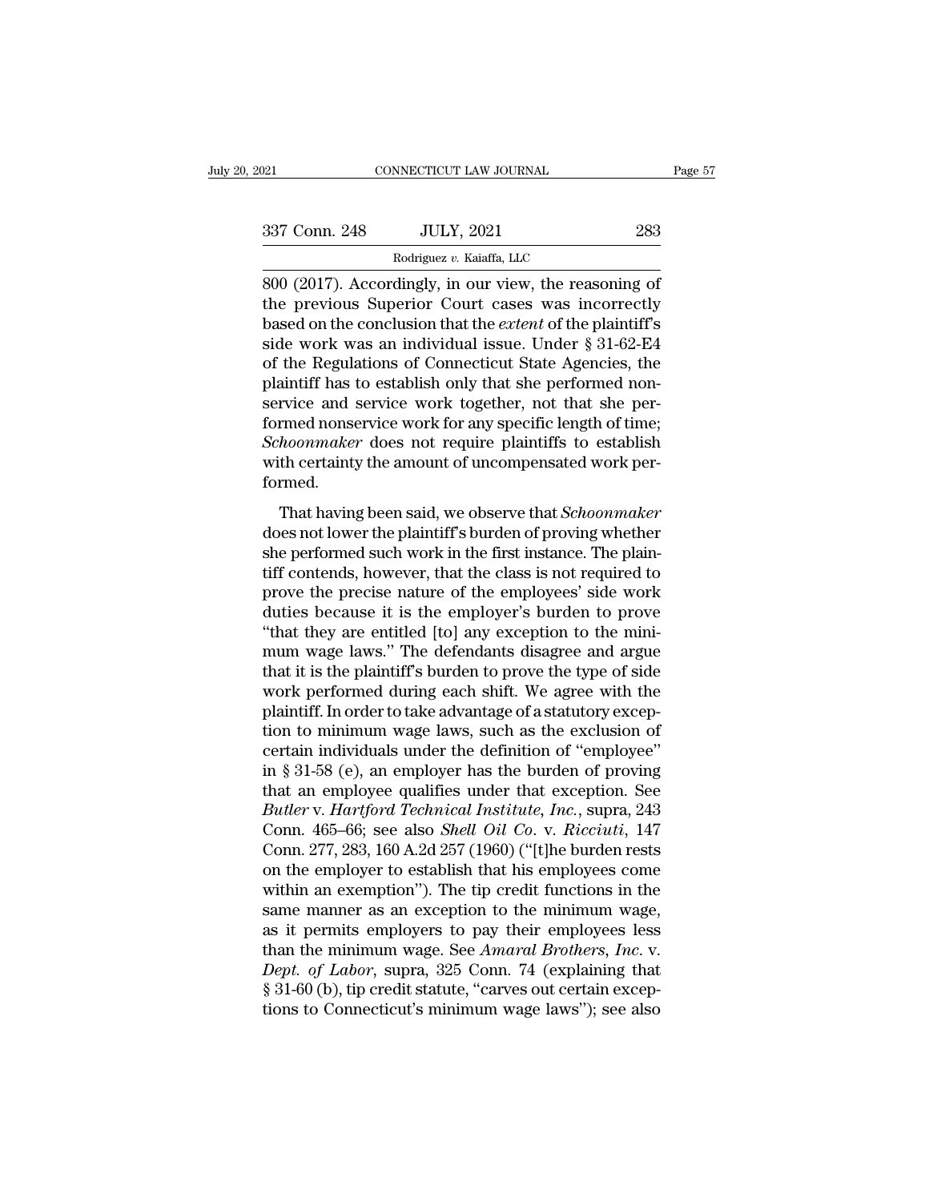800 (2017). Accordingly, in our view, the reasoning of the previous Superior Court cases was incorrectly based on the conclusion that the *extent* of the plaintiff's side work was an individual issue. Under § 31-62-E4 of the Regulations of Connecticut State Agencies, the plaintiff has to establish only that she performed nonservice and service work together, not that she performed nonservice work for any specific length of time; *Schoonmaker* does not require plaintiffs to establish with certainty the amount of uncompensated work performed.

That having been said, we observe that *Schoonmaker* does not lower the plaintiff's burden of proving whether she performed such work in the first instance. The plaintiff contends, however, that the class is not required to prove the precise nature of the employees' side work duties because it is the employer's burden to prove "that they are entitled [to] any exception to the minimum wage laws." The defendants disagree and argue that it is the plaintiff's burden to prove the type of side work performed during each shift. We agree with the plaintiff. In order to take advantage of a statutory exception to minimum wage laws, such as the exclusion of certain individuals under the definition of "employee" in § 31-58 (e), an employer has the burden of proving that an employee qualifies under that exception. See *Butler* v. *Hartford Technical Institute, Inc.*, supra, 243 Conn. 465–66; see also *Shell Oil Co.* v. *Ricciuti*, 147 Conn. 277, 283, 160 A.2d 257 (1960) ("[t]he burden rests on the employer to establish that his employees come within an exemption"). The tip credit functions in the same manner as an exception to the minimum wage, as it permits employers to pay their employees less than the minimum wage. See *Amaral Brothers, Inc.* v. *Dept. of Labor*, supra, 325 Conn. 74 (explaining that § 31-60 (b), tip credit statute, "carves out certain exceptions to Connecticut's minimum wage laws"); see also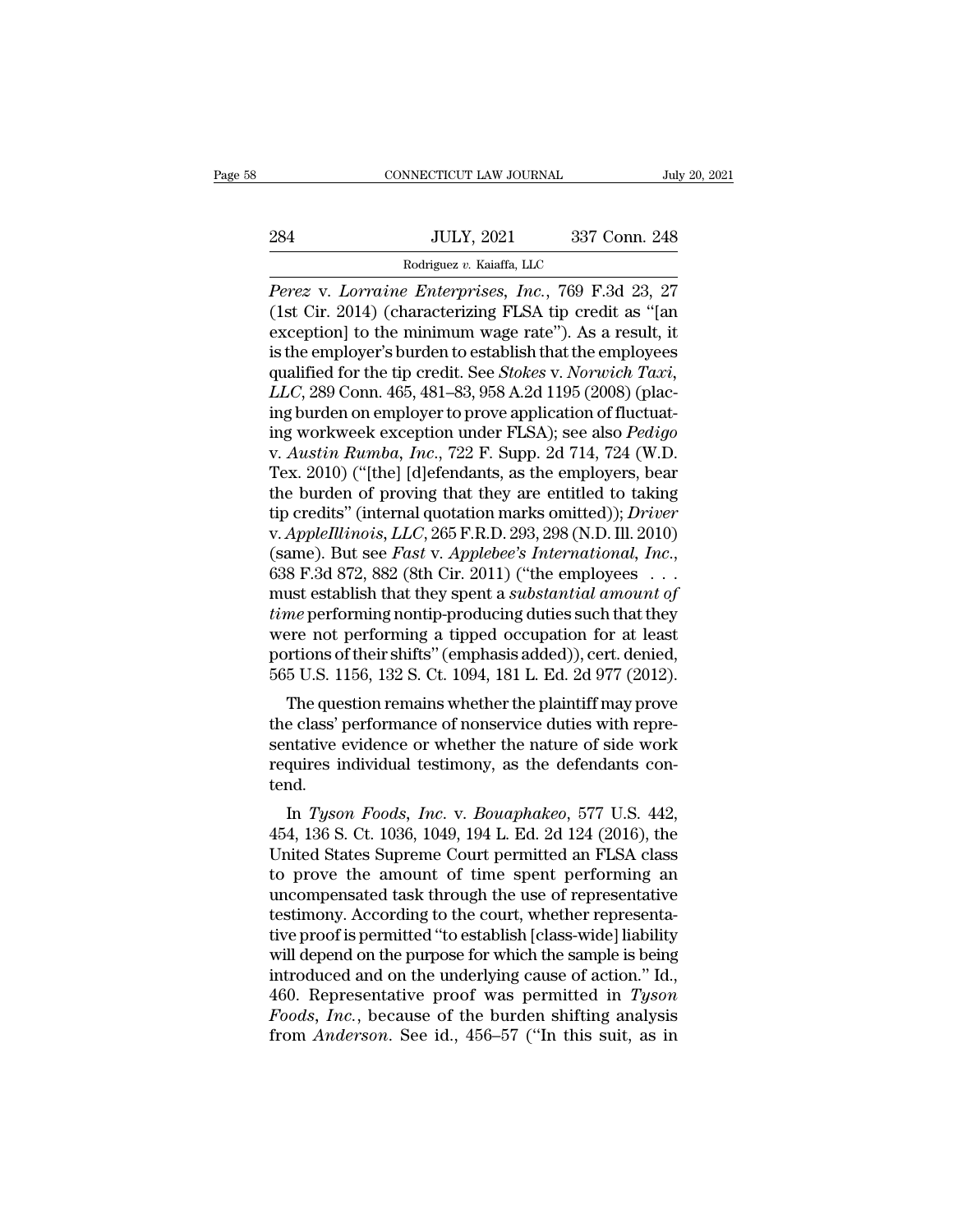*Perez* v. *Lorraine Enterprises*, *Inc.*, 769 F.3d 23, 27 (1st Cir. 2014) (characterizing FLSA tip credit as "[an exception] to the minimum wage rate"). As a result, it is the employer's burden to establish that the employees qualified for the tip credit. See *Stokes* v. *Norwich Taxi*, *LLC*, 289 Conn. 465, 481–83, 958 A.2d 1195 (2008) (placing burden on employer to prove application of fluctuating workweek exception under FLSA); see also *Pedigo* v. *Austin Rumba*, *Inc.*, 722 F. Supp. 2d 714, 724 (W.D. Tex. 2010) ("[the] [d]efendants, as the employers, bear the burden of proving that they are entitled to taking tip credits" (internal quotation marks omitted)); *Driver* v. *AppleIllinois*, *LLC*, 265 F.R.D. 293, 298 (N.D. Ill. 2010) (same). But see *Fast* v. *Applebee's International*, *Inc.*, 638 F.3d 872, 882 (8th Cir. 2011) ("the employees . . . must establish that they spent a *substantial amount of time* performing nontip-producing duties such that they were not performing a tipped occupation for at least portions of their shifts" (emphasis added)), cert. denied, 565 U.S. 1156, 132 S. Ct. 1094, 181 L. Ed. 2d 977 (2012).

The question remains whether the plaintiff may prove the class' performance of nonservice duties with representative evidence or whether the nature of side work requires individual testimony, as the defendants contend.

In *Tyson Foods*, *Inc.* v. *Bouaphakeo*, 577 U.S. 442, 454, 136 S. Ct. 1036, 1049, 194 L. Ed. 2d 124 (2016), the United States Supreme Court permitted an FLSA class to prove the amount of time spent performing an uncompensated task through the use of representative testimony. According to the court, whether representative proof is permitted "to establish [class-wide] liability will depend on the purpose for which the sample is being introduced and on the underlying cause of action." Id., 460. Representative proof was permitted in *Tyson Foods*, *Inc.*, because of the burden shifting analysis from *Anderson*. See id., 456–57 ("In this suit, as in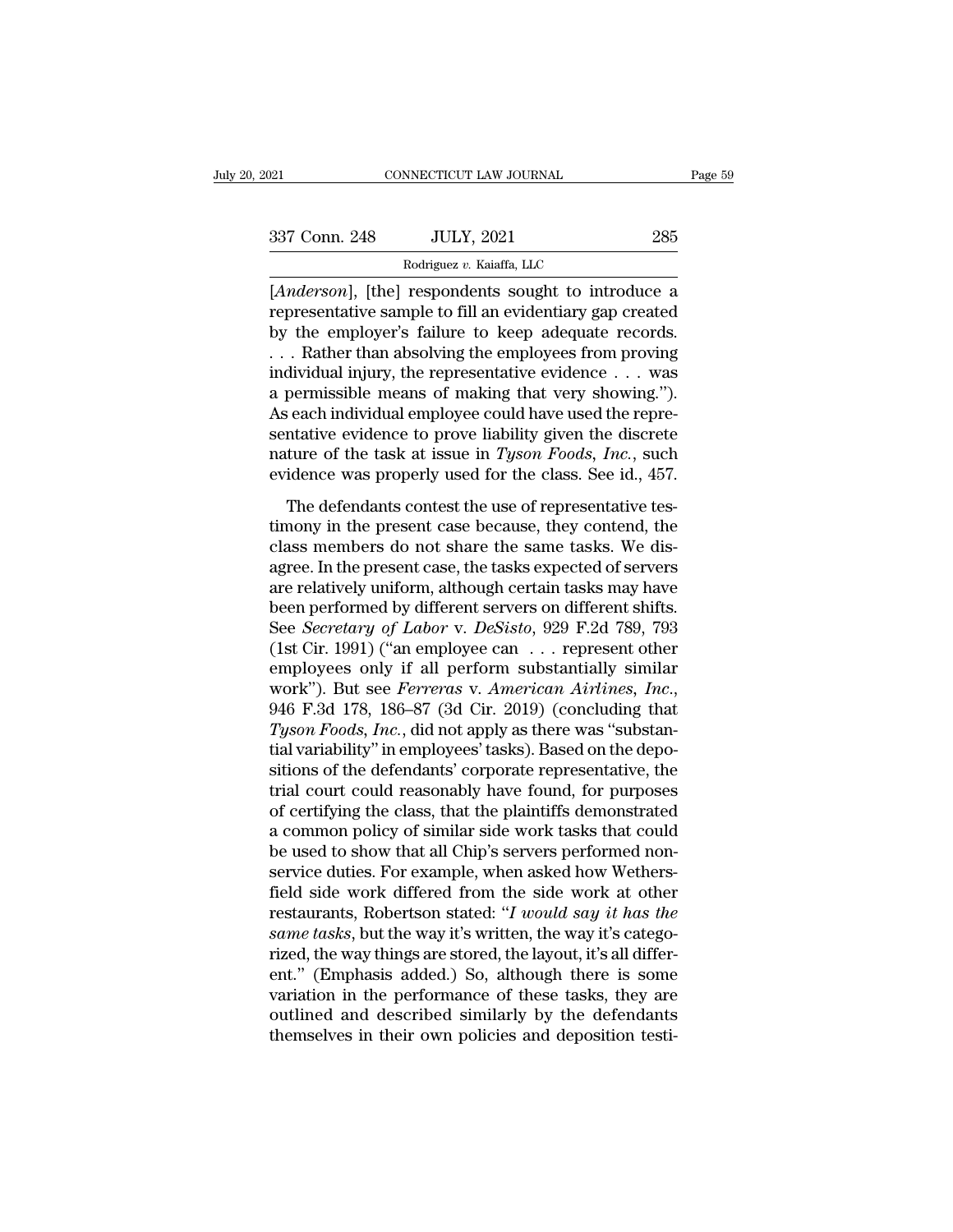[*Anderson*], [the] respondents sought to introduce a representative sample to fill an evidentiary gap created by the employer's failure to keep adequate records. . . . Rather than absolving the employees from proving individual injury, the representative evidence . . . was a permissible means of making that very showing."). As each individual employee could have used the representative evidence to prove liability given the discrete nature of the task at issue in *Tyson Foods, Inc.*, such evidence was properly used for the class. See id., 457.

The defendants contest the use of representative testimony in the present case because, they contend, the class members do not share the same tasks. We disagree. In the present case, the tasks expected of servers are relatively uniform, although certain tasks may have been performed by different servers on different shifts. See *Secretary of Labor* v. *DeSisto*, 929 F.2d 789, 793 (1st Cir. 1991) ("an employee can . . . represent other employees only if all perform substantially similar work"). But see *Ferreras* v. *American Airlines, Inc.*, 946 F.3d 178, 186–87 (3d Cir. 2019) (concluding that *Tyson Foods, Inc.*, did not apply as there was "substantial variability" in employees' tasks). Based on the depositions of the defendants' corporate representative, the trial court could reasonably have found, for purposes of certifying the class, that the plaintiffs demonstrated a common policy of similar side work tasks that could be used to show that all Chip's servers performed nonservice duties. For example, when asked how Wethersfield side work differed from the side work at other restaurants, Robertson stated: "*I would say it has the same tasks*, but the way it's written, the way it's categorized, the way things are stored, the layout, it's all different." (Emphasis added.) So, although there is some variation in the performance of these tasks, they are outlined and described similarly by the defendants themselves in their own policies and deposition testi-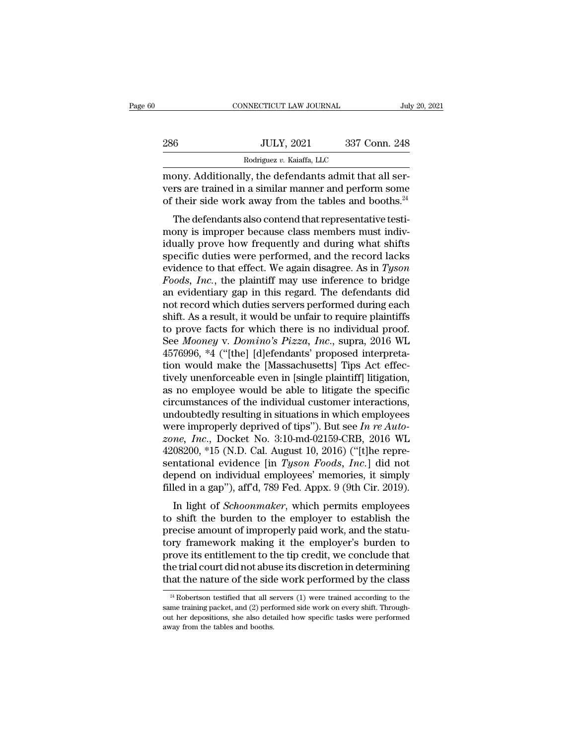mony. Additionally, the defendants admit that all servers are trained in a similar manner and perform some of their side work away from the tables and booths.[24]

The defendants also contend that representative testimony is improper because class members must individually prove how frequently and during what shifts specific duties were performed, and the record lacks evidence to that effect. We again disagree. As in *Tyson Foods, Inc.*, the plaintiff may use inference to bridge an evidentiary gap in this regard. The defendants did not record which duties servers performed during each shift. As a result, it would be unfair to require plaintiffs to prove facts for which there is no individual proof. See *Mooney* v. *Domino's Pizza, Inc.*, supra, 2016 WL 4576996, *4 ("[the] [d]efendants' proposed interpretation would make the [Massachusetts] Tips Act effectively unenforceable even in [single plaintiff] litigation, as no employee would be able to litigate the specific circumstances of the individual customer interactions, undoubtedly resulting in situations in which employees were improperly deprived of tips"). But see *In re Autozone, Inc.*, Docket No. 3:10-md-02159-CRB, 2016 WL 4208200, *15 (N.D. Cal. August 10, 2016) ("[t]he representational evidence [in *Tyson Foods, Inc.*] did not depend on individual employees' memories, it simply filled in a gap"), aff'd, 789 Fed. Appx. 9 (9th Cir. 2019).

In light of *Schoonmaker*, which permits employees to shift the burden to the employer to establish the precise amount of improperly paid work, and the statutory framework making it the employer's burden to prove its entitlement to the tip credit, we conclude that the trial court did not abuse its discretion in determining that the nature of the side work performed by the class

[24] Robertson testified that all servers (1) were trained according to the same training packet, and (2) performed side work on every shift. Throughout her depositions, she also detailed how specific tasks were performed away from the tables and booths.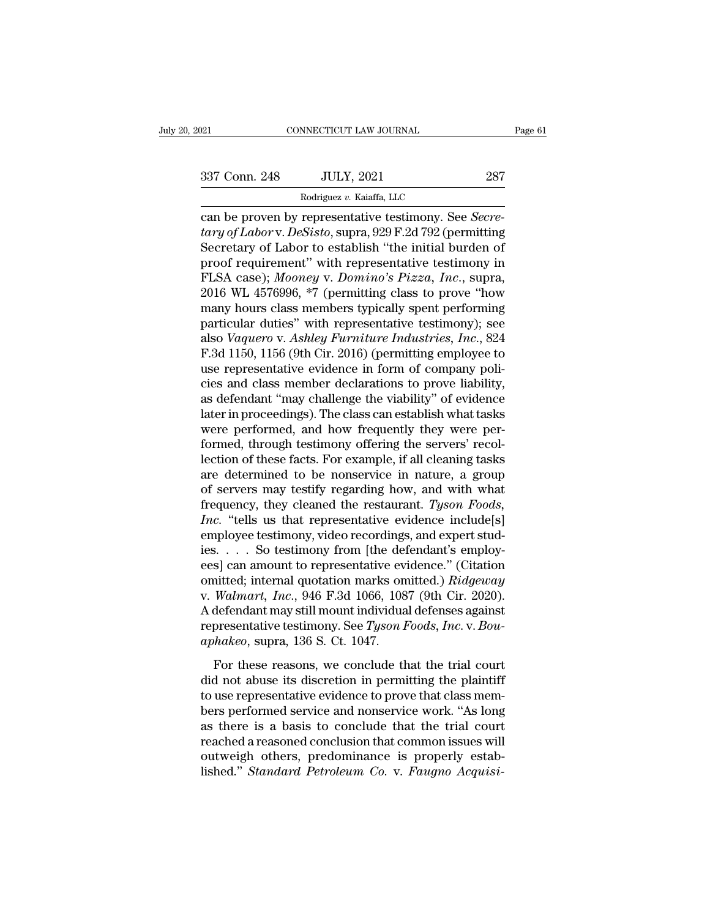can be proven by representative testimony. See *Secretary of Labor* v. *DeSisto*, supra, 929 F.2d 792 (permitting Secretary of Labor to establish "the initial burden of proof requirement" with representative testimony in FLSA case); *Mooney* v. *Domino's Pizza, Inc.*, supra, 2016 WL 4576996, *7 (permitting class to prove "how many hours class members typically spent performing particular duties" with representative testimony); see also *Vaquero* v. *Ashley Furniture Industries, Inc.*, 824 F.3d 1150, 1156 (9th Cir. 2016) (permitting employee to use representative evidence in form of company policies and class member declarations to prove liability, as defendant "may challenge the viability" of evidence later in proceedings). The class can establish what tasks were performed, and how frequently they were performed, through testimony offering the servers' recollection of these facts. For example, if all cleaning tasks are determined to be nonservice in nature, a group of servers may testify regarding how, and with what frequency, they cleaned the restaurant. *Tyson Foods, Inc.* "tells us that representative evidence include[s] employee testimony, video recordings, and expert studies. . . . So testimony from [the defendant's employees] can amount to representative evidence." (Citation omitted; internal quotation marks omitted.) *Ridgeway* v. *Walmart, Inc.*, 946 F.3d 1066, 1087 (9th Cir. 2020). A defendant may still mount individual defenses against representative testimony. See *Tyson Foods, Inc.* v. *Bouaphakeo*, supra, 136 S. Ct. 1047.

For these reasons, we conclude that the trial court did not abuse its discretion in permitting the plaintiff to use representative evidence to prove that class members performed service and nonservice work. "As long as there is a basis to conclude that the trial court reached a reasoned conclusion that common issues will outweigh others, predominance is properly established." *Standard Petroleum Co.* v. *Faugno Acquisi-*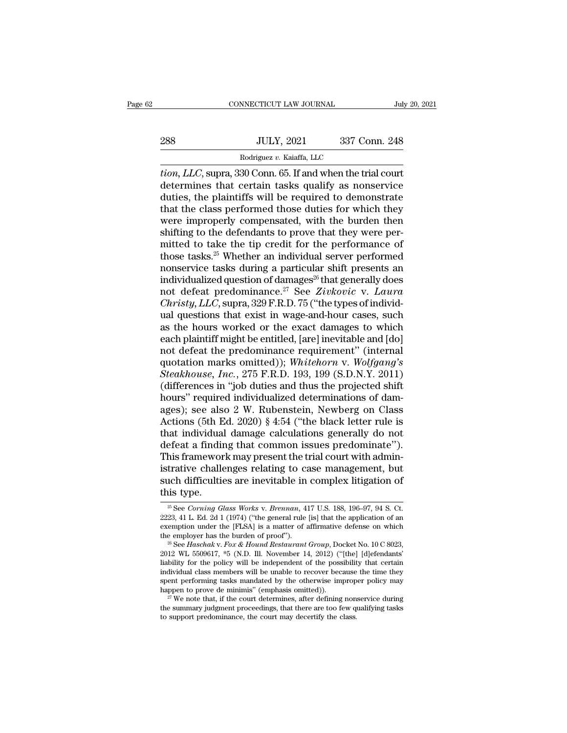*tion, LLC*, supra, 330 Conn. 65. If and when the trial court determines that certain tasks qualify as nonservice duties, the plaintiffs will be required to demonstrate that the class performed those duties for which they were improperly compensated, with the burden then shifting to the defendants to prove that they were permitted to take the tip credit for the performance of those tasks.[25] Whether an individual server performed nonservice tasks during a particular shift presents an individualized question of damages[26] that generally does not defeat predominance.[27] See *Zivkovic* v. *Laura Christy, LLC*, supra, 329 F.R.D. 75 ("the types of individual questions that exist in wage-and-hour cases, such as the hours worked or the exact damages to which each plaintiff might be entitled, [are] inevitable and [do] not defeat the predominance requirement" (internal quotation marks omitted)); *Whitehorn* v. *Wolfgang's Steakhouse, Inc.*, 275 F.R.D. 193, 199 (S.D.N.Y. 2011) (differences in "job duties and thus the projected shift hours" required individualized determinations of damages); see also 2 W. Rubenstein, Newberg on Class Actions (5th Ed. 2020) § 4:54 ("the black letter rule is that individual damage calculations generally do not defeat a finding that common issues predominate"). This framework may present the trial court with administrative challenges relating to case management, but such difficulties are inevitable in complex litigation of this type.

[25] See *Corning Glass Works* v. *Brennan*, 417 U.S. 188, 196–97, 94 S. Ct. 2223, 41 L. Ed. 2d 1 (1974) ("the general rule [is] that the application of an exemption under the [FLSA] is a matter of affirmative defense on which the employer has the burden of proof").

[26] See *Haschak* v. *Fox & Hound Restaurant Group*, Docket No. 10 C 8023, 2012 WL 5509617, *5 (N.D. Ill. November 14, 2012) ("[the] [d]efendants' liability for the policy will be independent of the possibility that certain individual class members will be unable to recover because the time they spent performing tasks mandated by the otherwise improper policy may happen to prove de minimis" (emphasis omitted)).

[27] We note that, if the court determines, after defining nonservice during the summary judgment proceedings, that there are too few qualifying tasks to support predominance, the court may decertify the class.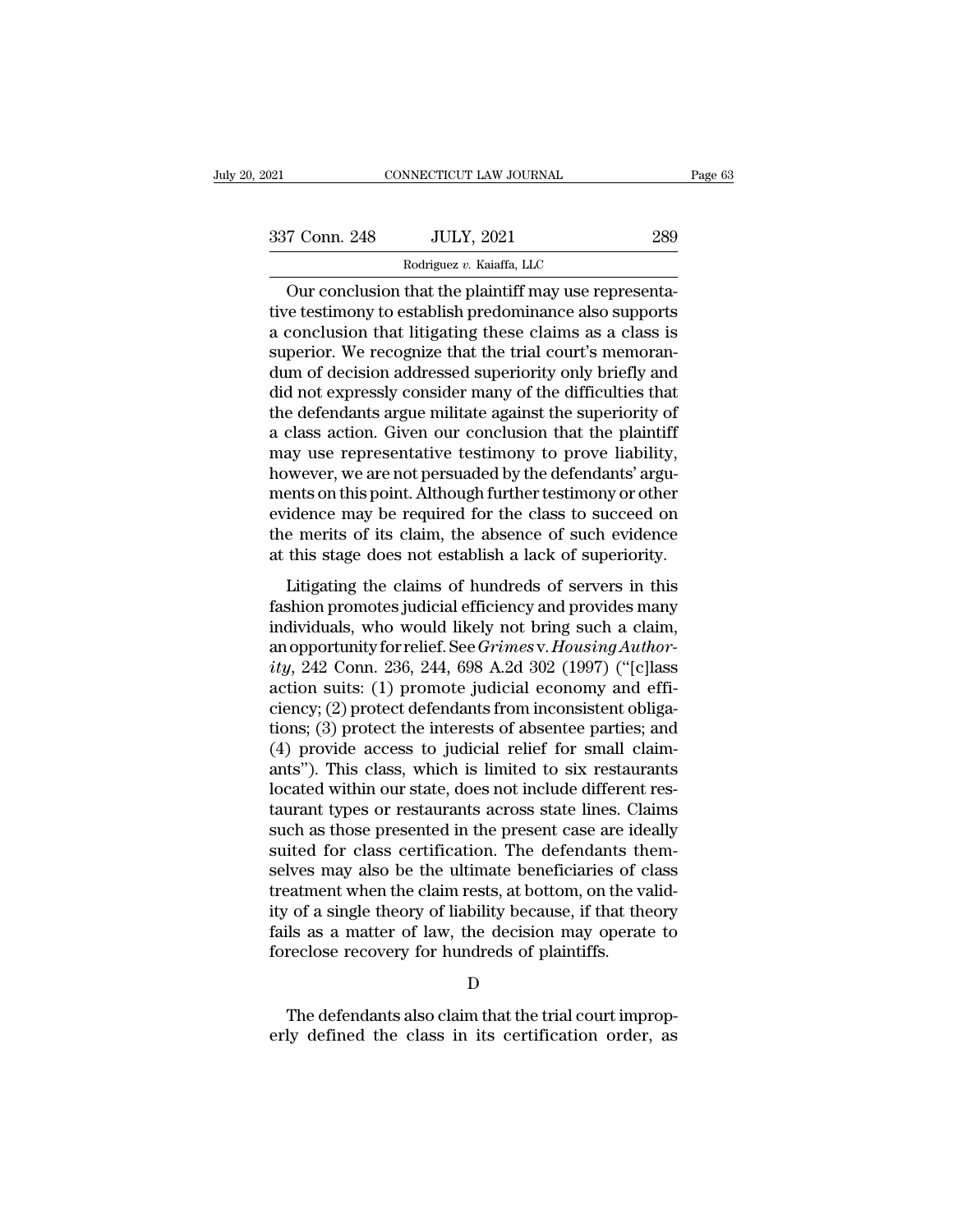Our conclusion that the plaintiff may use representative testimony to establish predominance also supports a conclusion that litigating these claims as a class is superior. We recognize that the trial court's memorandum of decision addressed superiority only briefly and did not expressly consider many of the difficulties that the defendants argue militate against the superiority of a class action. Given our conclusion that the plaintiff may use representative testimony to prove liability, however, we are not persuaded by the defendants' arguments on this point. Although further testimony or other evidence may be required for the class to succeed on the merits of its claim, the absence of such evidence at this stage does not establish a lack of superiority.

Litigating the claims of hundreds of servers in this fashion promotes judicial efficiency and provides many individuals, who would likely not bring such a claim, an opportunity for relief. See *Grimes* v. *Housing Authority*, 242 Conn. 236, 244, 698 A.2d 302 (1997) ("[c]lass action suits: (1) promote judicial economy and efficiency; (2) protect defendants from inconsistent obligations; (3) protect the interests of absentee parties; and (4) provide access to judicial relief for small claimants"). This class, which is limited to six restaurants located within our state, does not include different restaurant types or restaurants across state lines. Claims such as those presented in the present case are ideally suited for class certification. The defendants themselves may also be the ultimate beneficiaries of class treatment when the claim rests, at bottom, on the validity of a single theory of liability because, if that theory fails as a matter of law, the decision may operate to foreclose recovery for hundreds of plaintiffs.

D

The defendants also claim that the trial court improperly defined the class in its certification order, as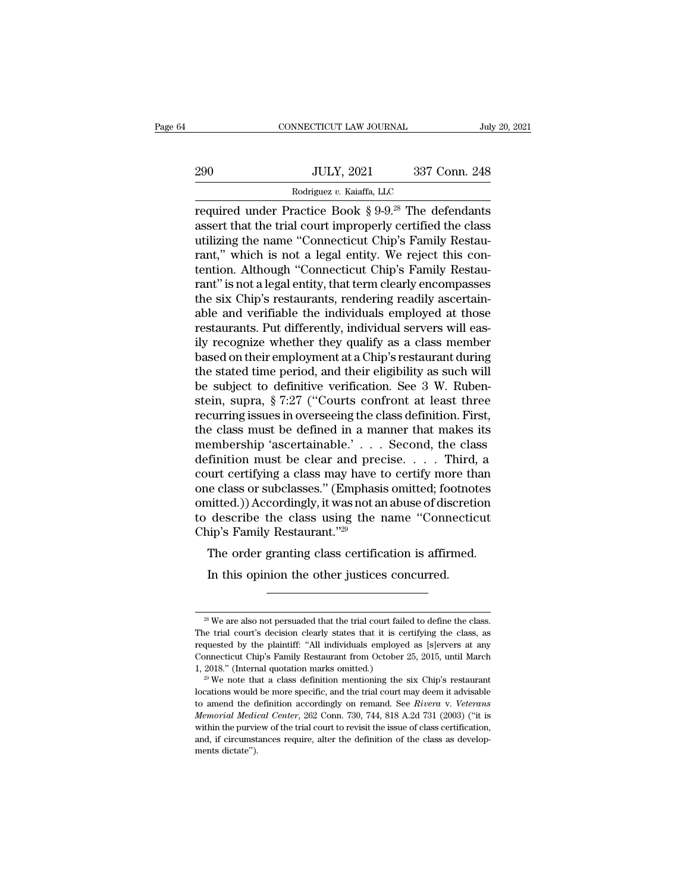required under Practice Book § 9-9.[28] The defendants assert that the trial court improperly certified the class utilizing the name "Connecticut Chip's Family Restaurant," which is not a legal entity. We reject this contention. Although "Connecticut Chip's Family Restaurant" is not a legal entity, that term clearly encompasses the six Chip's restaurants, rendering readily ascertainable and verifiable the individuals employed at those restaurants. Put differently, individual servers will easily recognize whether they qualify as a class member based on their employment at a Chip's restaurant during the stated time period, and their eligibility as such will be subject to definitive verification. See 3 W. Rubenstein, supra, § 7:27 ("Courts confront at least three recurring issues in overseeing the class definition. First, the class must be defined in a manner that makes its membership 'ascertainable.' . . . Second, the class definition must be clear and precise. . . . Third, a court certifying a class may have to certify more than one class or subclasses." (Emphasis omitted; footnotes omitted.)) Accordingly, it was not an abuse of discretion to describe the class using the name "Connecticut Chip's Family Restaurant."[29]

The order granting class certification is affirmed.

In this opinion the other justices concurred.

---

[28] We are also not persuaded that the trial court failed to define the class. The trial court's decision clearly states that it is certifying the class, as requested by the plaintiff: "All individuals employed as [s]ervers at any Connecticut Chip's Family Restaurant from October 25, 2015, until March 1, 2018." (Internal quotation marks omitted.)

[29] We note that a class definition mentioning the six Chip's restaurant locations would be more specific, and the trial court may deem it advisable to amend the definition accordingly on remand. See *Rivera* v. *Veterans Memorial Medical Center*, 262 Conn. 730, 744, 818 A.2d 731 (2003) ("it is within the purview of the trial court to revisit the issue of class certification, and, if circumstances require, alter the definition of the class as developments dictate").